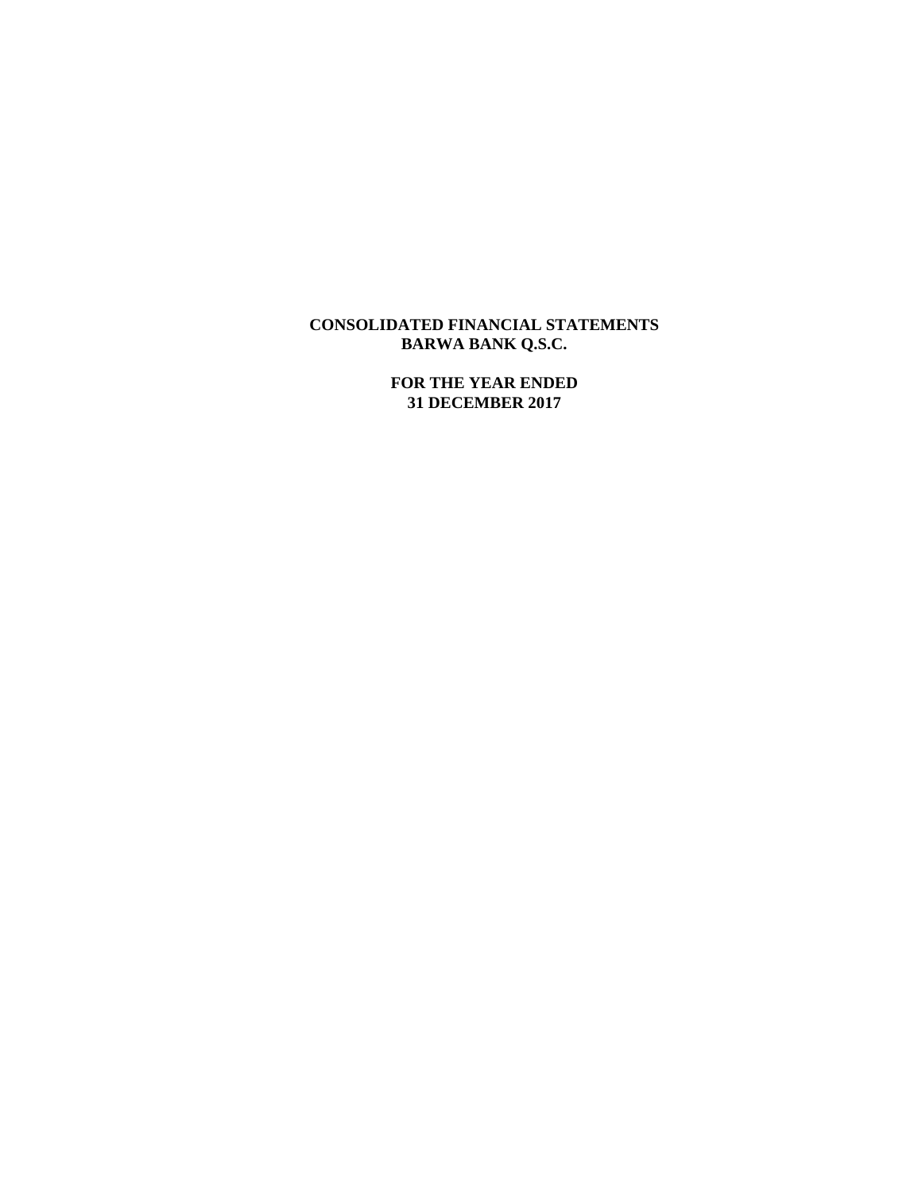**CONSOLIDATED FINANCIAL STATEMENTS**
**BARWA BANK Q.S.C.**

**FOR THE YEAR ENDED**
**31 DECEMBER 2017**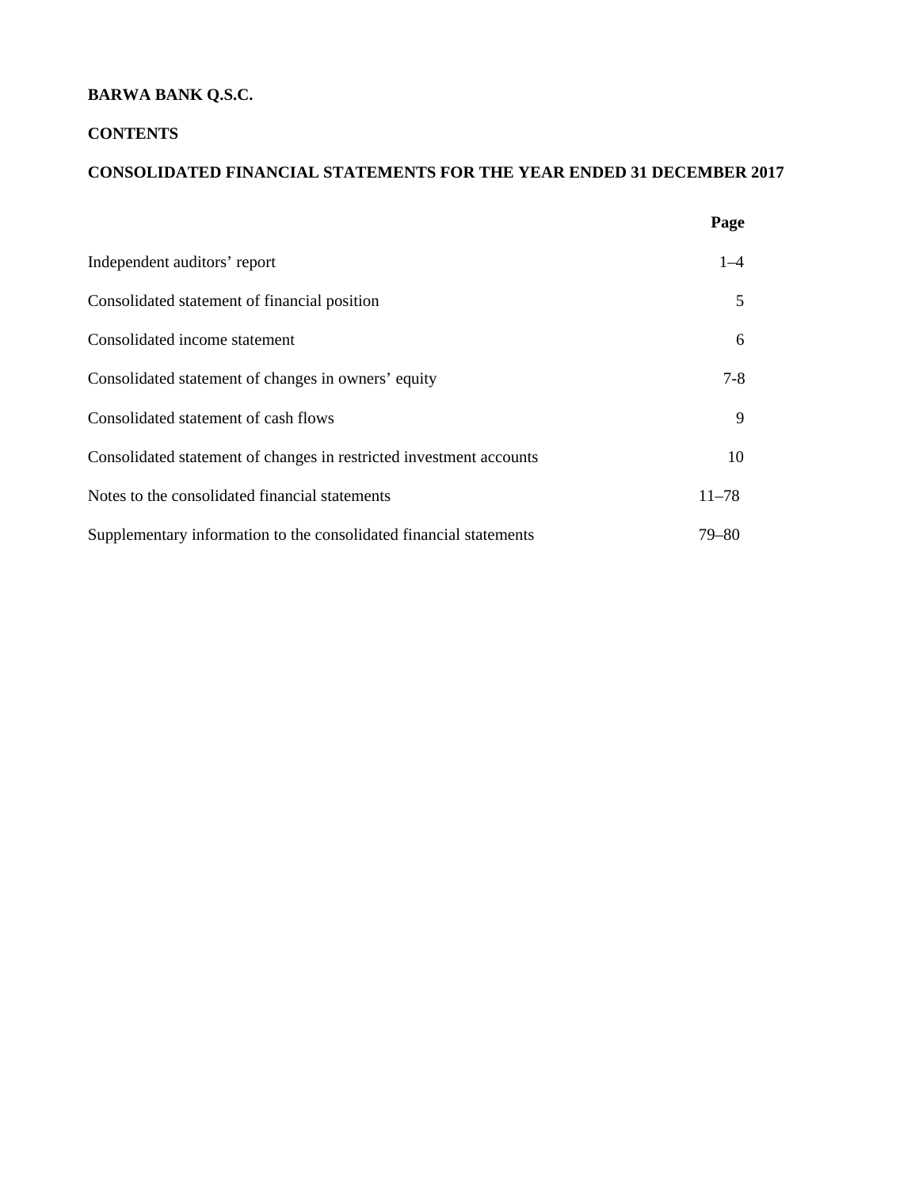**BARWA BANK Q.S.C.**

**CONTENTS**

**CONSOLIDATED FINANCIAL STATEMENTS FOR THE YEAR ENDED 31 DECEMBER 2017**

| | **Page** |
|---|---|
| Independent auditors' report | 1–4 |
| Consolidated statement of financial position | 5 |
| Consolidated income statement | 6 |
| Consolidated statement of changes in owners' equity | 7-8 |
| Consolidated statement of cash flows | 9 |
| Consolidated statement of changes in restricted investment accounts | 10 |
| Notes to the consolidated financial statements | 11–78 |
| Supplementary information to the consolidated financial statements | 79–80 |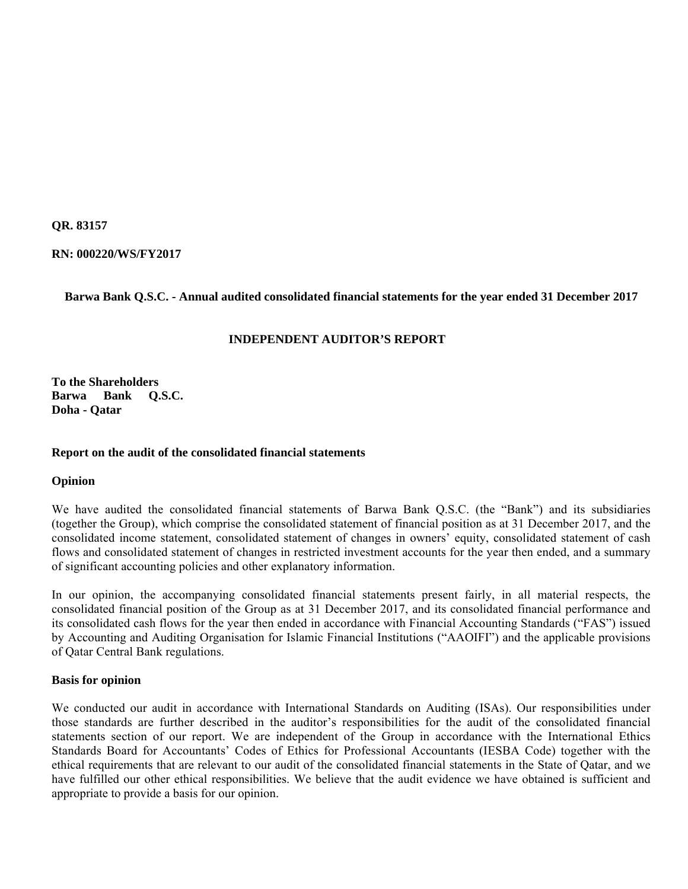**QR. 83157**

**RN: 000220/WS/FY2017**

**Barwa Bank Q.S.C. - Annual audited consolidated financial statements for the year ended 31 December 2017**

## INDEPENDENT AUDITOR'S REPORT

**To the Shareholders**
**Barwa Bank Q.S.C.**
**Doha - Qatar**

### Report on the audit of the consolidated financial statements

### Opinion

We have audited the consolidated financial statements of Barwa Bank Q.S.C. (the "Bank") and its subsidiaries (together the Group), which comprise the consolidated statement of financial position as at 31 December 2017, and the consolidated income statement, consolidated statement of changes in owners' equity, consolidated statement of cash flows and consolidated statement of changes in restricted investment accounts for the year then ended, and a summary of significant accounting policies and other explanatory information.

In our opinion, the accompanying consolidated financial statements present fairly, in all material respects, the consolidated financial position of the Group as at 31 December 2017, and its consolidated financial performance and its consolidated cash flows for the year then ended in accordance with Financial Accounting Standards ("FAS") issued by Accounting and Auditing Organisation for Islamic Financial Institutions ("AAOIFI") and the applicable provisions of Qatar Central Bank regulations.

### Basis for opinion

We conducted our audit in accordance with International Standards on Auditing (ISAs). Our responsibilities under those standards are further described in the auditor's responsibilities for the audit of the consolidated financial statements section of our report. We are independent of the Group in accordance with the International Ethics Standards Board for Accountants' Codes of Ethics for Professional Accountants (IESBA Code) together with the ethical requirements that are relevant to our audit of the consolidated financial statements in the State of Qatar, and we have fulfilled our other ethical responsibilities. We believe that the audit evidence we have obtained is sufficient and appropriate to provide a basis for our opinion.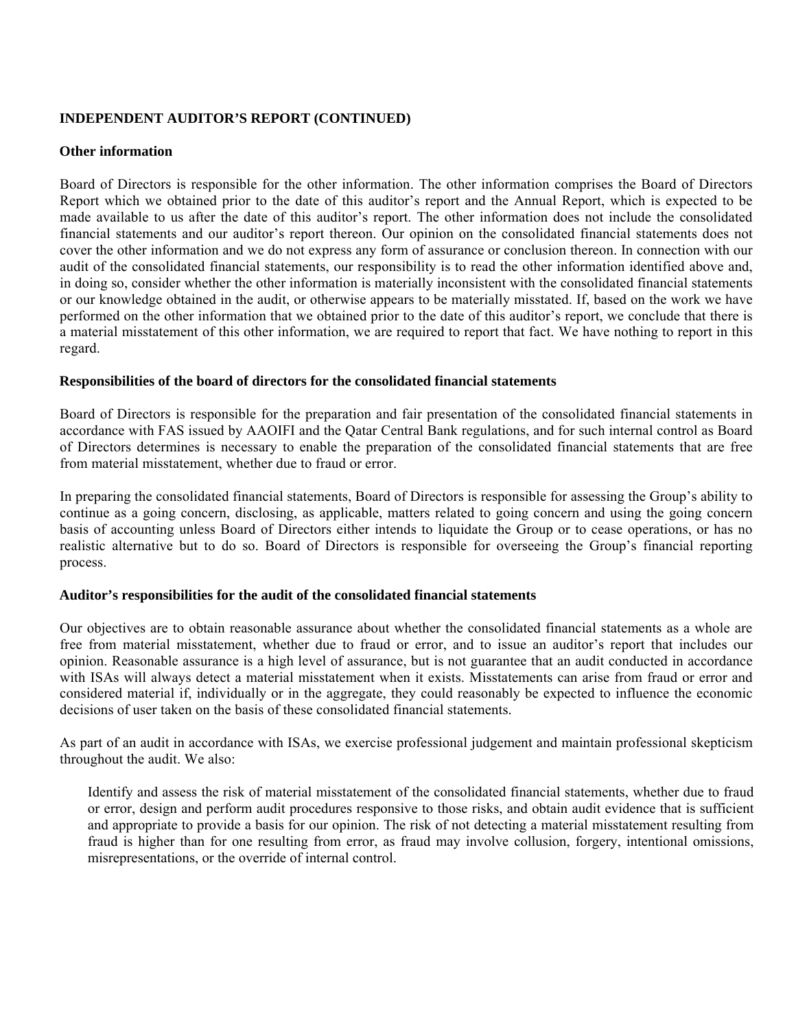**INDEPENDENT AUDITOR'S REPORT (CONTINUED)**

**Other information**

Board of Directors is responsible for the other information. The other information comprises the Board of Directors Report which we obtained prior to the date of this auditor's report and the Annual Report, which is expected to be made available to us after the date of this auditor's report. The other information does not include the consolidated financial statements and our auditor's report thereon. Our opinion on the consolidated financial statements does not cover the other information and we do not express any form of assurance or conclusion thereon. In connection with our audit of the consolidated financial statements, our responsibility is to read the other information identified above and, in doing so, consider whether the other information is materially inconsistent with the consolidated financial statements or our knowledge obtained in the audit, or otherwise appears to be materially misstated. If, based on the work we have performed on the other information that we obtained prior to the date of this auditor's report, we conclude that there is a material misstatement of this other information, we are required to report that fact. We have nothing to report in this regard.

**Responsibilities of the board of directors for the consolidated financial statements**

Board of Directors is responsible for the preparation and fair presentation of the consolidated financial statements in accordance with FAS issued by AAOIFI and the Qatar Central Bank regulations, and for such internal control as Board of Directors determines is necessary to enable the preparation of the consolidated financial statements that are free from material misstatement, whether due to fraud or error.

In preparing the consolidated financial statements, Board of Directors is responsible for assessing the Group's ability to continue as a going concern, disclosing, as applicable, matters related to going concern and using the going concern basis of accounting unless Board of Directors either intends to liquidate the Group or to cease operations, or has no realistic alternative but to do so. Board of Directors is responsible for overseeing the Group's financial reporting process.

**Auditor's responsibilities for the audit of the consolidated financial statements**

Our objectives are to obtain reasonable assurance about whether the consolidated financial statements as a whole are free from material misstatement, whether due to fraud or error, and to issue an auditor's report that includes our opinion. Reasonable assurance is a high level of assurance, but is not guarantee that an audit conducted in accordance with ISAs will always detect a material misstatement when it exists. Misstatements can arise from fraud or error and considered material if, individually or in the aggregate, they could reasonably be expected to influence the economic decisions of user taken on the basis of these consolidated financial statements.

As part of an audit in accordance with ISAs, we exercise professional judgement and maintain professional skepticism throughout the audit. We also:

Identify and assess the risk of material misstatement of the consolidated financial statements, whether due to fraud or error, design and perform audit procedures responsive to those risks, and obtain audit evidence that is sufficient and appropriate to provide a basis for our opinion. The risk of not detecting a material misstatement resulting from fraud is higher than for one resulting from error, as fraud may involve collusion, forgery, intentional omissions, misrepresentations, or the override of internal control.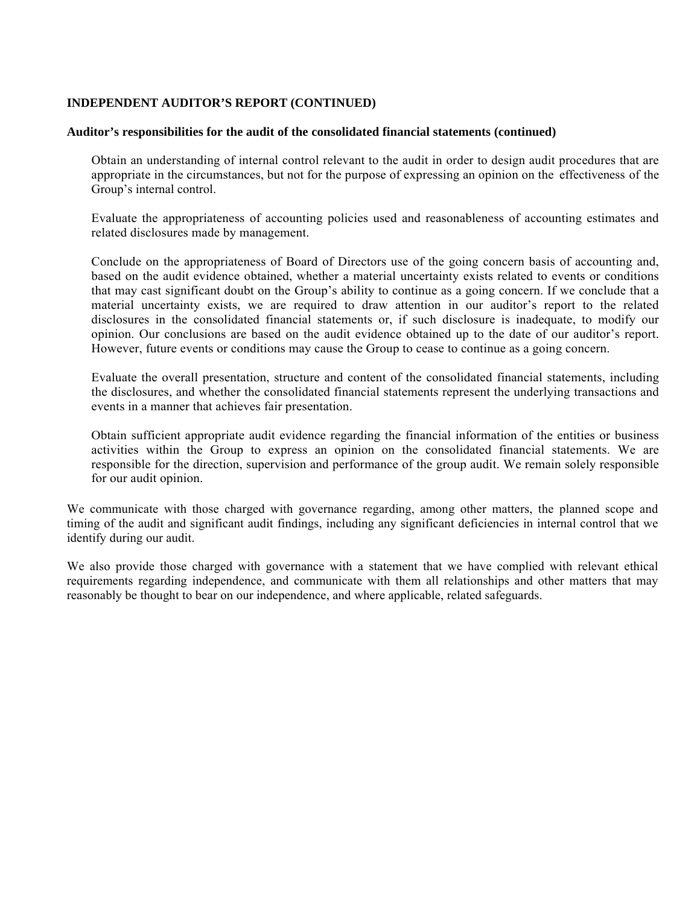**INDEPENDENT AUDITOR'S REPORT (CONTINUED)**

**Auditor's responsibilities for the audit of the consolidated financial statements (continued)**

Obtain an understanding of internal control relevant to the audit in order to design audit procedures that are appropriate in the circumstances, but not for the purpose of expressing an opinion on the effectiveness of the Group's internal control.

Evaluate the appropriateness of accounting policies used and reasonableness of accounting estimates and related disclosures made by management.

Conclude on the appropriateness of Board of Directors use of the going concern basis of accounting and, based on the audit evidence obtained, whether a material uncertainty exists related to events or conditions that may cast significant doubt on the Group's ability to continue as a going concern. If we conclude that a material uncertainty exists, we are required to draw attention in our auditor's report to the related disclosures in the consolidated financial statements or, if such disclosure is inadequate, to modify our opinion. Our conclusions are based on the audit evidence obtained up to the date of our auditor's report. However, future events or conditions may cause the Group to cease to continue as a going concern.

Evaluate the overall presentation, structure and content of the consolidated financial statements, including the disclosures, and whether the consolidated financial statements represent the underlying transactions and events in a manner that achieves fair presentation.

Obtain sufficient appropriate audit evidence regarding the financial information of the entities or business activities within the Group to express an opinion on the consolidated financial statements. We are responsible for the direction, supervision and performance of the group audit. We remain solely responsible for our audit opinion.

We communicate with those charged with governance regarding, among other matters, the planned scope and timing of the audit and significant audit findings, including any significant deficiencies in internal control that we identify during our audit.

We also provide those charged with governance with a statement that we have complied with relevant ethical requirements regarding independence, and communicate with them all relationships and other matters that may reasonably be thought to bear on our independence, and where applicable, related safeguards.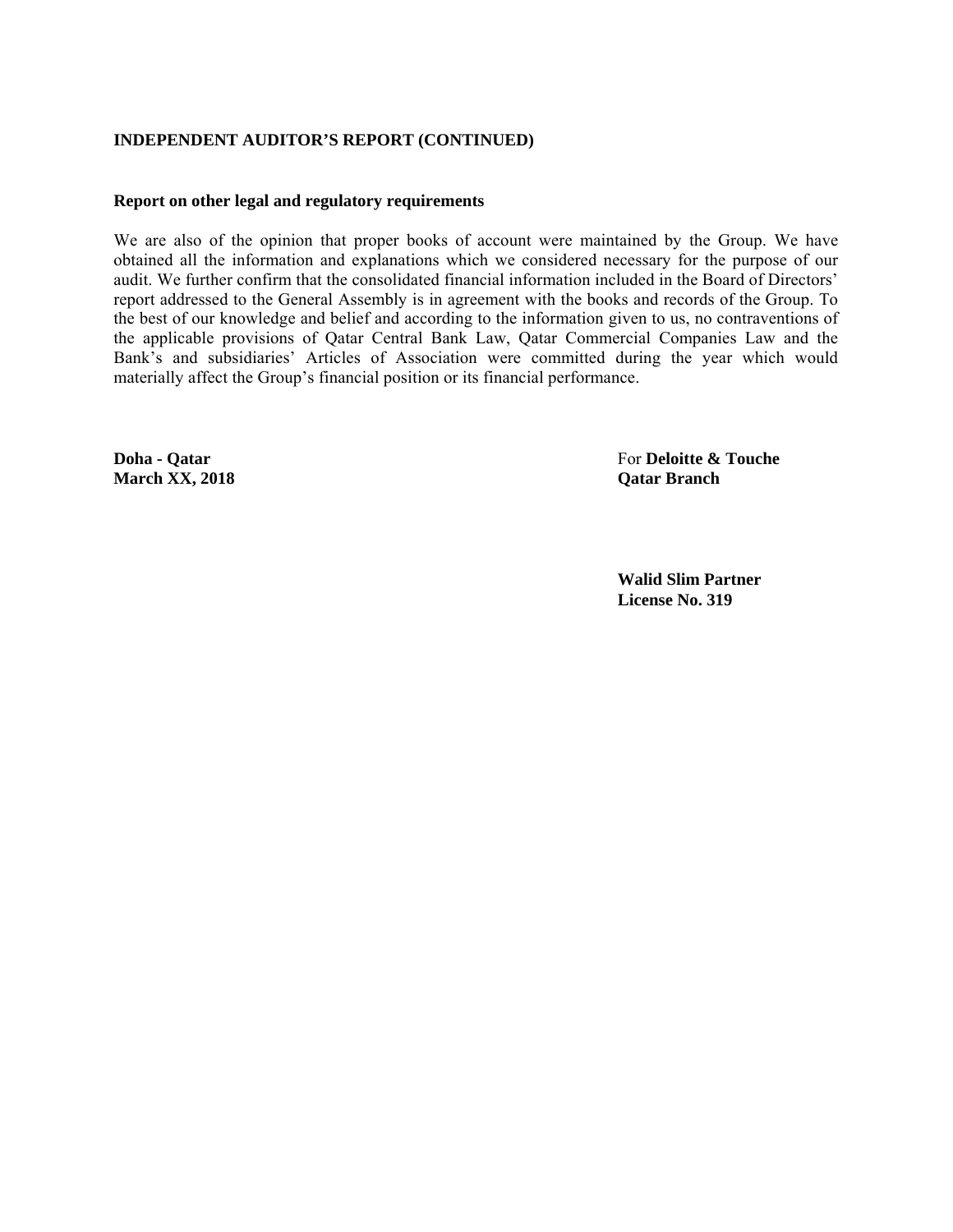**INDEPENDENT AUDITOR'S REPORT (CONTINUED)**

**Report on other legal and regulatory requirements**

We are also of the opinion that proper books of account were maintained by the Group. We have obtained all the information and explanations which we considered necessary for the purpose of our audit. We further confirm that the consolidated financial information included in the Board of Directors' report addressed to the General Assembly is in agreement with the books and records of the Group. To the best of our knowledge and belief and according to the information given to us, no contraventions of the applicable provisions of Qatar Central Bank Law, Qatar Commercial Companies Law and the Bank's and subsidiaries' Articles of Association were committed during the year which would materially affect the Group's financial position or its financial performance.

**Doha - Qatar**
**March XX, 2018**

For **Deloitte & Touche**
**Qatar Branch**

**Walid Slim Partner**
**License No. 319**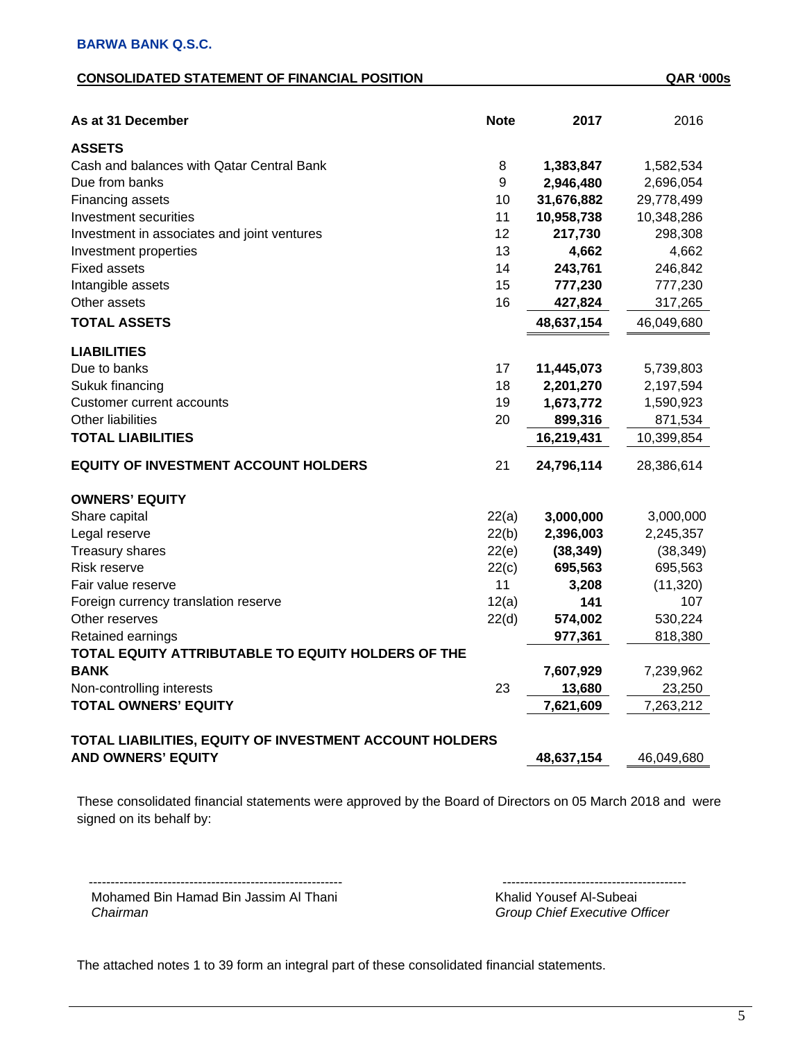**BARWA BANK Q.S.C.**

**CONSOLIDATED STATEMENT OF FINANCIAL POSITION** **QAR '000s**

| As at 31 December | Note | 2017 | 2016 |
|---|---|---|---|
| **ASSETS** | | | |
| Cash and balances with Qatar Central Bank | 8 | **1,383,847** | 1,582,534 |
| Due from banks | 9 | **2,946,480** | 2,696,054 |
| Financing assets | 10 | **31,676,882** | 29,778,499 |
| Investment securities | 11 | **10,958,738** | 10,348,286 |
| Investment in associates and joint ventures | 12 | **217,730** | 298,308 |
| Investment properties | 13 | **4,662** | 4,662 |
| Fixed assets | 14 | **243,761** | 246,842 |
| Intangible assets | 15 | **777,230** | 777,230 |
| Other assets | 16 | **427,824** | 317,265 |
| **TOTAL ASSETS** | | **48,637,154** | 46,049,680 |
| **LIABILITIES** | | | |
| Due to banks | 17 | **11,445,073** | 5,739,803 |
| Sukuk financing | 18 | **2,201,270** | 2,197,594 |
| Customer current accounts | 19 | **1,673,772** | 1,590,923 |
| Other liabilities | 20 | **899,316** | 871,534 |
| **TOTAL LIABILITIES** | | **16,219,431** | 10,399,854 |
| **EQUITY OF INVESTMENT ACCOUNT HOLDERS** | 21 | **24,796,114** | 28,386,614 |
| **OWNERS' EQUITY** | | | |
| Share capital | 22(a) | **3,000,000** | 3,000,000 |
| Legal reserve | 22(b) | **2,396,003** | 2,245,357 |
| Treasury shares | 22(e) | **(38,349)** | (38,349) |
| Risk reserve | 22(c) | **695,563** | 695,563 |
| Fair value reserve | 11 | **3,208** | (11,320) |
| Foreign currency translation reserve | 12(a) | **141** | 107 |
| Other reserves | 22(d) | **574,002** | 530,224 |
| Retained earnings | | **977,361** | 818,380 |
| **TOTAL EQUITY ATTRIBUTABLE TO EQUITY HOLDERS OF THE BANK** | | **7,607,929** | 7,239,962 |
| Non-controlling interests | 23 | **13,680** | 23,250 |
| **TOTAL OWNERS' EQUITY** | | **7,621,609** | 7,263,212 |
| **TOTAL LIABILITIES, EQUITY OF INVESTMENT ACCOUNT HOLDERS AND OWNERS' EQUITY** | | **48,637,154** | 46,049,680 |

These consolidated financial statements were approved by the Board of Directors on 05 March 2018 and were signed on its behalf by:

| ---------------------------------------------------------- | ------------------------------------------ |
|---|---|
| Mohamed Bin Hamad Bin Jassim Al Thani | Khalid Yousef Al-Subeai |
| *Chairman* | *Group Chief Executive Officer* |

The attached notes 1 to 39 form an integral part of these consolidated financial statements.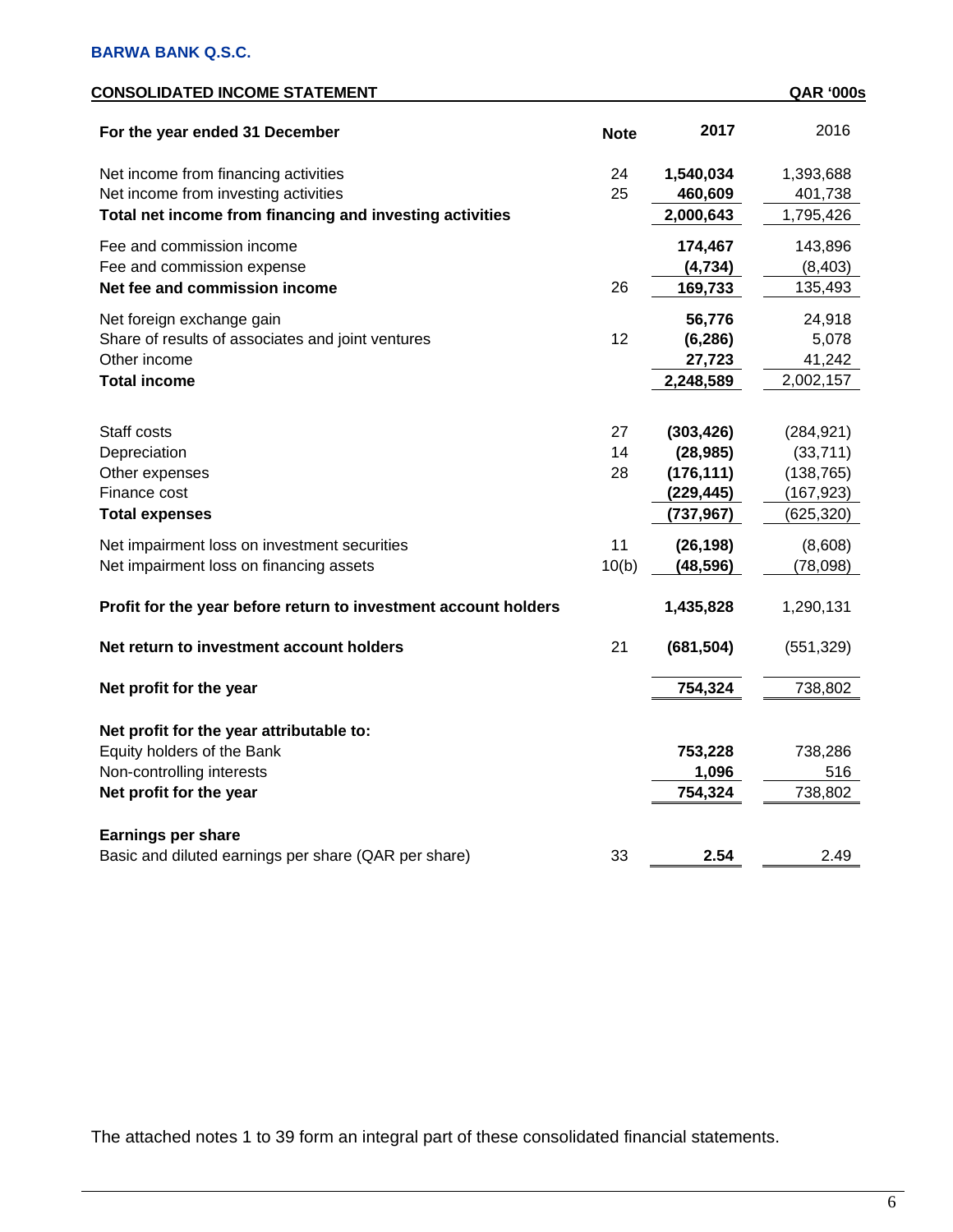**BARWA BANK Q.S.C.**

**CONSOLIDATED INCOME STATEMENT** **QAR '000s**

| For the year ended 31 December | Note | 2017 | 2016 |
|---|---|---|---|
| Net income from financing activities | 24 | **1,540,034** | 1,393,688 |
| Net income from investing activities | 25 | **460,609** | 401,738 |
| **Total net income from financing and investing activities** | | **2,000,643** | 1,795,426 |
| Fee and commission income | | **174,467** | 143,896 |
| Fee and commission expense | | **(4,734)** | (8,403) |
| **Net fee and commission income** | 26 | **169,733** | 135,493 |
| Net foreign exchange gain | | **56,776** | 24,918 |
| Share of results of associates and joint ventures | 12 | **(6,286)** | 5,078 |
| Other income | | **27,723** | 41,242 |
| **Total income** | | **2,248,589** | 2,002,157 |
| Staff costs | 27 | **(303,426)** | (284,921) |
| Depreciation | 14 | **(28,985)** | (33,711) |
| Other expenses | 28 | **(176,111)** | (138,765) |
| Finance cost | | **(229,445)** | (167,923) |
| **Total expenses** | | **(737,967)** | (625,320) |
| Net impairment loss on investment securities | 11 | **(26,198)** | (8,608) |
| Net impairment loss on financing assets | 10(b) | **(48,596)** | (78,098) |
| **Profit for the year before return to investment account holders** | | **1,435,828** | 1,290,131 |
| **Net return to investment account holders** | 21 | **(681,504)** | (551,329) |
| **Net profit for the year** | | **754,324** | 738,802 |
| **Net profit for the year attributable to:** | | | |
| Equity holders of the Bank | | **753,228** | 738,286 |
| Non-controlling interests | | **1,096** | 516 |
| **Net profit for the year** | | **754,324** | 738,802 |
| **Earnings per share** | | | |
| Basic and diluted earnings per share (QAR per share) | 33 | **2.54** | 2.49 |

The attached notes 1 to 39 form an integral part of these consolidated financial statements.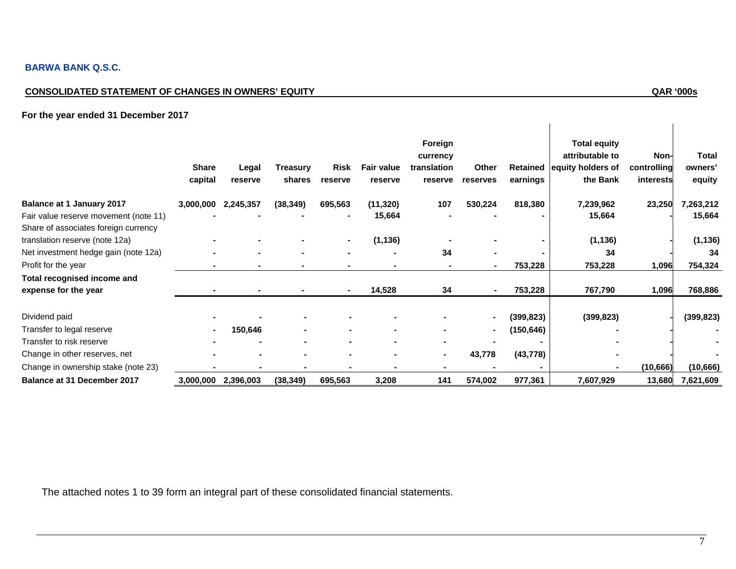**BARWA BANK Q.S.C.**

**CONSOLIDATED STATEMENT OF CHANGES IN OWNERS' EQUITY** **QAR '000s**

**For the year ended 31 December 2017**

| | Share capital | Legal reserve | Treasury shares | Risk reserve | Fair value reserve | Foreign currency translation reserve | Other reserves | Retained earnings | Total equity attributable to equity holders of the Bank | Non-controlling interests | Total owners' equity |
|---|---|---|---|---|---|---|---|---|---|---|---|
| **Balance at 1 January 2017** | **3,000,000** | **2,245,357** | **(38,349)** | **695,563** | **(11,320)** | **107** | **530,224** | **818,380** | **7,239,962** | **23,250** | **7,263,212** |
| Fair value reserve movement (note 11) | - | - | - | - | 15,664 | - | - | - | 15,664 | - | 15,664 |
| Share of associates foreign currency translation reserve (note 12a) | - | - | - | - | (1,136) | - | - | - | (1,136) | - | (1,136) |
| Net investment hedge gain (note 12a) | - | - | - | - | - | 34 | - | - | 34 | - | 34 |
| Profit for the year | - | - | - | - | - | - | - | 753,228 | 753,228 | 1,096 | 754,324 |
| **Total recognised income and expense for the year** | - | - | - | - | 14,528 | 34 | - | 753,228 | 767,790 | 1,096 | 768,886 |
| Dividend paid | - | - | - | - | - | - | - | (399,823) | (399,823) | - | (399,823) |
| Transfer to legal reserve | - | 150,646 | - | - | - | - | - | (150,646) | - | - | - |
| Transfer to risk reserve | - | - | - | - | - | - | - | - | - | - | - |
| Change in other reserves, net | - | - | - | - | - | - | 43,778 | (43,778) | - | - | - |
| Change in ownership stake (note 23) | - | - | - | - | - | - | - | - | - | (10,666) | (10,666) |
| **Balance at 31 December 2017** | **3,000,000** | **2,396,003** | **(38,349)** | **695,563** | **3,208** | **141** | **574,002** | **977,361** | **7,607,929** | **13,680** | **7,621,609** |

The attached notes 1 to 39 form an integral part of these consolidated financial statements.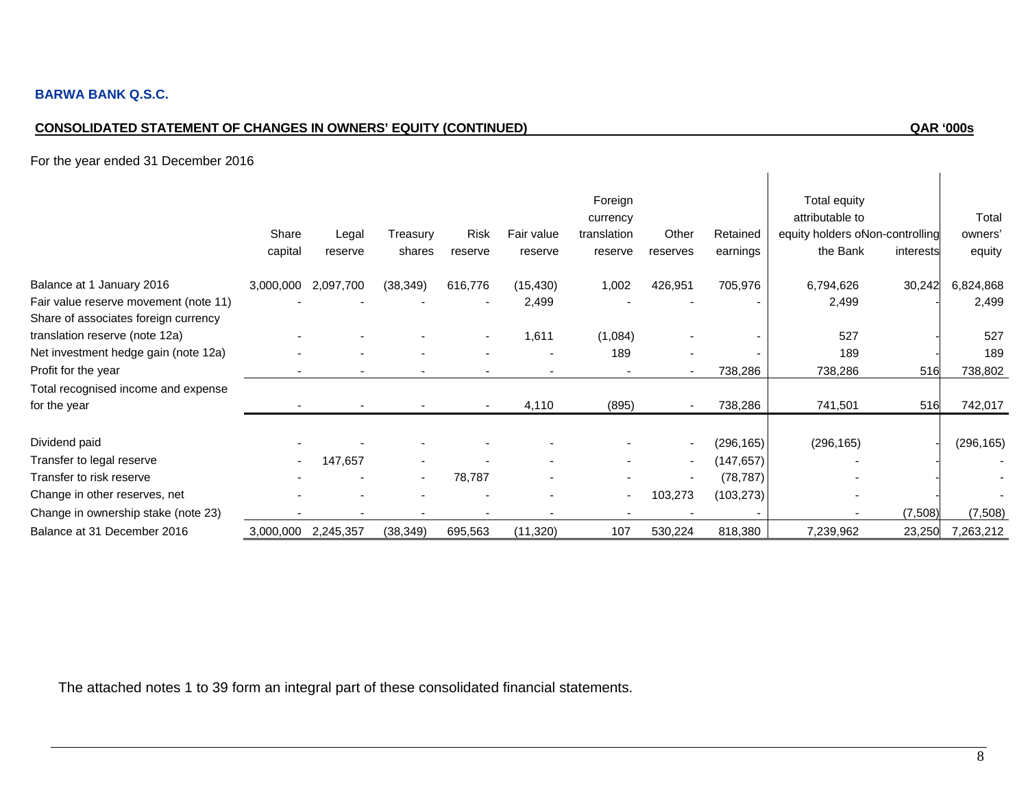**BARWA BANK Q.S.C.**

**CONSOLIDATED STATEMENT OF CHANGES IN OWNERS' EQUITY (CONTINUED)** **QAR '000s**

For the year ended 31 December 2016

| | Share capital | Legal reserve | Treasury shares | Risk reserve | Fair value reserve | Foreign currency translation reserve | Other reserves | Retained earnings | Total equity attributable to equity holders of the Bank | Non-controlling interests | Total owners' equity |
|---|---|---|---|---|---|---|---|---|---|---|---|
| Balance at 1 January 2016 | 3,000,000 | 2,097,700 | (38,349) | 616,776 | (15,430) | 1,002 | 426,951 | 705,976 | 6,794,626 | 30,242 | 6,824,868 |
| Fair value reserve movement (note 11) | - | - | - | - | 2,499 | - | - | - | 2,499 | - | 2,499 |
| Share of associates foreign currency translation reserve (note 12a) | - | - | - | - | 1,611 | (1,084) | - | - | 527 | - | 527 |
| Net investment hedge gain (note 12a) | - | - | - | - | - | 189 | - | - | 189 | - | 189 |
| Profit for the year | - | - | - | - | - | - | - | 738,286 | 738,286 | 516 | 738,802 |
| Total recognised income and expense for the year | - | - | - | - | 4,110 | (895) | - | 738,286 | 741,501 | 516 | 742,017 |
| Dividend paid | - | - | - | - | - | - | - | (296,165) | (296,165) | - | (296,165) |
| Transfer to legal reserve | - | 147,657 | - | - | - | - | - | (147,657) | - | - | - |
| Transfer to risk reserve | - | - | - | 78,787 | - | - | - | (78,787) | - | - | - |
| Change in other reserves, net | - | - | - | - | - | - | 103,273 | (103,273) | - | - | - |
| Change in ownership stake (note 23) | - | - | - | - | - | - | - | - | - | (7,508) | (7,508) |
| Balance at 31 December 2016 | 3,000,000 | 2,245,357 | (38,349) | 695,563 | (11,320) | 107 | 530,224 | 818,380 | 7,239,962 | 23,250 | 7,263,212 |

The attached notes 1 to 39 form an integral part of these consolidated financial statements.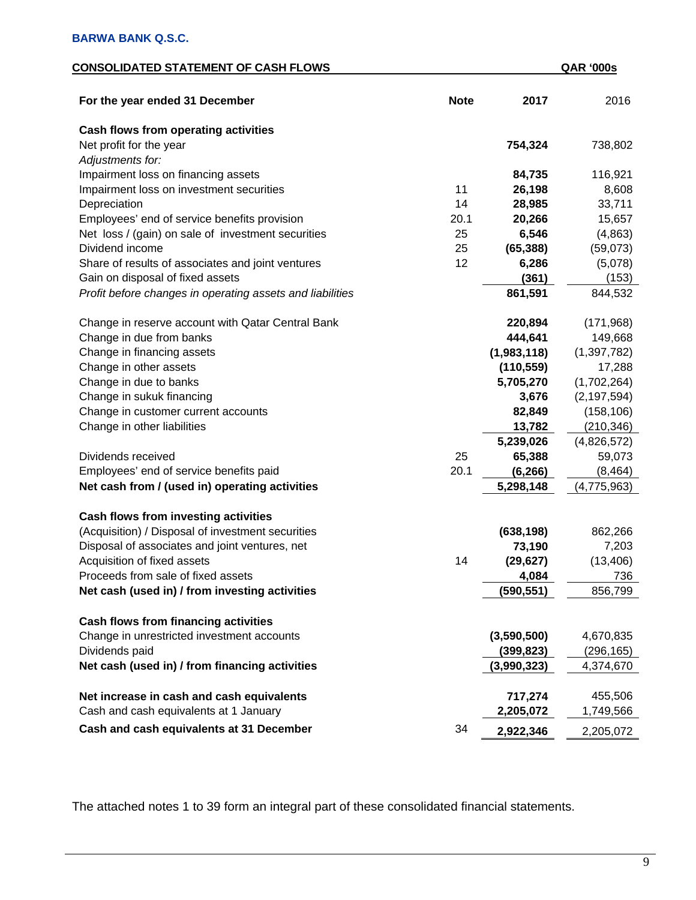**BARWA BANK Q.S.C.**

**CONSOLIDATED STATEMENT OF CASH FLOWS** **QAR '000s**

| For the year ended 31 December | Note | 2017 | 2016 |
|---|---|---|---|
| **Cash flows from operating activities** | | | |
| Net profit for the year | | **754,324** | 738,802 |
| *Adjustments for:* | | | |
| Impairment loss on financing assets | | **84,735** | 116,921 |
| Impairment loss on investment securities | 11 | **26,198** | 8,608 |
| Depreciation | 14 | **28,985** | 33,711 |
| Employees' end of service benefits provision | 20.1 | **20,266** | 15,657 |
| Net loss / (gain) on sale of investment securities | 25 | **6,546** | (4,863) |
| Dividend income | 25 | **(65,388)** | (59,073) |
| Share of results of associates and joint ventures | 12 | **6,286** | (5,078) |
| Gain on disposal of fixed assets | | **(361)** | (153) |
| *Profit before changes in operating assets and liabilities* | | **861,591** | 844,532 |
| Change in reserve account with Qatar Central Bank | | **220,894** | (171,968) |
| Change in due from banks | | **444,641** | 149,668 |
| Change in financing assets | | **(1,983,118)** | (1,397,782) |
| Change in other assets | | **(110,559)** | 17,288 |
| Change in due to banks | | **5,705,270** | (1,702,264) |
| Change in sukuk financing | | **3,676** | (2,197,594) |
| Change in customer current accounts | | **82,849** | (158,106) |
| Change in other liabilities | | **13,782** | (210,346) |
| | | **5,239,026** | (4,826,572) |
| Dividends received | 25 | **65,388** | 59,073 |
| Employees' end of service benefits paid | 20.1 | **(6,266)** | (8,464) |
| **Net cash from / (used in) operating activities** | | **5,298,148** | (4,775,963) |
| **Cash flows from investing activities** | | | |
| (Acquisition) / Disposal of investment securities | | **(638,198)** | 862,266 |
| Disposal of associates and joint ventures, net | | **73,190** | 7,203 |
| Acquisition of fixed assets | 14 | **(29,627)** | (13,406) |
| Proceeds from sale of fixed assets | | **4,084** | 736 |
| **Net cash (used in) / from investing activities** | | **(590,551)** | 856,799 |
| **Cash flows from financing activities** | | | |
| Change in unrestricted investment accounts | | **(3,590,500)** | 4,670,835 |
| Dividends paid | | **(399,823)** | (296,165) |
| **Net cash (used in) / from financing activities** | | **(3,990,323)** | 4,374,670 |
| **Net increase in cash and cash equivalents** | | **717,274** | 455,506 |
| Cash and cash equivalents at 1 January | | **2,205,072** | 1,749,566 |
| **Cash and cash equivalents at 31 December** | 34 | **2,922,346** | 2,205,072 |

The attached notes 1 to 39 form an integral part of these consolidated financial statements.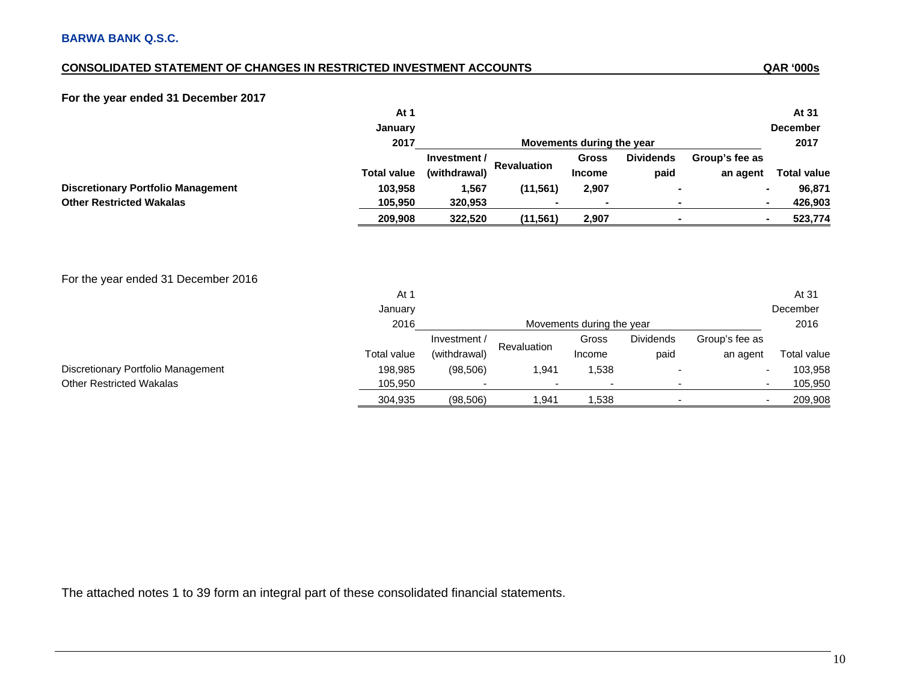**BARWA BANK Q.S.C.**

## CONSOLIDATED STATEMENT OF CHANGES IN RESTRICTED INVESTMENT ACCOUNTS

QAR '000s

**For the year ended 31 December 2017**

| | At 1 January 2017 | Movements during the year | | | | | At 31 December 2017 |
|---|---|---|---|---|---|---|---|
| | **Total value** | **Investment / (withdrawal)** | **Revaluation** | **Gross Income** | **Dividends paid** | **Group's fee as an agent** | **Total value** |
| **Discretionary Portfolio Management** | **103,958** | **1,567** | **(11,561)** | **2,907** | **-** | **-** | **96,871** |
| **Other Restricted Wakalas** | **105,950** | **320,953** | **-** | **-** | **-** | **-** | **426,903** |
| | **209,908** | **322,520** | **(11,561)** | **2,907** | **-** | **-** | **523,774** |

For the year ended 31 December 2016

| | At 1 January 2016 | Movements during the year | | | | | At 31 December 2016 |
|---|---|---|---|---|---|---|---|
| | Total value | Investment / (withdrawal) | Revaluation | Gross Income | Dividends paid | Group's fee as an agent | Total value |
| Discretionary Portfolio Management | 198,985 | (98,506) | 1,941 | 1,538 | - | - | 103,958 |
| Other Restricted Wakalas | 105,950 | - | - | - | - | - | 105,950 |
| | 304,935 | (98,506) | 1,941 | 1,538 | - | - | 209,908 |

The attached notes 1 to 39 form an integral part of these consolidated financial statements.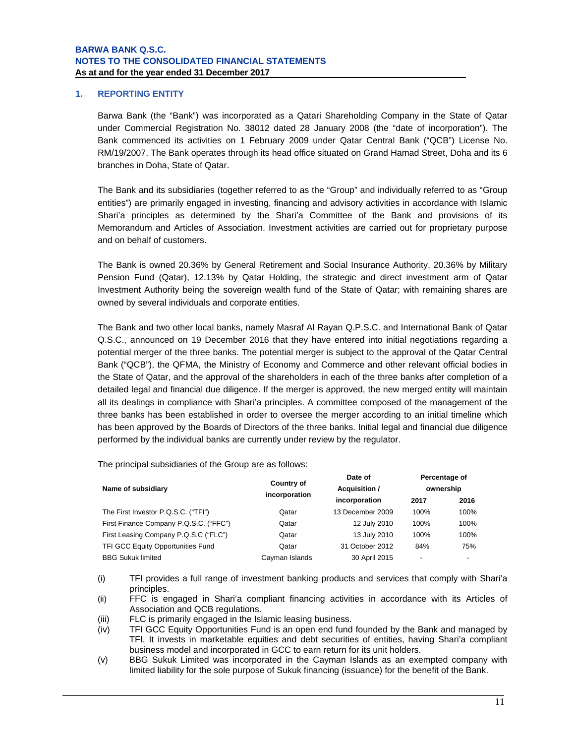**BARWA BANK Q.S.C.**
**NOTES TO THE CONSOLIDATED FINANCIAL STATEMENTS**
**As at and for the year ended 31 December 2017**

## 1. REPORTING ENTITY

Barwa Bank (the "Bank") was incorporated as a Qatari Shareholding Company in the State of Qatar under Commercial Registration No. 38012 dated 28 January 2008 (the "date of incorporation"). The Bank commenced its activities on 1 February 2009 under Qatar Central Bank ("QCB") License No. RM/19/2007. The Bank operates through its head office situated on Grand Hamad Street, Doha and its 6 branches in Doha, State of Qatar.

The Bank and its subsidiaries (together referred to as the "Group" and individually referred to as "Group entities") are primarily engaged in investing, financing and advisory activities in accordance with Islamic Shari'a principles as determined by the Shari'a Committee of the Bank and provisions of its Memorandum and Articles of Association. Investment activities are carried out for proprietary purpose and on behalf of customers.

The Bank is owned 20.36% by General Retirement and Social Insurance Authority, 20.36% by Military Pension Fund (Qatar), 12.13% by Qatar Holding, the strategic and direct investment arm of Qatar Investment Authority being the sovereign wealth fund of the State of Qatar; with remaining shares are owned by several individuals and corporate entities.

The Bank and two other local banks, namely Masraf Al Rayan Q.P.S.C. and International Bank of Qatar Q.S.C., announced on 19 December 2016 that they have entered into initial negotiations regarding a potential merger of the three banks. The potential merger is subject to the approval of the Qatar Central Bank ("QCB"), the QFMA, the Ministry of Economy and Commerce and other relevant official bodies in the State of Qatar, and the approval of the shareholders in each of the three banks after completion of a detailed legal and financial due diligence. If the merger is approved, the new merged entity will maintain all its dealings in compliance with Shari'a principles. A committee composed of the management of the three banks has been established in order to oversee the merger according to an initial timeline which has been approved by the Boards of Directors of the three banks. Initial legal and financial due diligence performed by the individual banks are currently under review by the regulator.

The principal subsidiaries of the Group are as follows:

| Name of subsidiary | Country of incorporation | Date of Acquisition / incorporation | Percentage of ownership | |
|---|---|---|---|---|
| | | | 2017 | 2016 |
| The First Investor P.Q.S.C. ("TFI") | Qatar | 13 December 2009 | 100% | 100% |
| First Finance Company P.Q.S.C. ("FFC") | Qatar | 12 July 2010 | 100% | 100% |
| First Leasing Company P.Q.S.C ("FLC") | Qatar | 13 July 2010 | 100% | 100% |
| TFI GCC Equity Opportunities Fund | Qatar | 31 October 2012 | 84% | 75% |
| BBG Sukuk limited | Cayman Islands | 30 April 2015 | - | - |

(i) TFI provides a full range of investment banking products and services that comply with Shari'a principles.

(ii) FFC is engaged in Shari'a compliant financing activities in accordance with its Articles of Association and QCB regulations.

(iii) FLC is primarily engaged in the Islamic leasing business.

(iv) TFI GCC Equity Opportunities Fund is an open end fund founded by the Bank and managed by TFI. It invests in marketable equities and debt securities of entities, having Shari'a compliant business model and incorporated in GCC to earn return for its unit holders.

(v) BBG Sukuk Limited was incorporated in the Cayman Islands as an exempted company with limited liability for the sole purpose of Sukuk financing (issuance) for the benefit of the Bank.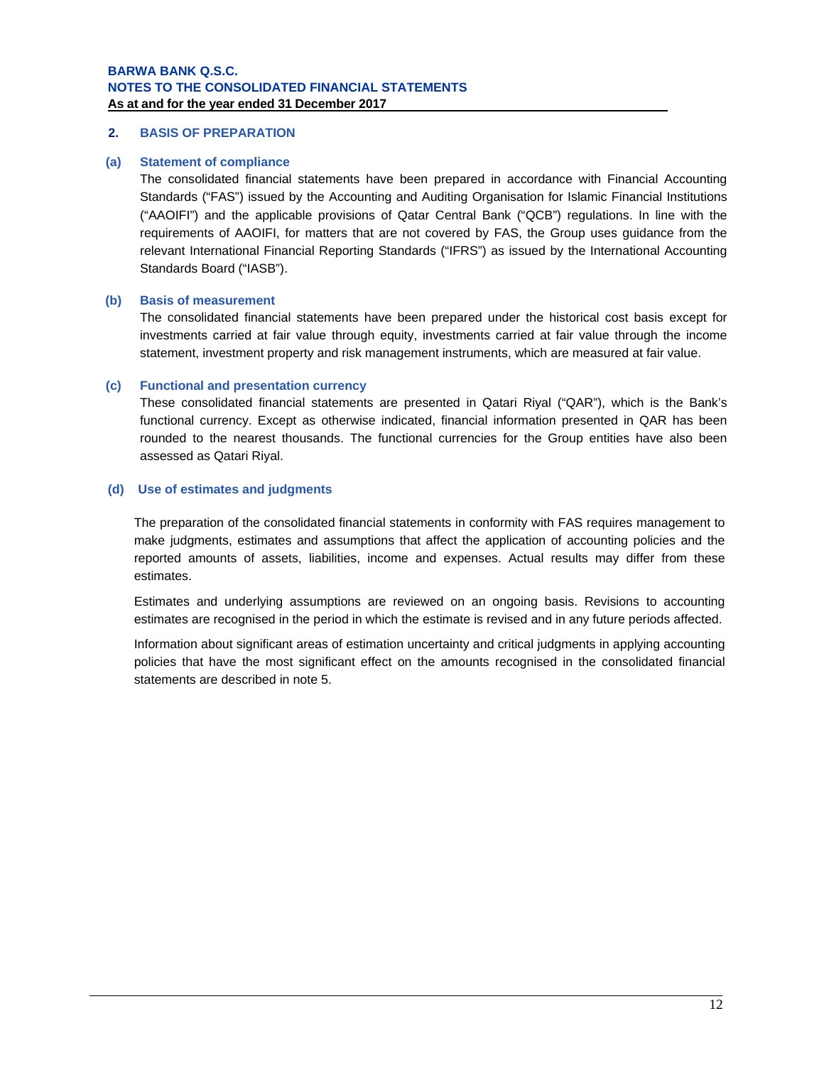## 2. BASIS OF PREPARATION

### (a) Statement of compliance

The consolidated financial statements have been prepared in accordance with Financial Accounting Standards ("FAS") issued by the Accounting and Auditing Organisation for Islamic Financial Institutions ("AAOIFI") and the applicable provisions of Qatar Central Bank ("QCB") regulations. In line with the requirements of AAOIFI, for matters that are not covered by FAS, the Group uses guidance from the relevant International Financial Reporting Standards ("IFRS") as issued by the International Accounting Standards Board ("IASB").

### (b) Basis of measurement

The consolidated financial statements have been prepared under the historical cost basis except for investments carried at fair value through equity, investments carried at fair value through the income statement, investment property and risk management instruments, which are measured at fair value.

### (c) Functional and presentation currency

These consolidated financial statements are presented in Qatari Riyal ("QAR"), which is the Bank's functional currency. Except as otherwise indicated, financial information presented in QAR has been rounded to the nearest thousands. The functional currencies for the Group entities have also been assessed as Qatari Riyal.

### (d) Use of estimates and judgments

The preparation of the consolidated financial statements in conformity with FAS requires management to make judgments, estimates and assumptions that affect the application of accounting policies and the reported amounts of assets, liabilities, income and expenses. Actual results may differ from these estimates.

Estimates and underlying assumptions are reviewed on an ongoing basis. Revisions to accounting estimates are recognised in the period in which the estimate is revised and in any future periods affected.

Information about significant areas of estimation uncertainty and critical judgments in applying accounting policies that have the most significant effect on the amounts recognised in the consolidated financial statements are described in note 5.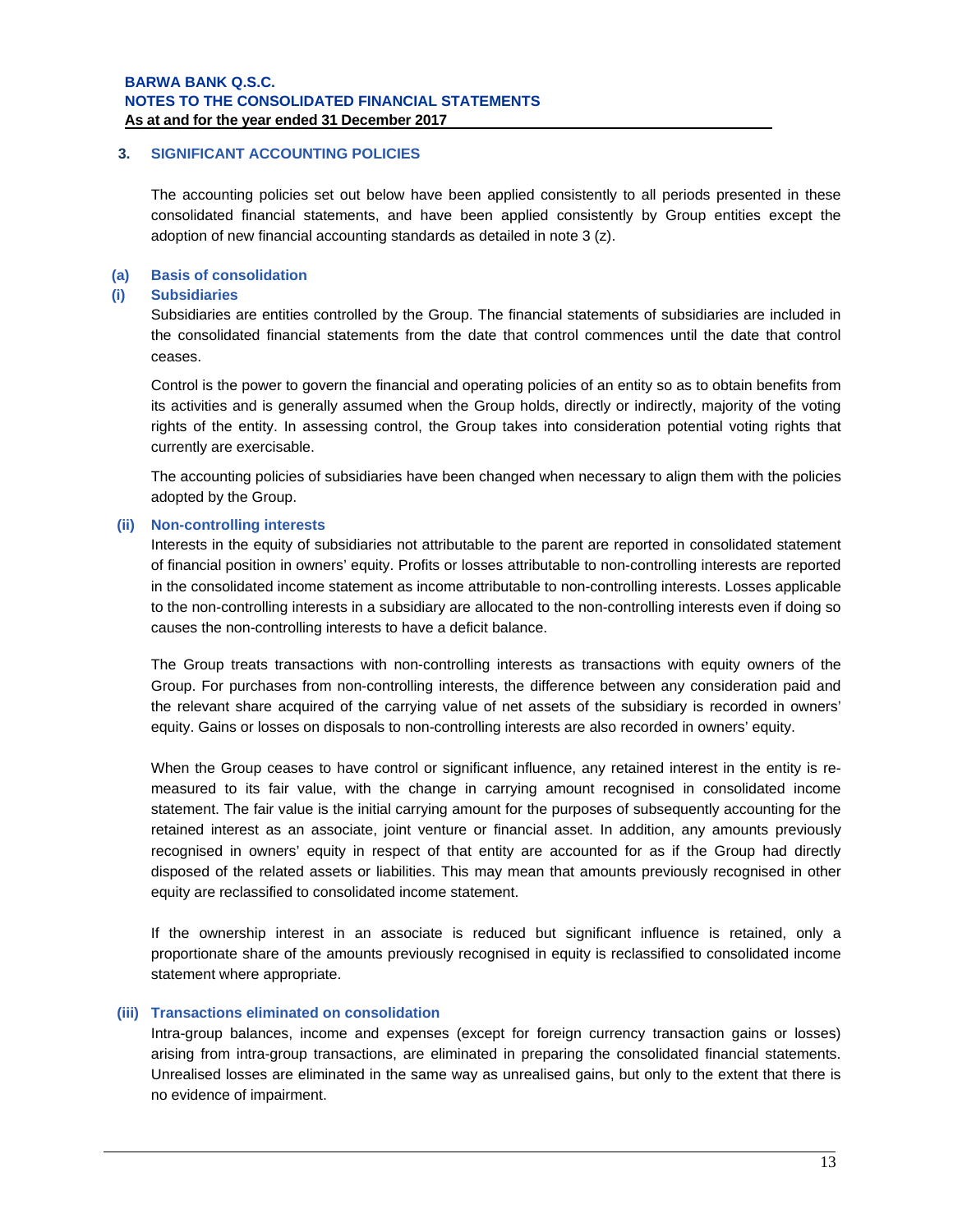## 3. SIGNIFICANT ACCOUNTING POLICIES

The accounting policies set out below have been applied consistently to all periods presented in these consolidated financial statements, and have been applied consistently by Group entities except the adoption of new financial accounting standards as detailed in note 3 (z).

### (a) Basis of consolidation

#### (i) Subsidiaries

Subsidiaries are entities controlled by the Group. The financial statements of subsidiaries are included in the consolidated financial statements from the date that control commences until the date that control ceases.

Control is the power to govern the financial and operating policies of an entity so as to obtain benefits from its activities and is generally assumed when the Group holds, directly or indirectly, majority of the voting rights of the entity. In assessing control, the Group takes into consideration potential voting rights that currently are exercisable.

The accounting policies of subsidiaries have been changed when necessary to align them with the policies adopted by the Group.

#### (ii) Non-controlling interests

Interests in the equity of subsidiaries not attributable to the parent are reported in consolidated statement of financial position in owners' equity. Profits or losses attributable to non-controlling interests are reported in the consolidated income statement as income attributable to non-controlling interests. Losses applicable to the non-controlling interests in a subsidiary are allocated to the non-controlling interests even if doing so causes the non-controlling interests to have a deficit balance.

The Group treats transactions with non-controlling interests as transactions with equity owners of the Group. For purchases from non-controlling interests, the difference between any consideration paid and the relevant share acquired of the carrying value of net assets of the subsidiary is recorded in owners' equity. Gains or losses on disposals to non-controlling interests are also recorded in owners' equity.

When the Group ceases to have control or significant influence, any retained interest in the entity is re-measured to its fair value, with the change in carrying amount recognised in consolidated income statement. The fair value is the initial carrying amount for the purposes of subsequently accounting for the retained interest as an associate, joint venture or financial asset. In addition, any amounts previously recognised in owners' equity in respect of that entity are accounted for as if the Group had directly disposed of the related assets or liabilities. This may mean that amounts previously recognised in other equity are reclassified to consolidated income statement.

If the ownership interest in an associate is reduced but significant influence is retained, only a proportionate share of the amounts previously recognised in equity is reclassified to consolidated income statement where appropriate.

#### (iii) Transactions eliminated on consolidation

Intra-group balances, income and expenses (except for foreign currency transaction gains or losses) arising from intra-group transactions, are eliminated in preparing the consolidated financial statements. Unrealised losses are eliminated in the same way as unrealised gains, but only to the extent that there is no evidence of impairment.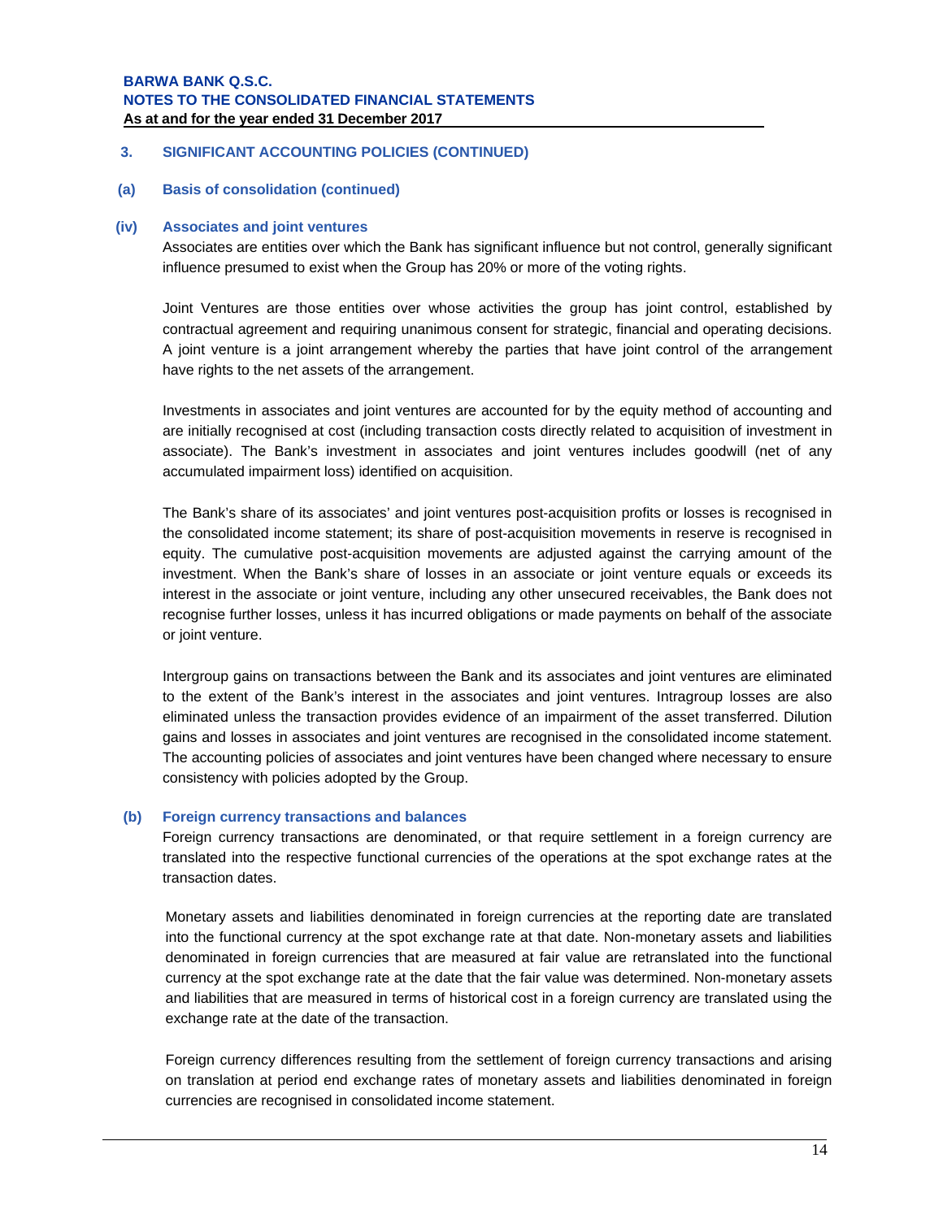## 3. SIGNIFICANT ACCOUNTING POLICIES (CONTINUED)

### (a) Basis of consolidation (continued)

#### (iv) Associates and joint ventures

Associates are entities over which the Bank has significant influence but not control, generally significant influence presumed to exist when the Group has 20% or more of the voting rights.

Joint Ventures are those entities over whose activities the group has joint control, established by contractual agreement and requiring unanimous consent for strategic, financial and operating decisions. A joint venture is a joint arrangement whereby the parties that have joint control of the arrangement have rights to the net assets of the arrangement.

Investments in associates and joint ventures are accounted for by the equity method of accounting and are initially recognised at cost (including transaction costs directly related to acquisition of investment in associate). The Bank's investment in associates and joint ventures includes goodwill (net of any accumulated impairment loss) identified on acquisition.

The Bank's share of its associates' and joint ventures post-acquisition profits or losses is recognised in the consolidated income statement; its share of post-acquisition movements in reserve is recognised in equity. The cumulative post-acquisition movements are adjusted against the carrying amount of the investment. When the Bank's share of losses in an associate or joint venture equals or exceeds its interest in the associate or joint venture, including any other unsecured receivables, the Bank does not recognise further losses, unless it has incurred obligations or made payments on behalf of the associate or joint venture.

Intergroup gains on transactions between the Bank and its associates and joint ventures are eliminated to the extent of the Bank's interest in the associates and joint ventures. Intragroup losses are also eliminated unless the transaction provides evidence of an impairment of the asset transferred. Dilution gains and losses in associates and joint ventures are recognised in the consolidated income statement. The accounting policies of associates and joint ventures have been changed where necessary to ensure consistency with policies adopted by the Group.

### (b) Foreign currency transactions and balances

Foreign currency transactions are denominated, or that require settlement in a foreign currency are translated into the respective functional currencies of the operations at the spot exchange rates at the transaction dates.

Monetary assets and liabilities denominated in foreign currencies at the reporting date are translated into the functional currency at the spot exchange rate at that date. Non-monetary assets and liabilities denominated in foreign currencies that are measured at fair value are retranslated into the functional currency at the spot exchange rate at the date that the fair value was determined. Non-monetary assets and liabilities that are measured in terms of historical cost in a foreign currency are translated using the exchange rate at the date of the transaction.

Foreign currency differences resulting from the settlement of foreign currency transactions and arising on translation at period end exchange rates of monetary assets and liabilities denominated in foreign currencies are recognised in consolidated income statement.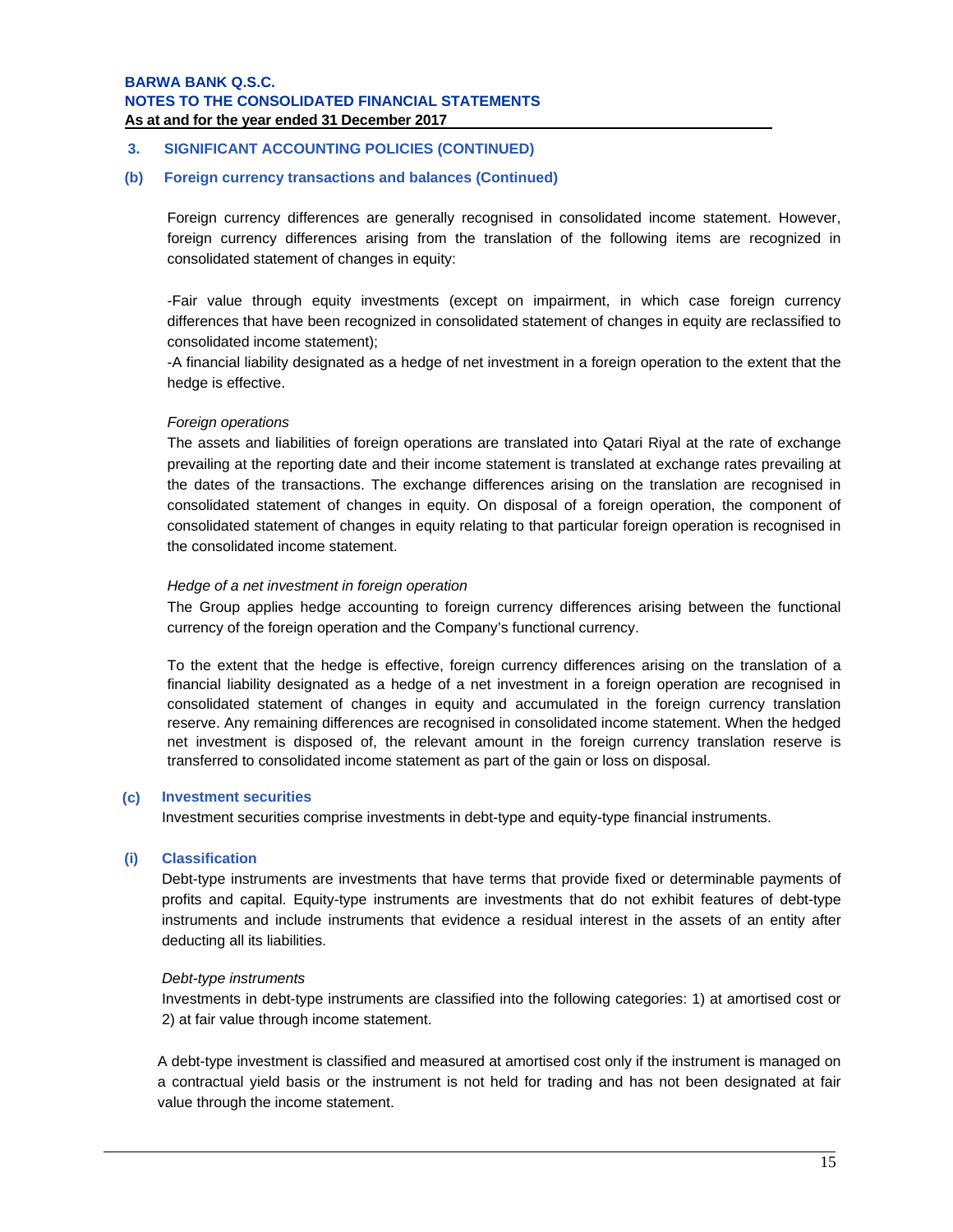## 3. SIGNIFICANT ACCOUNTING POLICIES (CONTINUED)

### (b) Foreign currency transactions and balances (Continued)

Foreign currency differences are generally recognised in consolidated income statement. However, foreign currency differences arising from the translation of the following items are recognized in consolidated statement of changes in equity:

-Fair value through equity investments (except on impairment, in which case foreign currency differences that have been recognized in consolidated statement of changes in equity are reclassified to consolidated income statement);

-A financial liability designated as a hedge of net investment in a foreign operation to the extent that the hedge is effective.

*Foreign operations*

The assets and liabilities of foreign operations are translated into Qatari Riyal at the rate of exchange prevailing at the reporting date and their income statement is translated at exchange rates prevailing at the dates of the transactions. The exchange differences arising on the translation are recognised in consolidated statement of changes in equity. On disposal of a foreign operation, the component of consolidated statement of changes in equity relating to that particular foreign operation is recognised in the consolidated income statement.

*Hedge of a net investment in foreign operation*

The Group applies hedge accounting to foreign currency differences arising between the functional currency of the foreign operation and the Company's functional currency.

To the extent that the hedge is effective, foreign currency differences arising on the translation of a financial liability designated as a hedge of a net investment in a foreign operation are recognised in consolidated statement of changes in equity and accumulated in the foreign currency translation reserve. Any remaining differences are recognised in consolidated income statement. When the hedged net investment is disposed of, the relevant amount in the foreign currency translation reserve is transferred to consolidated income statement as part of the gain or loss on disposal.

### (c) Investment securities

Investment securities comprise investments in debt-type and equity-type financial instruments.

### (i) Classification

Debt-type instruments are investments that have terms that provide fixed or determinable payments of profits and capital. Equity-type instruments are investments that do not exhibit features of debt-type instruments and include instruments that evidence a residual interest in the assets of an entity after deducting all its liabilities.

*Debt-type instruments*

Investments in debt-type instruments are classified into the following categories: 1) at amortised cost or 2) at fair value through income statement.

A debt-type investment is classified and measured at amortised cost only if the instrument is managed on a contractual yield basis or the instrument is not held for trading and has not been designated at fair value through the income statement.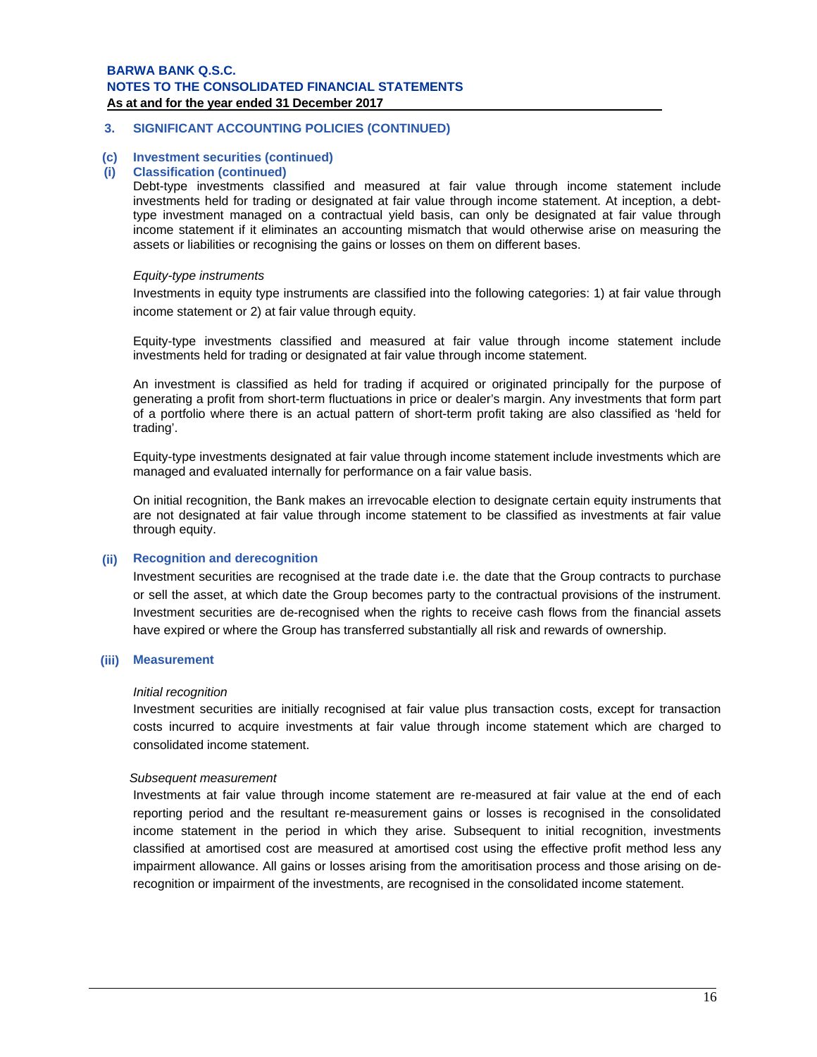## 3. SIGNIFICANT ACCOUNTING POLICIES (CONTINUED)

### (c) Investment securities (continued)

#### (i) Classification (continued)

Debt-type investments classified and measured at fair value through income statement include investments held for trading or designated at fair value through income statement. At inception, a debt-type investment managed on a contractual yield basis, can only be designated at fair value through income statement if it eliminates an accounting mismatch that would otherwise arise on measuring the assets or liabilities or recognising the gains or losses on them on different bases.

*Equity-type instruments*

Investments in equity type instruments are classified into the following categories: 1) at fair value through income statement or 2) at fair value through equity.

Equity-type investments classified and measured at fair value through income statement include investments held for trading or designated at fair value through income statement.

An investment is classified as held for trading if acquired or originated principally for the purpose of generating a profit from short-term fluctuations in price or dealer's margin. Any investments that form part of a portfolio where there is an actual pattern of short-term profit taking are also classified as 'held for trading'.

Equity-type investments designated at fair value through income statement include investments which are managed and evaluated internally for performance on a fair value basis.

On initial recognition, the Bank makes an irrevocable election to designate certain equity instruments that are not designated at fair value through income statement to be classified as investments at fair value through equity.

#### (ii) Recognition and derecognition

Investment securities are recognised at the trade date i.e. the date that the Group contracts to purchase or sell the asset, at which date the Group becomes party to the contractual provisions of the instrument. Investment securities are de-recognised when the rights to receive cash flows from the financial assets have expired or where the Group has transferred substantially all risk and rewards of ownership.

#### (iii) Measurement

*Initial recognition*

Investment securities are initially recognised at fair value plus transaction costs, except for transaction costs incurred to acquire investments at fair value through income statement which are charged to consolidated income statement.

*Subsequent measurement*

Investments at fair value through income statement are re-measured at fair value at the end of each reporting period and the resultant re-measurement gains or losses is recognised in the consolidated income statement in the period in which they arise. Subsequent to initial recognition, investments classified at amortised cost are measured at amortised cost using the effective profit method less any impairment allowance. All gains or losses arising from the amoritisation process and those arising on de-recognition or impairment of the investments, are recognised in the consolidated income statement.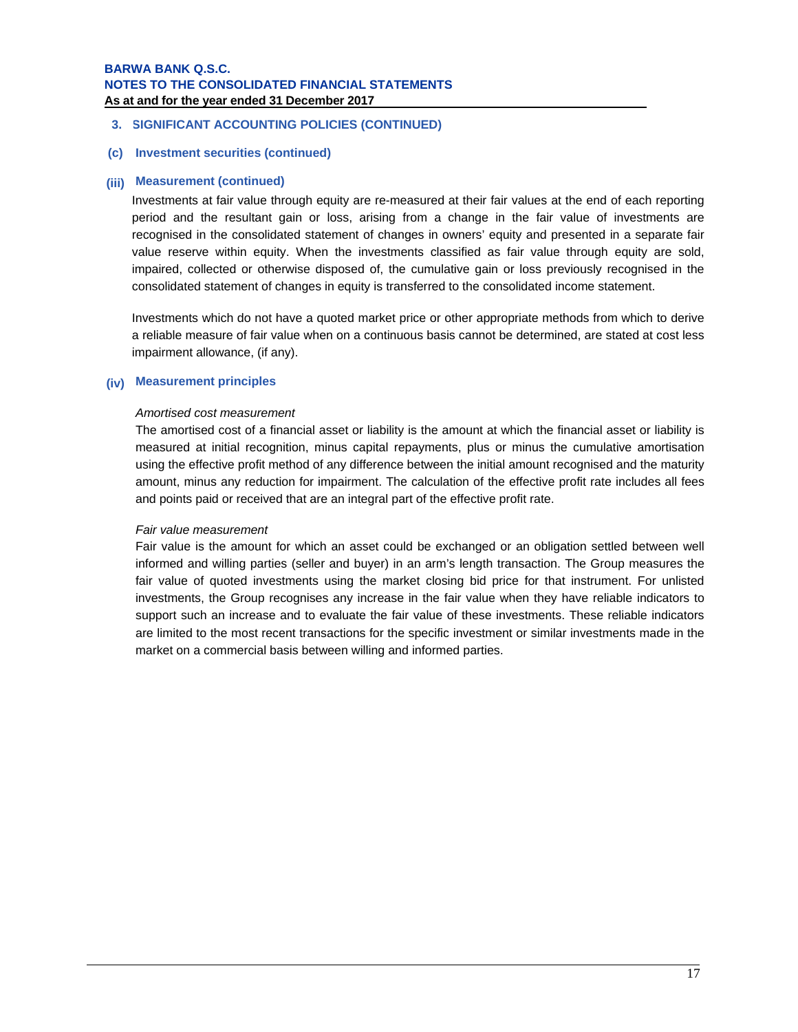## 3. SIGNIFICANT ACCOUNTING POLICIES (CONTINUED)

### (c) Investment securities (continued)

#### (iii) Measurement (continued)

Investments at fair value through equity are re-measured at their fair values at the end of each reporting period and the resultant gain or loss, arising from a change in the fair value of investments are recognised in the consolidated statement of changes in owners' equity and presented in a separate fair value reserve within equity. When the investments classified as fair value through equity are sold, impaired, collected or otherwise disposed of, the cumulative gain or loss previously recognised in the consolidated statement of changes in equity is transferred to the consolidated income statement.

Investments which do not have a quoted market price or other appropriate methods from which to derive a reliable measure of fair value when on a continuous basis cannot be determined, are stated at cost less impairment allowance, (if any).

#### (iv) Measurement principles

*Amortised cost measurement*

The amortised cost of a financial asset or liability is the amount at which the financial asset or liability is measured at initial recognition, minus capital repayments, plus or minus the cumulative amortisation using the effective profit method of any difference between the initial amount recognised and the maturity amount, minus any reduction for impairment. The calculation of the effective profit rate includes all fees and points paid or received that are an integral part of the effective profit rate.

*Fair value measurement*

Fair value is the amount for which an asset could be exchanged or an obligation settled between well informed and willing parties (seller and buyer) in an arm's length transaction. The Group measures the fair value of quoted investments using the market closing bid price for that instrument. For unlisted investments, the Group recognises any increase in the fair value when they have reliable indicators to support such an increase and to evaluate the fair value of these investments. These reliable indicators are limited to the most recent transactions for the specific investment or similar investments made in the market on a commercial basis between willing and informed parties.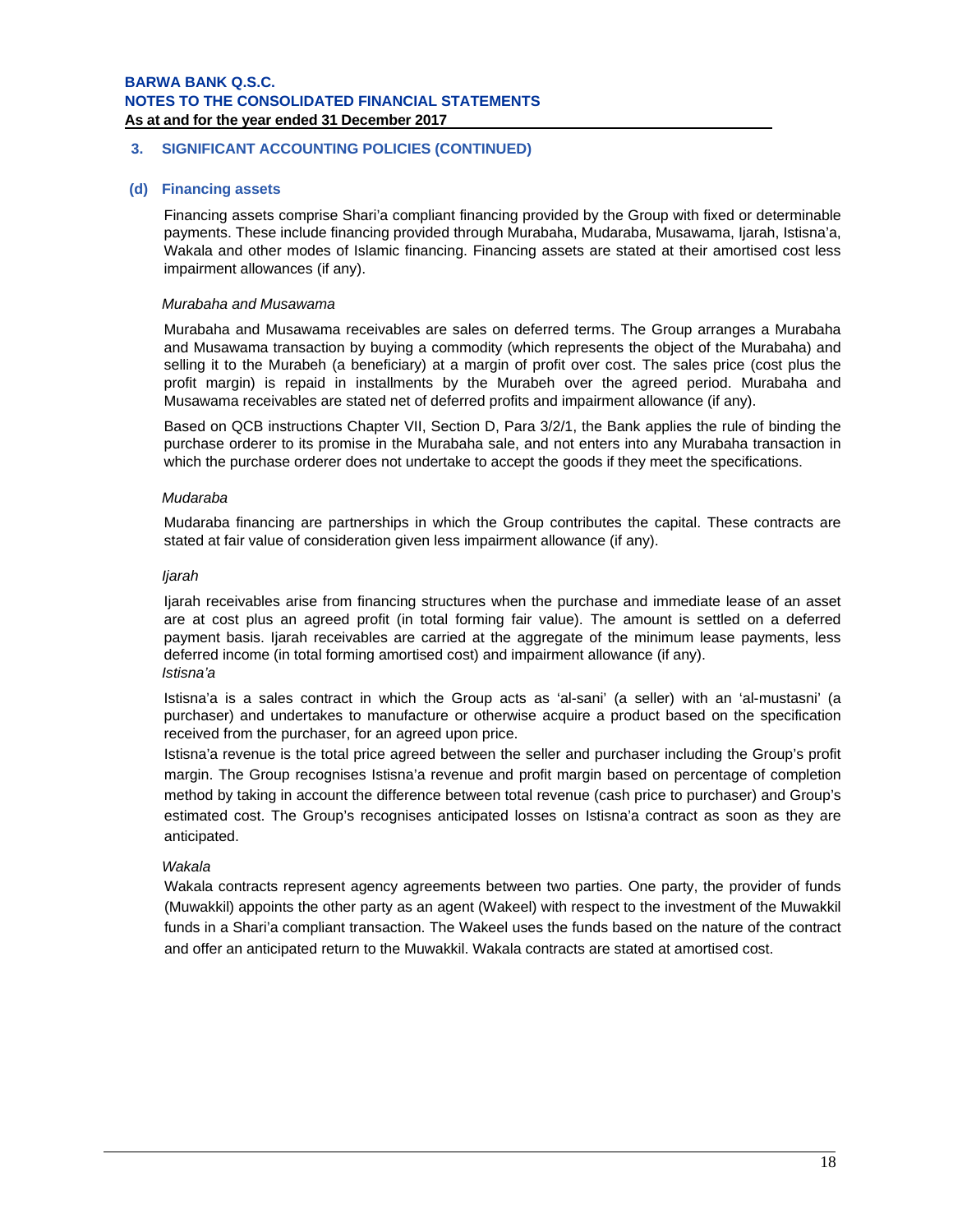## 3. SIGNIFICANT ACCOUNTING POLICIES (CONTINUED)

### (d) Financing assets

Financing assets comprise Shari'a compliant financing provided by the Group with fixed or determinable payments. These include financing provided through Murabaha, Mudaraba, Musawama, Ijarah, Istisna'a, Wakala and other modes of Islamic financing. Financing assets are stated at their amortised cost less impairment allowances (if any).

*Murabaha and Musawama*

Murabaha and Musawama receivables are sales on deferred terms. The Group arranges a Murabaha and Musawama transaction by buying a commodity (which represents the object of the Murabaha) and selling it to the Murabeh (a beneficiary) at a margin of profit over cost. The sales price (cost plus the profit margin) is repaid in installments by the Murabeh over the agreed period. Murabaha and Musawama receivables are stated net of deferred profits and impairment allowance (if any).

Based on QCB instructions Chapter VII, Section D, Para 3/2/1, the Bank applies the rule of binding the purchase orderer to its promise in the Murabaha sale, and not enters into any Murabaha transaction in which the purchase orderer does not undertake to accept the goods if they meet the specifications.

*Mudaraba*

Mudaraba financing are partnerships in which the Group contributes the capital. These contracts are stated at fair value of consideration given less impairment allowance (if any).

*Ijarah*

Ijarah receivables arise from financing structures when the purchase and immediate lease of an asset are at cost plus an agreed profit (in total forming fair value). The amount is settled on a deferred payment basis. Ijarah receivables are carried at the aggregate of the minimum lease payments, less deferred income (in total forming amortised cost) and impairment allowance (if any).

*Istisna'a*

Istisna'a is a sales contract in which the Group acts as 'al-sani' (a seller) with an 'al-mustasni' (a purchaser) and undertakes to manufacture or otherwise acquire a product based on the specification received from the purchaser, for an agreed upon price.

Istisna'a revenue is the total price agreed between the seller and purchaser including the Group's profit margin. The Group recognises Istisna'a revenue and profit margin based on percentage of completion method by taking in account the difference between total revenue (cash price to purchaser) and Group's estimated cost. The Group's recognises anticipated losses on Istisna'a contract as soon as they are anticipated.

*Wakala*

Wakala contracts represent agency agreements between two parties. One party, the provider of funds (Muwakkil) appoints the other party as an agent (Wakeel) with respect to the investment of the Muwakkil funds in a Shari'a compliant transaction. The Wakeel uses the funds based on the nature of the contract and offer an anticipated return to the Muwakkil. Wakala contracts are stated at amortised cost.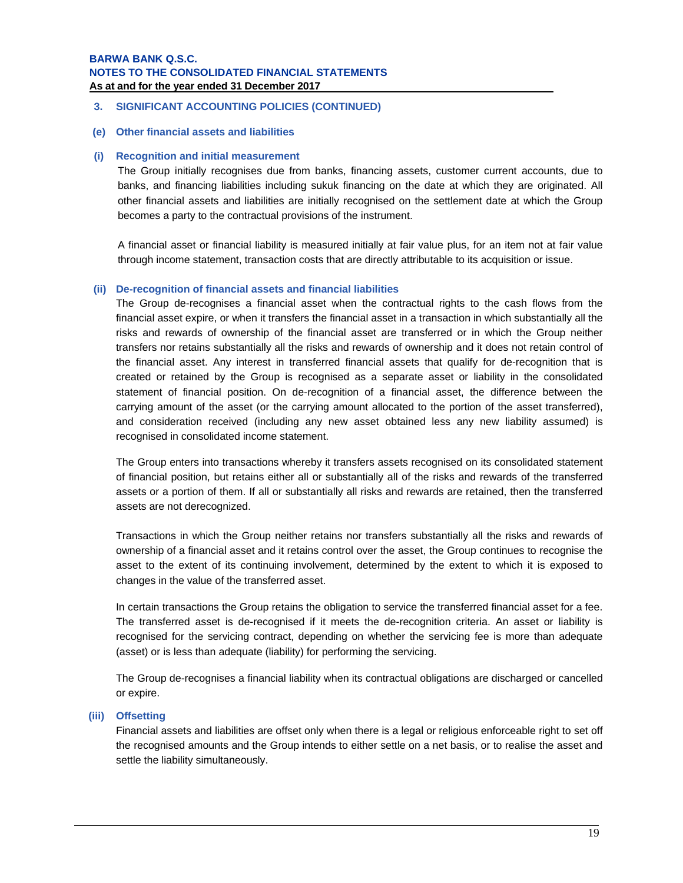## 3. SIGNIFICANT ACCOUNTING POLICIES (CONTINUED)

### (e) Other financial assets and liabilities

#### (i) Recognition and initial measurement

The Group initially recognises due from banks, financing assets, customer current accounts, due to banks, and financing liabilities including sukuk financing on the date at which they are originated. All other financial assets and liabilities are initially recognised on the settlement date at which the Group becomes a party to the contractual provisions of the instrument.

A financial asset or financial liability is measured initially at fair value plus, for an item not at fair value through income statement, transaction costs that are directly attributable to its acquisition or issue.

#### (ii) De-recognition of financial assets and financial liabilities

The Group de-recognises a financial asset when the contractual rights to the cash flows from the financial asset expire, or when it transfers the financial asset in a transaction in which substantially all the risks and rewards of ownership of the financial asset are transferred or in which the Group neither transfers nor retains substantially all the risks and rewards of ownership and it does not retain control of the financial asset. Any interest in transferred financial assets that qualify for de-recognition that is created or retained by the Group is recognised as a separate asset or liability in the consolidated statement of financial position. On de-recognition of a financial asset, the difference between the carrying amount of the asset (or the carrying amount allocated to the portion of the asset transferred), and consideration received (including any new asset obtained less any new liability assumed) is recognised in consolidated income statement.

The Group enters into transactions whereby it transfers assets recognised on its consolidated statement of financial position, but retains either all or substantially all of the risks and rewards of the transferred assets or a portion of them. If all or substantially all risks and rewards are retained, then the transferred assets are not derecognized.

Transactions in which the Group neither retains nor transfers substantially all the risks and rewards of ownership of a financial asset and it retains control over the asset, the Group continues to recognise the asset to the extent of its continuing involvement, determined by the extent to which it is exposed to changes in the value of the transferred asset.

In certain transactions the Group retains the obligation to service the transferred financial asset for a fee. The transferred asset is de-recognised if it meets the de-recognition criteria. An asset or liability is recognised for the servicing contract, depending on whether the servicing fee is more than adequate (asset) or is less than adequate (liability) for performing the servicing.

The Group de-recognises a financial liability when its contractual obligations are discharged or cancelled or expire.

#### (iii) Offsetting

Financial assets and liabilities are offset only when there is a legal or religious enforceable right to set off the recognised amounts and the Group intends to either settle on a net basis, or to realise the asset and settle the liability simultaneously.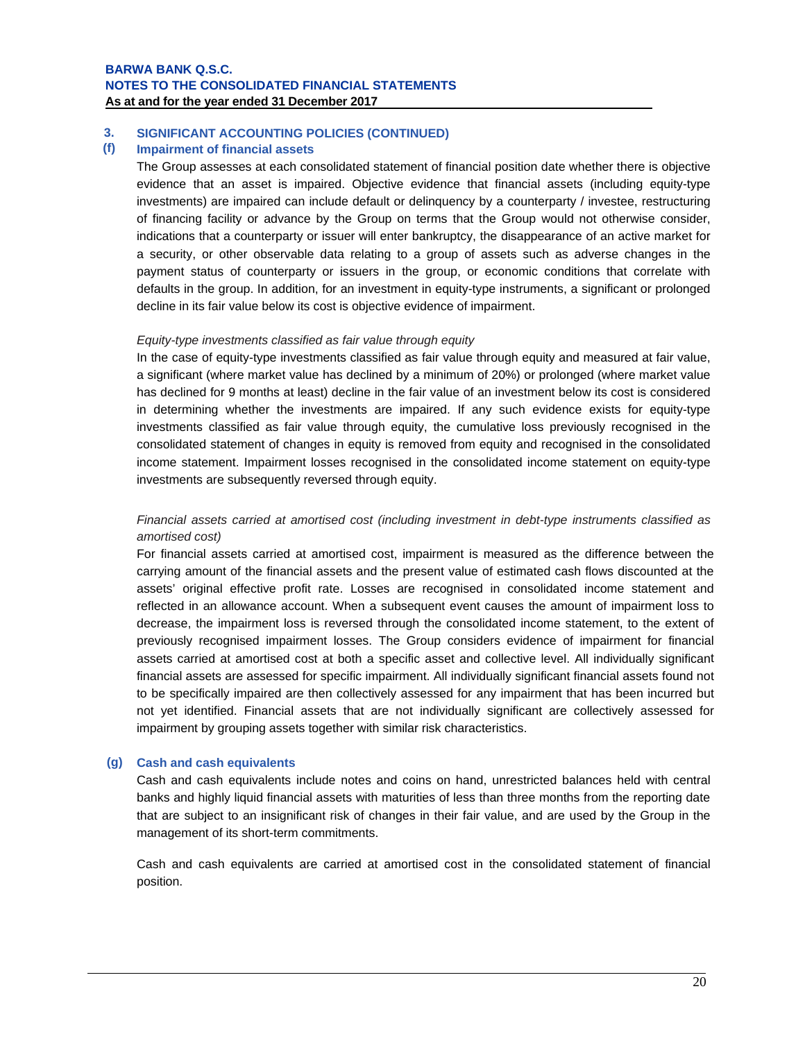## 3. SIGNIFICANT ACCOUNTING POLICIES (CONTINUED)

### (f) Impairment of financial assets

The Group assesses at each consolidated statement of financial position date whether there is objective evidence that an asset is impaired. Objective evidence that financial assets (including equity-type investments) are impaired can include default or delinquency by a counterparty / investee, restructuring of financing facility or advance by the Group on terms that the Group would not otherwise consider, indications that a counterparty or issuer will enter bankruptcy, the disappearance of an active market for a security, or other observable data relating to a group of assets such as adverse changes in the payment status of counterparty or issuers in the group, or economic conditions that correlate with defaults in the group. In addition, for an investment in equity-type instruments, a significant or prolonged decline in its fair value below its cost is objective evidence of impairment.

*Equity-type investments classified as fair value through equity*

In the case of equity-type investments classified as fair value through equity and measured at fair value, a significant (where market value has declined by a minimum of 20%) or prolonged (where market value has declined for 9 months at least) decline in the fair value of an investment below its cost is considered in determining whether the investments are impaired. If any such evidence exists for equity-type investments classified as fair value through equity, the cumulative loss previously recognised in the consolidated statement of changes in equity is removed from equity and recognised in the consolidated income statement. Impairment losses recognised in the consolidated income statement on equity-type investments are subsequently reversed through equity.

*Financial assets carried at amortised cost (including investment in debt-type instruments classified as amortised cost)*

For financial assets carried at amortised cost, impairment is measured as the difference between the carrying amount of the financial assets and the present value of estimated cash flows discounted at the assets' original effective profit rate. Losses are recognised in consolidated income statement and reflected in an allowance account. When a subsequent event causes the amount of impairment loss to decrease, the impairment loss is reversed through the consolidated income statement, to the extent of previously recognised impairment losses. The Group considers evidence of impairment for financial assets carried at amortised cost at both a specific asset and collective level. All individually significant financial assets are assessed for specific impairment. All individually significant financial assets found not to be specifically impaired are then collectively assessed for any impairment that has been incurred but not yet identified. Financial assets that are not individually significant are collectively assessed for impairment by grouping assets together with similar risk characteristics.

### (g) Cash and cash equivalents

Cash and cash equivalents include notes and coins on hand, unrestricted balances held with central banks and highly liquid financial assets with maturities of less than three months from the reporting date that are subject to an insignificant risk of changes in their fair value, and are used by the Group in the management of its short-term commitments.

Cash and cash equivalents are carried at amortised cost in the consolidated statement of financial position.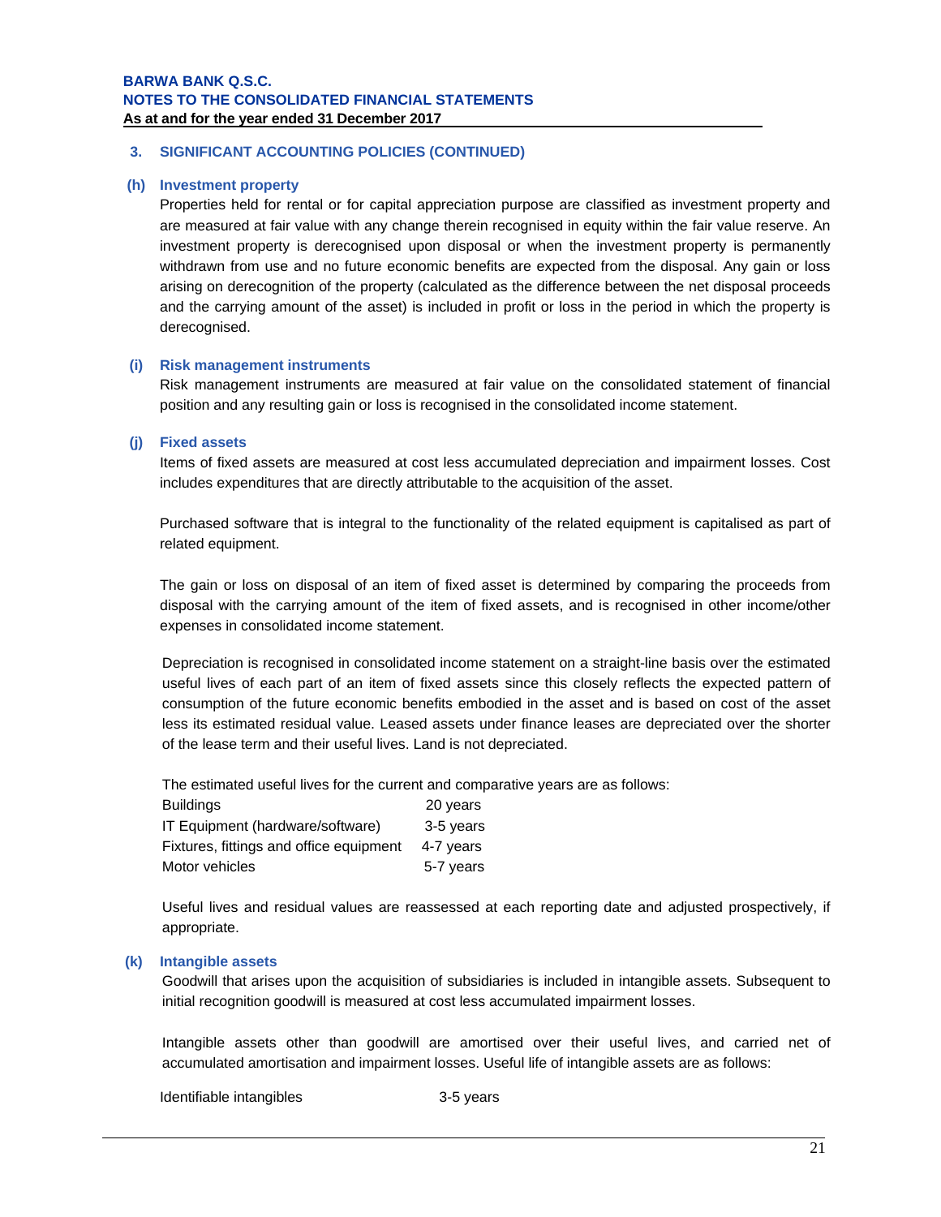## 3. SIGNIFICANT ACCOUNTING POLICIES (CONTINUED)

### (h) Investment property

Properties held for rental or for capital appreciation purpose are classified as investment property and are measured at fair value with any change therein recognised in equity within the fair value reserve. An investment property is derecognised upon disposal or when the investment property is permanently withdrawn from use and no future economic benefits are expected from the disposal. Any gain or loss arising on derecognition of the property (calculated as the difference between the net disposal proceeds and the carrying amount of the asset) is included in profit or loss in the period in which the property is derecognised.

### (i) Risk management instruments

Risk management instruments are measured at fair value on the consolidated statement of financial position and any resulting gain or loss is recognised in the consolidated income statement.

### (j) Fixed assets

Items of fixed assets are measured at cost less accumulated depreciation and impairment losses. Cost includes expenditures that are directly attributable to the acquisition of the asset.

Purchased software that is integral to the functionality of the related equipment is capitalised as part of related equipment.

The gain or loss on disposal of an item of fixed asset is determined by comparing the proceeds from disposal with the carrying amount of the item of fixed assets, and is recognised in other income/other expenses in consolidated income statement.

Depreciation is recognised in consolidated income statement on a straight-line basis over the estimated useful lives of each part of an item of fixed assets since this closely reflects the expected pattern of consumption of the future economic benefits embodied in the asset and is based on cost of the asset less its estimated residual value. Leased assets under finance leases are depreciated over the shorter of the lease term and their useful lives. Land is not depreciated.

The estimated useful lives for the current and comparative years are as follows:

| | |
|---|---|
| Buildings | 20 years |
| IT Equipment (hardware/software) | 3-5 years |
| Fixtures, fittings and office equipment | 4-7 years |
| Motor vehicles | 5-7 years |

Useful lives and residual values are reassessed at each reporting date and adjusted prospectively, if appropriate.

### (k) Intangible assets

Goodwill that arises upon the acquisition of subsidiaries is included in intangible assets. Subsequent to initial recognition goodwill is measured at cost less accumulated impairment losses.

Intangible assets other than goodwill are amortised over their useful lives, and carried net of accumulated amortisation and impairment losses. Useful life of intangible assets are as follows:

| | |
|---|---|
| Identifiable intangibles | 3-5 years |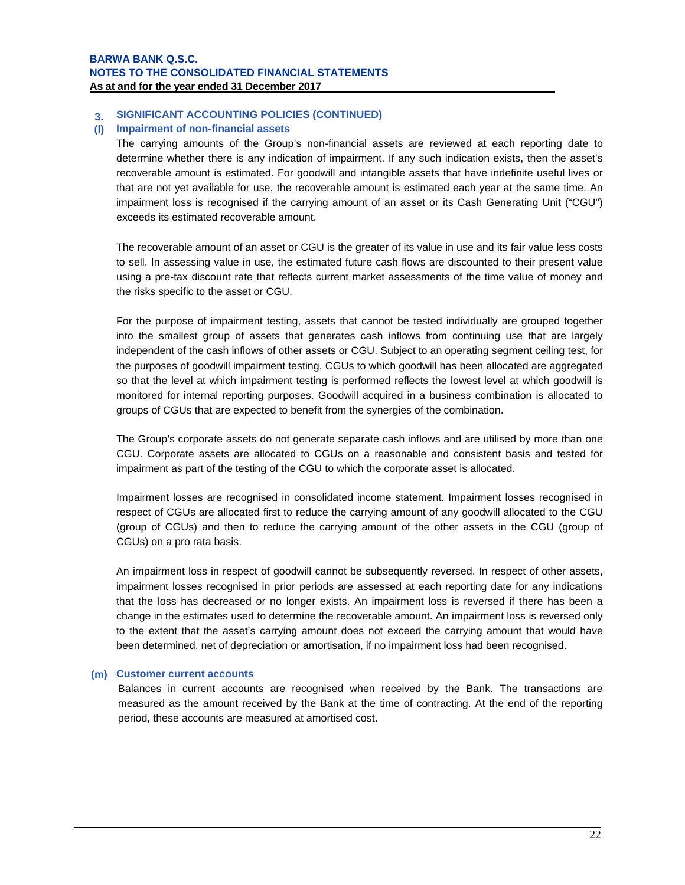## 3. SIGNIFICANT ACCOUNTING POLICIES (CONTINUED)

### (l) Impairment of non-financial assets

The carrying amounts of the Group's non-financial assets are reviewed at each reporting date to determine whether there is any indication of impairment. If any such indication exists, then the asset's recoverable amount is estimated. For goodwill and intangible assets that have indefinite useful lives or that are not yet available for use, the recoverable amount is estimated each year at the same time. An impairment loss is recognised if the carrying amount of an asset or its Cash Generating Unit ("CGU") exceeds its estimated recoverable amount.

The recoverable amount of an asset or CGU is the greater of its value in use and its fair value less costs to sell. In assessing value in use, the estimated future cash flows are discounted to their present value using a pre-tax discount rate that reflects current market assessments of the time value of money and the risks specific to the asset or CGU.

For the purpose of impairment testing, assets that cannot be tested individually are grouped together into the smallest group of assets that generates cash inflows from continuing use that are largely independent of the cash inflows of other assets or CGU. Subject to an operating segment ceiling test, for the purposes of goodwill impairment testing, CGUs to which goodwill has been allocated are aggregated so that the level at which impairment testing is performed reflects the lowest level at which goodwill is monitored for internal reporting purposes. Goodwill acquired in a business combination is allocated to groups of CGUs that are expected to benefit from the synergies of the combination.

The Group's corporate assets do not generate separate cash inflows and are utilised by more than one CGU. Corporate assets are allocated to CGUs on a reasonable and consistent basis and tested for impairment as part of the testing of the CGU to which the corporate asset is allocated.

Impairment losses are recognised in consolidated income statement. Impairment losses recognised in respect of CGUs are allocated first to reduce the carrying amount of any goodwill allocated to the CGU (group of CGUs) and then to reduce the carrying amount of the other assets in the CGU (group of CGUs) on a pro rata basis.

An impairment loss in respect of goodwill cannot be subsequently reversed. In respect of other assets, impairment losses recognised in prior periods are assessed at each reporting date for any indications that the loss has decreased or no longer exists. An impairment loss is reversed if there has been a change in the estimates used to determine the recoverable amount. An impairment loss is reversed only to the extent that the asset's carrying amount does not exceed the carrying amount that would have been determined, net of depreciation or amortisation, if no impairment loss had been recognised.

### (m) Customer current accounts

Balances in current accounts are recognised when received by the Bank. The transactions are measured as the amount received by the Bank at the time of contracting. At the end of the reporting period, these accounts are measured at amortised cost.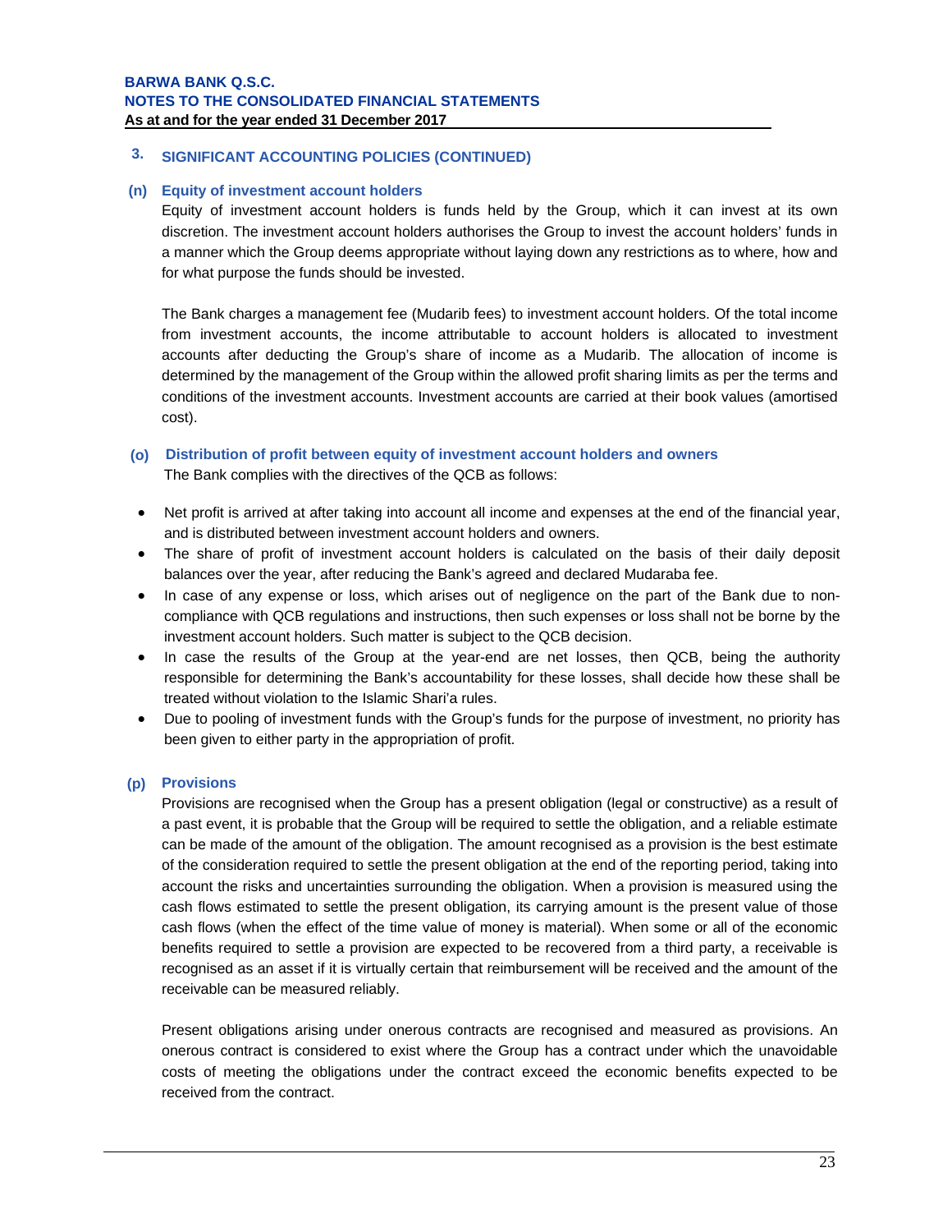## 3. SIGNIFICANT ACCOUNTING POLICIES (CONTINUED)

### (n) Equity of investment account holders

Equity of investment account holders is funds held by the Group, which it can invest at its own discretion. The investment account holders authorises the Group to invest the account holders' funds in a manner which the Group deems appropriate without laying down any restrictions as to where, how and for what purpose the funds should be invested.

The Bank charges a management fee (Mudarib fees) to investment account holders. Of the total income from investment accounts, the income attributable to account holders is allocated to investment accounts after deducting the Group's share of income as a Mudarib. The allocation of income is determined by the management of the Group within the allowed profit sharing limits as per the terms and conditions of the investment accounts. Investment accounts are carried at their book values (amortised cost).

### (o) Distribution of profit between equity of investment account holders and owners

The Bank complies with the directives of the QCB as follows:

- Net profit is arrived at after taking into account all income and expenses at the end of the financial year, and is distributed between investment account holders and owners.
- The share of profit of investment account holders is calculated on the basis of their daily deposit balances over the year, after reducing the Bank's agreed and declared Mudaraba fee.
- In case of any expense or loss, which arises out of negligence on the part of the Bank due to non-compliance with QCB regulations and instructions, then such expenses or loss shall not be borne by the investment account holders. Such matter is subject to the QCB decision.
- In case the results of the Group at the year-end are net losses, then QCB, being the authority responsible for determining the Bank's accountability for these losses, shall decide how these shall be treated without violation to the Islamic Shari'a rules.
- Due to pooling of investment funds with the Group's funds for the purpose of investment, no priority has been given to either party in the appropriation of profit.

### (p) Provisions

Provisions are recognised when the Group has a present obligation (legal or constructive) as a result of a past event, it is probable that the Group will be required to settle the obligation, and a reliable estimate can be made of the amount of the obligation. The amount recognised as a provision is the best estimate of the consideration required to settle the present obligation at the end of the reporting period, taking into account the risks and uncertainties surrounding the obligation. When a provision is measured using the cash flows estimated to settle the present obligation, its carrying amount is the present value of those cash flows (when the effect of the time value of money is material). When some or all of the economic benefits required to settle a provision are expected to be recovered from a third party, a receivable is recognised as an asset if it is virtually certain that reimbursement will be received and the amount of the receivable can be measured reliably.

Present obligations arising under onerous contracts are recognised and measured as provisions. An onerous contract is considered to exist where the Group has a contract under which the unavoidable costs of meeting the obligations under the contract exceed the economic benefits expected to be received from the contract.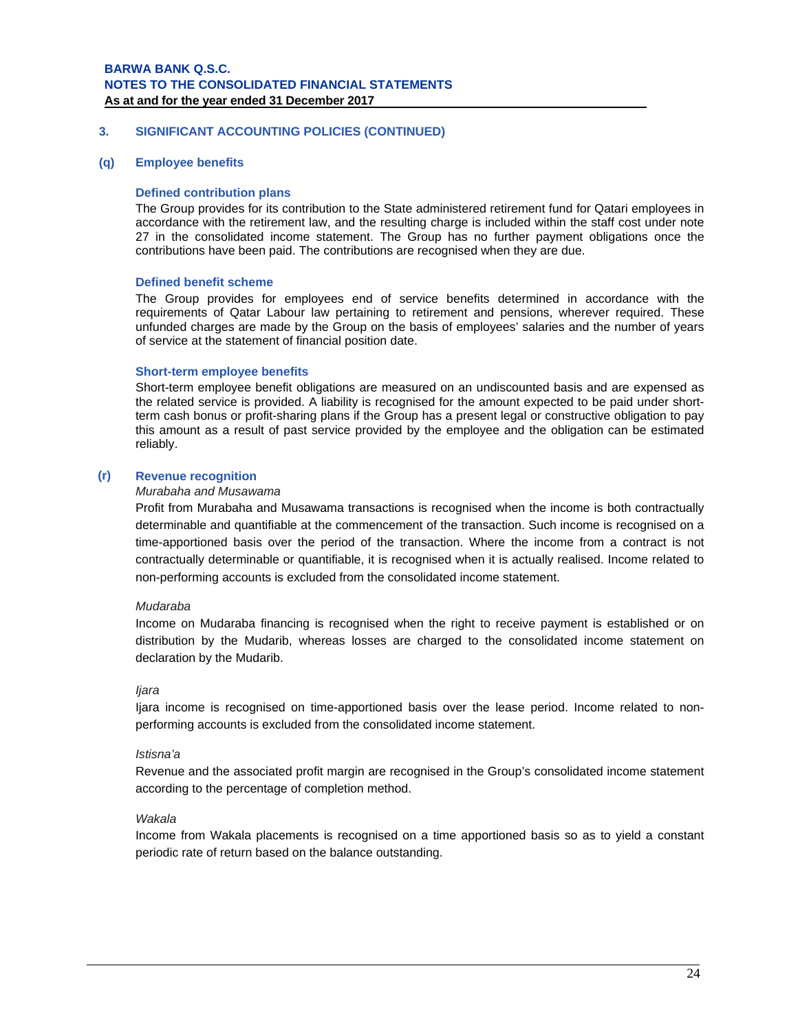## 3. SIGNIFICANT ACCOUNTING POLICIES (CONTINUED)

### (q) Employee benefits

#### Defined contribution plans

The Group provides for its contribution to the State administered retirement fund for Qatari employees in accordance with the retirement law, and the resulting charge is included within the staff cost under note 27 in the consolidated income statement. The Group has no further payment obligations once the contributions have been paid. The contributions are recognised when they are due.

#### Defined benefit scheme

The Group provides for employees end of service benefits determined in accordance with the requirements of Qatar Labour law pertaining to retirement and pensions, wherever required. These unfunded charges are made by the Group on the basis of employees' salaries and the number of years of service at the statement of financial position date.

#### Short-term employee benefits

Short-term employee benefit obligations are measured on an undiscounted basis and are expensed as the related service is provided. A liability is recognised for the amount expected to be paid under short-term cash bonus or profit-sharing plans if the Group has a present legal or constructive obligation to pay this amount as a result of past service provided by the employee and the obligation can be estimated reliably.

### (r) Revenue recognition

*Murabaha and Musawama*

Profit from Murabaha and Musawama transactions is recognised when the income is both contractually determinable and quantifiable at the commencement of the transaction. Such income is recognised on a time-apportioned basis over the period of the transaction. Where the income from a contract is not contractually determinable or quantifiable, it is recognised when it is actually realised. Income related to non-performing accounts is excluded from the consolidated income statement.

*Mudaraba*

Income on Mudaraba financing is recognised when the right to receive payment is established or on distribution by the Mudarib, whereas losses are charged to the consolidated income statement on declaration by the Mudarib.

*Ijara*

Ijara income is recognised on time-apportioned basis over the lease period. Income related to non-performing accounts is excluded from the consolidated income statement.

*Istisna'a*

Revenue and the associated profit margin are recognised in the Group's consolidated income statement according to the percentage of completion method.

*Wakala*

Income from Wakala placements is recognised on a time apportioned basis so as to yield a constant periodic rate of return based on the balance outstanding.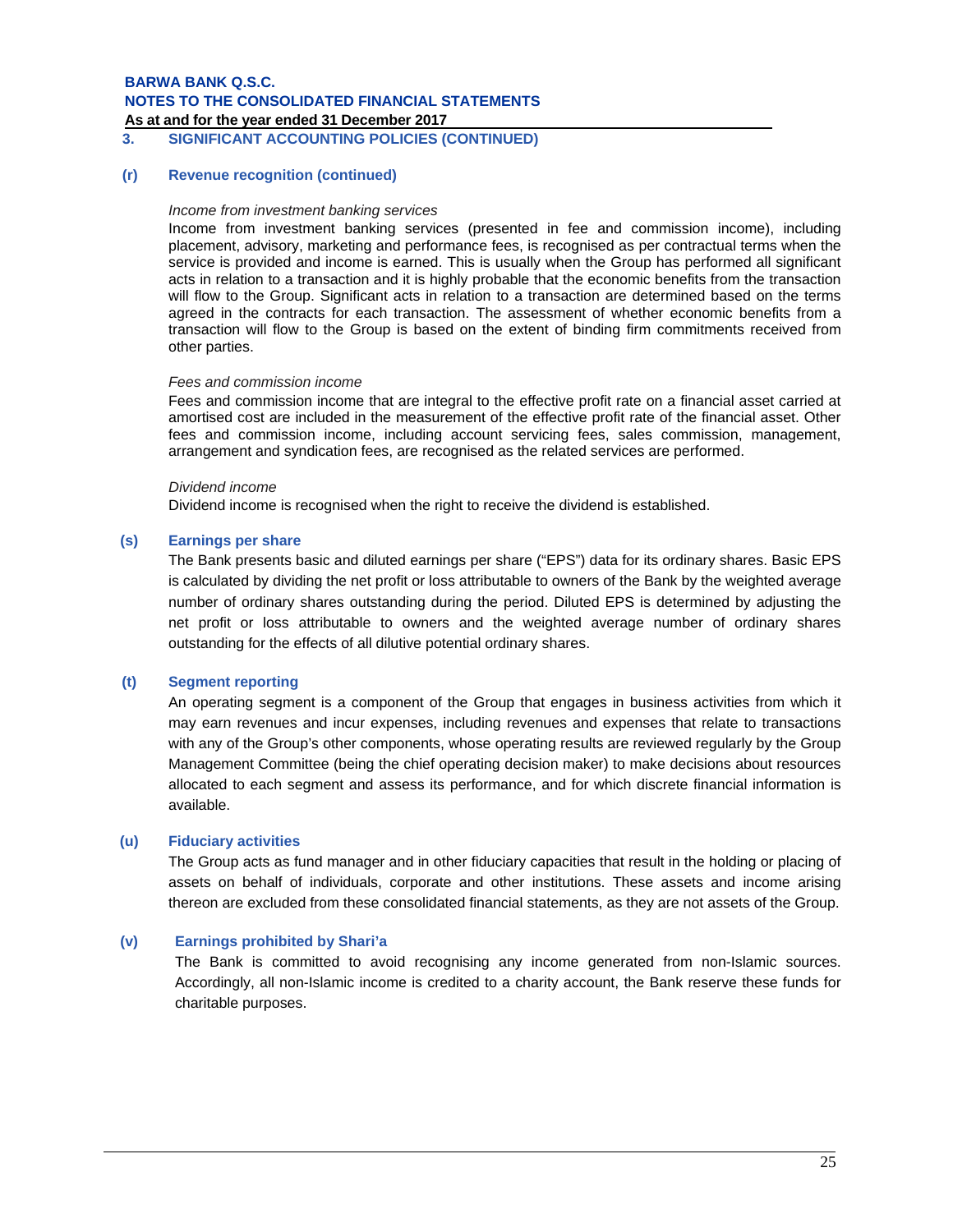## 3. SIGNIFICANT ACCOUNTING POLICIES (CONTINUED)

### (r) Revenue recognition (continued)

*Income from investment banking services*

Income from investment banking services (presented in fee and commission income), including placement, advisory, marketing and performance fees, is recognised as per contractual terms when the service is provided and income is earned. This is usually when the Group has performed all significant acts in relation to a transaction and it is highly probable that the economic benefits from the transaction will flow to the Group. Significant acts in relation to a transaction are determined based on the terms agreed in the contracts for each transaction. The assessment of whether economic benefits from a transaction will flow to the Group is based on the extent of binding firm commitments received from other parties.

*Fees and commission income*

Fees and commission income that are integral to the effective profit rate on a financial asset carried at amortised cost are included in the measurement of the effective profit rate of the financial asset. Other fees and commission income, including account servicing fees, sales commission, management, arrangement and syndication fees, are recognised as the related services are performed.

*Dividend income*

Dividend income is recognised when the right to receive the dividend is established.

### (s) Earnings per share

The Bank presents basic and diluted earnings per share ("EPS") data for its ordinary shares. Basic EPS is calculated by dividing the net profit or loss attributable to owners of the Bank by the weighted average number of ordinary shares outstanding during the period. Diluted EPS is determined by adjusting the net profit or loss attributable to owners and the weighted average number of ordinary shares outstanding for the effects of all dilutive potential ordinary shares.

### (t) Segment reporting

An operating segment is a component of the Group that engages in business activities from which it may earn revenues and incur expenses, including revenues and expenses that relate to transactions with any of the Group's other components, whose operating results are reviewed regularly by the Group Management Committee (being the chief operating decision maker) to make decisions about resources allocated to each segment and assess its performance, and for which discrete financial information is available.

### (u) Fiduciary activities

The Group acts as fund manager and in other fiduciary capacities that result in the holding or placing of assets on behalf of individuals, corporate and other institutions. These assets and income arising thereon are excluded from these consolidated financial statements, as they are not assets of the Group.

### (v) Earnings prohibited by Shari'a

The Bank is committed to avoid recognising any income generated from non-Islamic sources. Accordingly, all non-Islamic income is credited to a charity account, the Bank reserve these funds for charitable purposes.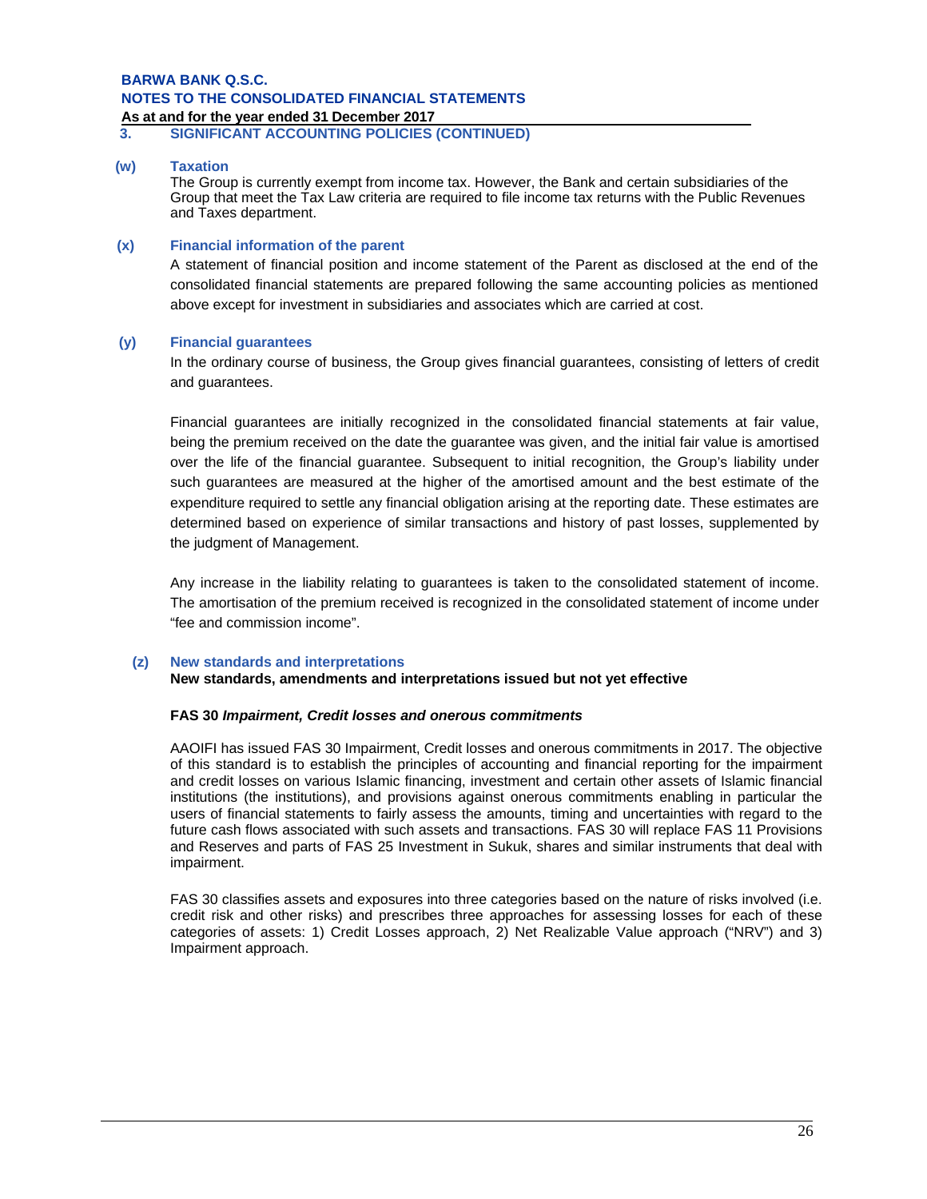**BARWA BANK Q.S.C.**
**NOTES TO THE CONSOLIDATED FINANCIAL STATEMENTS**
**As at and for the year ended 31 December 2017**

## 3. SIGNIFICANT ACCOUNTING POLICIES (CONTINUED)

### (w) Taxation

The Group is currently exempt from income tax. However, the Bank and certain subsidiaries of the Group that meet the Tax Law criteria are required to file income tax returns with the Public Revenues and Taxes department.

### (x) Financial information of the parent

A statement of financial position and income statement of the Parent as disclosed at the end of the consolidated financial statements are prepared following the same accounting policies as mentioned above except for investment in subsidiaries and associates which are carried at cost.

### (y) Financial guarantees

In the ordinary course of business, the Group gives financial guarantees, consisting of letters of credit and guarantees.

Financial guarantees are initially recognized in the consolidated financial statements at fair value, being the premium received on the date the guarantee was given, and the initial fair value is amortised over the life of the financial guarantee. Subsequent to initial recognition, the Group's liability under such guarantees are measured at the higher of the amortised amount and the best estimate of the expenditure required to settle any financial obligation arising at the reporting date. These estimates are determined based on experience of similar transactions and history of past losses, supplemented by the judgment of Management.

Any increase in the liability relating to guarantees is taken to the consolidated statement of income. The amortisation of the premium received is recognized in the consolidated statement of income under "fee and commission income".

### (z) New standards and interpretations

**New standards, amendments and interpretations issued but not yet effective**

**FAS 30 *Impairment, Credit losses and onerous commitments***

AAOIFI has issued FAS 30 Impairment, Credit losses and onerous commitments in 2017. The objective of this standard is to establish the principles of accounting and financial reporting for the impairment and credit losses on various Islamic financing, investment and certain other assets of Islamic financial institutions (the institutions), and provisions against onerous commitments enabling in particular the users of financial statements to fairly assess the amounts, timing and uncertainties with regard to the future cash flows associated with such assets and transactions. FAS 30 will replace FAS 11 Provisions and Reserves and parts of FAS 25 Investment in Sukuk, shares and similar instruments that deal with impairment.

FAS 30 classifies assets and exposures into three categories based on the nature of risks involved (i.e. credit risk and other risks) and prescribes three approaches for assessing losses for each of these categories of assets: 1) Credit Losses approach, 2) Net Realizable Value approach ("NRV") and 3) Impairment approach.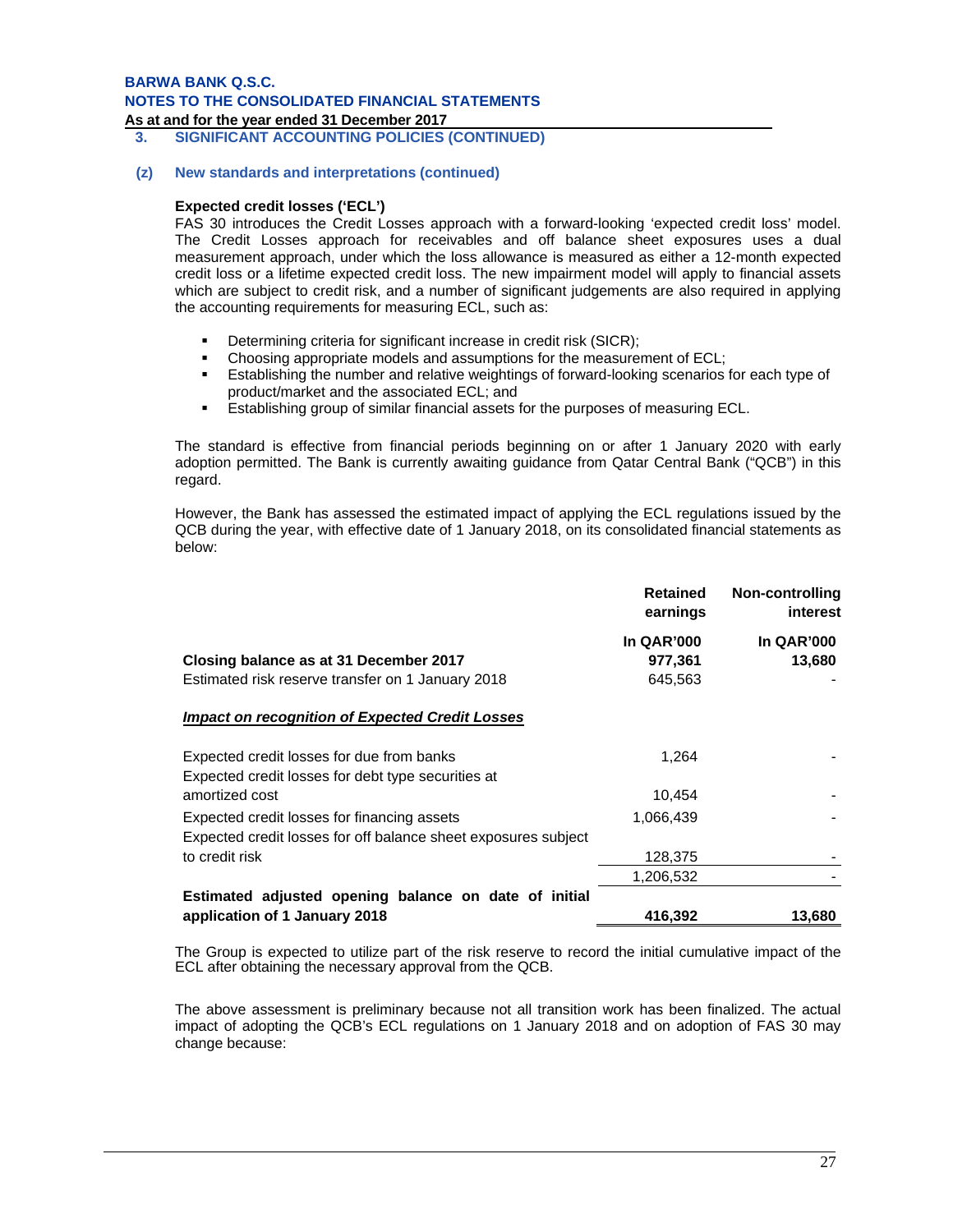**3. SIGNIFICANT ACCOUNTING POLICIES (CONTINUED)**

**(z) New standards and interpretations (continued)**

**Expected credit losses ('ECL')**

FAS 30 introduces the Credit Losses approach with a forward-looking 'expected credit loss' model. The Credit Losses approach for receivables and off balance sheet exposures uses a dual measurement approach, under which the loss allowance is measured as either a 12-month expected credit loss or a lifetime expected credit loss. The new impairment model will apply to financial assets which are subject to credit risk, and a number of significant judgements are also required in applying the accounting requirements for measuring ECL, such as:

- Determining criteria for significant increase in credit risk (SICR);
- Choosing appropriate models and assumptions for the measurement of ECL;
- Establishing the number and relative weightings of forward-looking scenarios for each type of product/market and the associated ECL; and
- Establishing group of similar financial assets for the purposes of measuring ECL.

The standard is effective from financial periods beginning on or after 1 January 2020 with early adoption permitted. The Bank is currently awaiting guidance from Qatar Central Bank ("QCB") in this regard.

However, the Bank has assessed the estimated impact of applying the ECL regulations issued by the QCB during the year, with effective date of 1 January 2018, on its consolidated financial statements as below:

| | Retained earnings | Non-controlling interest |
|---|---|---|
| | In QAR'000 | In QAR'000 |
| **Closing balance as at 31 December 2017** | **977,361** | **13,680** |
| Estimated risk reserve transfer on 1 January 2018 | 645,563 | - |
| ***Impact on recognition of Expected Credit Losses*** | | |
| Expected credit losses for due from banks | 1,264 | - |
| Expected credit losses for debt type securities at amortized cost | 10,454 | - |
| Expected credit losses for financing assets | 1,066,439 | - |
| Expected credit losses for off balance sheet exposures subject to credit risk | 128,375 | - |
| | 1,206,532 | - |
| **Estimated adjusted opening balance on date of initial application of 1 January 2018** | **416,392** | **13,680** |

The Group is expected to utilize part of the risk reserve to record the initial cumulative impact of the ECL after obtaining the necessary approval from the QCB.

The above assessment is preliminary because not all transition work has been finalized. The actual impact of adopting the QCB's ECL regulations on 1 January 2018 and on adoption of FAS 30 may change because: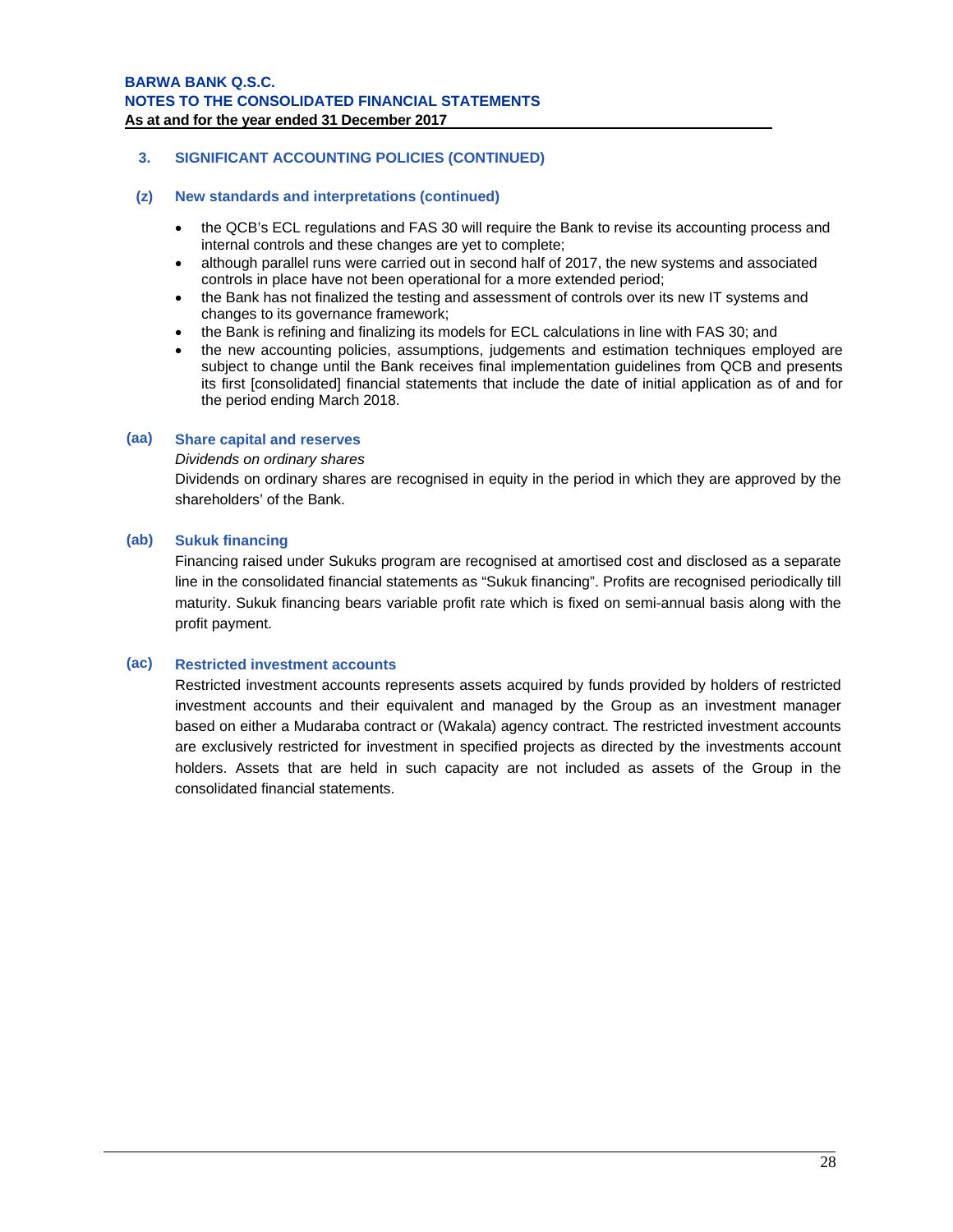## 3. SIGNIFICANT ACCOUNTING POLICIES (CONTINUED)

### (z) New standards and interpretations (continued)

- the QCB's ECL regulations and FAS 30 will require the Bank to revise its accounting process and internal controls and these changes are yet to complete;
- although parallel runs were carried out in second half of 2017, the new systems and associated controls in place have not been operational for a more extended period;
- the Bank has not finalized the testing and assessment of controls over its new IT systems and changes to its governance framework;
- the Bank is refining and finalizing its models for ECL calculations in line with FAS 30; and
- the new accounting policies, assumptions, judgements and estimation techniques employed are subject to change until the Bank receives final implementation guidelines from QCB and presents its first [consolidated] financial statements that include the date of initial application as of and for the period ending March 2018.

### (aa) Share capital and reserves

*Dividends on ordinary shares*

Dividends on ordinary shares are recognised in equity in the period in which they are approved by the shareholders' of the Bank.

### (ab) Sukuk financing

Financing raised under Sukuks program are recognised at amortised cost and disclosed as a separate line in the consolidated financial statements as "Sukuk financing". Profits are recognised periodically till maturity. Sukuk financing bears variable profit rate which is fixed on semi-annual basis along with the profit payment.

### (ac) Restricted investment accounts

Restricted investment accounts represents assets acquired by funds provided by holders of restricted investment accounts and their equivalent and managed by the Group as an investment manager based on either a Mudaraba contract or (Wakala) agency contract. The restricted investment accounts are exclusively restricted for investment in specified projects as directed by the investments account holders. Assets that are held in such capacity are not included as assets of the Group in the consolidated financial statements.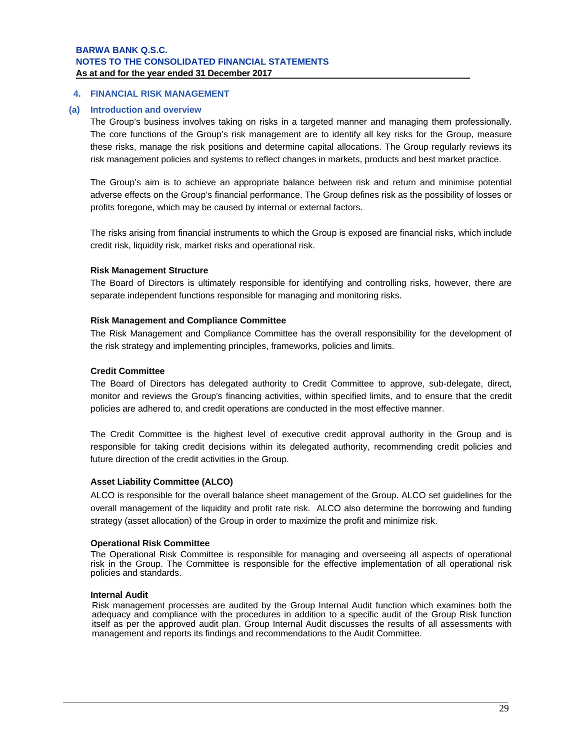## 4. FINANCIAL RISK MANAGEMENT

### (a) Introduction and overview

The Group's business involves taking on risks in a targeted manner and managing them professionally. The core functions of the Group's risk management are to identify all key risks for the Group, measure these risks, manage the risk positions and determine capital allocations. The Group regularly reviews its risk management policies and systems to reflect changes in markets, products and best market practice.

The Group's aim is to achieve an appropriate balance between risk and return and minimise potential adverse effects on the Group's financial performance. The Group defines risk as the possibility of losses or profits foregone, which may be caused by internal or external factors.

The risks arising from financial instruments to which the Group is exposed are financial risks, which include credit risk, liquidity risk, market risks and operational risk.

**Risk Management Structure**

The Board of Directors is ultimately responsible for identifying and controlling risks, however, there are separate independent functions responsible for managing and monitoring risks.

**Risk Management and Compliance Committee**

The Risk Management and Compliance Committee has the overall responsibility for the development of the risk strategy and implementing principles, frameworks, policies and limits.

**Credit Committee**

The Board of Directors has delegated authority to Credit Committee to approve, sub-delegate, direct, monitor and reviews the Group's financing activities, within specified limits, and to ensure that the credit policies are adhered to, and credit operations are conducted in the most effective manner.

The Credit Committee is the highest level of executive credit approval authority in the Group and is responsible for taking credit decisions within its delegated authority, recommending credit policies and future direction of the credit activities in the Group.

**Asset Liability Committee (ALCO)**

ALCO is responsible for the overall balance sheet management of the Group. ALCO set guidelines for the overall management of the liquidity and profit rate risk. ALCO also determine the borrowing and funding strategy (asset allocation) of the Group in order to maximize the profit and minimize risk.

**Operational Risk Committee**

The Operational Risk Committee is responsible for managing and overseeing all aspects of operational risk in the Group. The Committee is responsible for the effective implementation of all operational risk policies and standards.

**Internal Audit**

Risk management processes are audited by the Group Internal Audit function which examines both the adequacy and compliance with the procedures in addition to a specific audit of the Group Risk function itself as per the approved audit plan. Group Internal Audit discusses the results of all assessments with management and reports its findings and recommendations to the Audit Committee.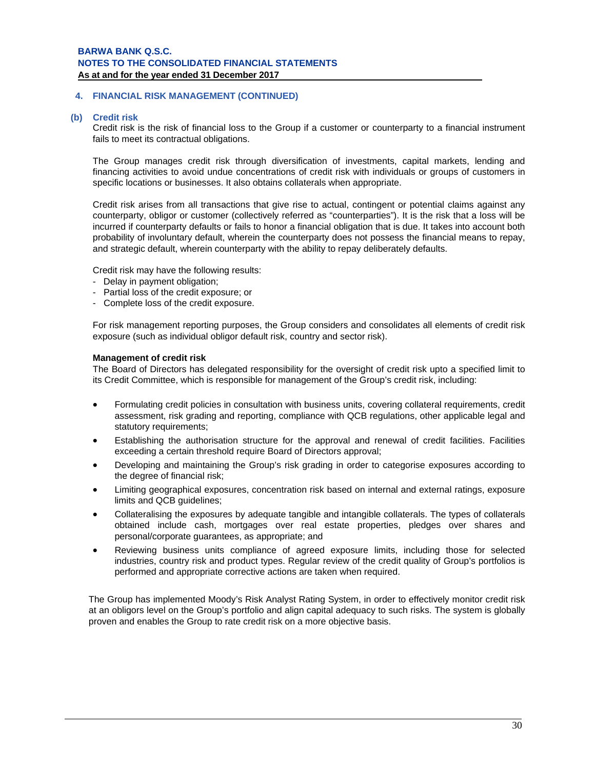## 4. FINANCIAL RISK MANAGEMENT (CONTINUED)

### (b) Credit risk

Credit risk is the risk of financial loss to the Group if a customer or counterparty to a financial instrument fails to meet its contractual obligations.

The Group manages credit risk through diversification of investments, capital markets, lending and financing activities to avoid undue concentrations of credit risk with individuals or groups of customers in specific locations or businesses. It also obtains collaterals when appropriate.

Credit risk arises from all transactions that give rise to actual, contingent or potential claims against any counterparty, obligor or customer (collectively referred as "counterparties"). It is the risk that a loss will be incurred if counterparty defaults or fails to honor a financial obligation that is due. It takes into account both probability of involuntary default, wherein the counterparty does not possess the financial means to repay, and strategic default, wherein counterparty with the ability to repay deliberately defaults.

Credit risk may have the following results:

- Delay in payment obligation;
- Partial loss of the credit exposure; or
- Complete loss of the credit exposure.

For risk management reporting purposes, the Group considers and consolidates all elements of credit risk exposure (such as individual obligor default risk, country and sector risk).

**Management of credit risk**

The Board of Directors has delegated responsibility for the oversight of credit risk upto a specified limit to its Credit Committee, which is responsible for management of the Group's credit risk, including:

- Formulating credit policies in consultation with business units, covering collateral requirements, credit assessment, risk grading and reporting, compliance with QCB regulations, other applicable legal and statutory requirements;
- Establishing the authorisation structure for the approval and renewal of credit facilities. Facilities exceeding a certain threshold require Board of Directors approval;
- Developing and maintaining the Group's risk grading in order to categorise exposures according to the degree of financial risk;
- Limiting geographical exposures, concentration risk based on internal and external ratings, exposure limits and QCB guidelines;
- Collateralising the exposures by adequate tangible and intangible collaterals. The types of collaterals obtained include cash, mortgages over real estate properties, pledges over shares and personal/corporate guarantees, as appropriate; and
- Reviewing business units compliance of agreed exposure limits, including those for selected industries, country risk and product types. Regular review of the credit quality of Group's portfolios is performed and appropriate corrective actions are taken when required.

The Group has implemented Moody's Risk Analyst Rating System, in order to effectively monitor credit risk at an obligors level on the Group's portfolio and align capital adequacy to such risks. The system is globally proven and enables the Group to rate credit risk on a more objective basis.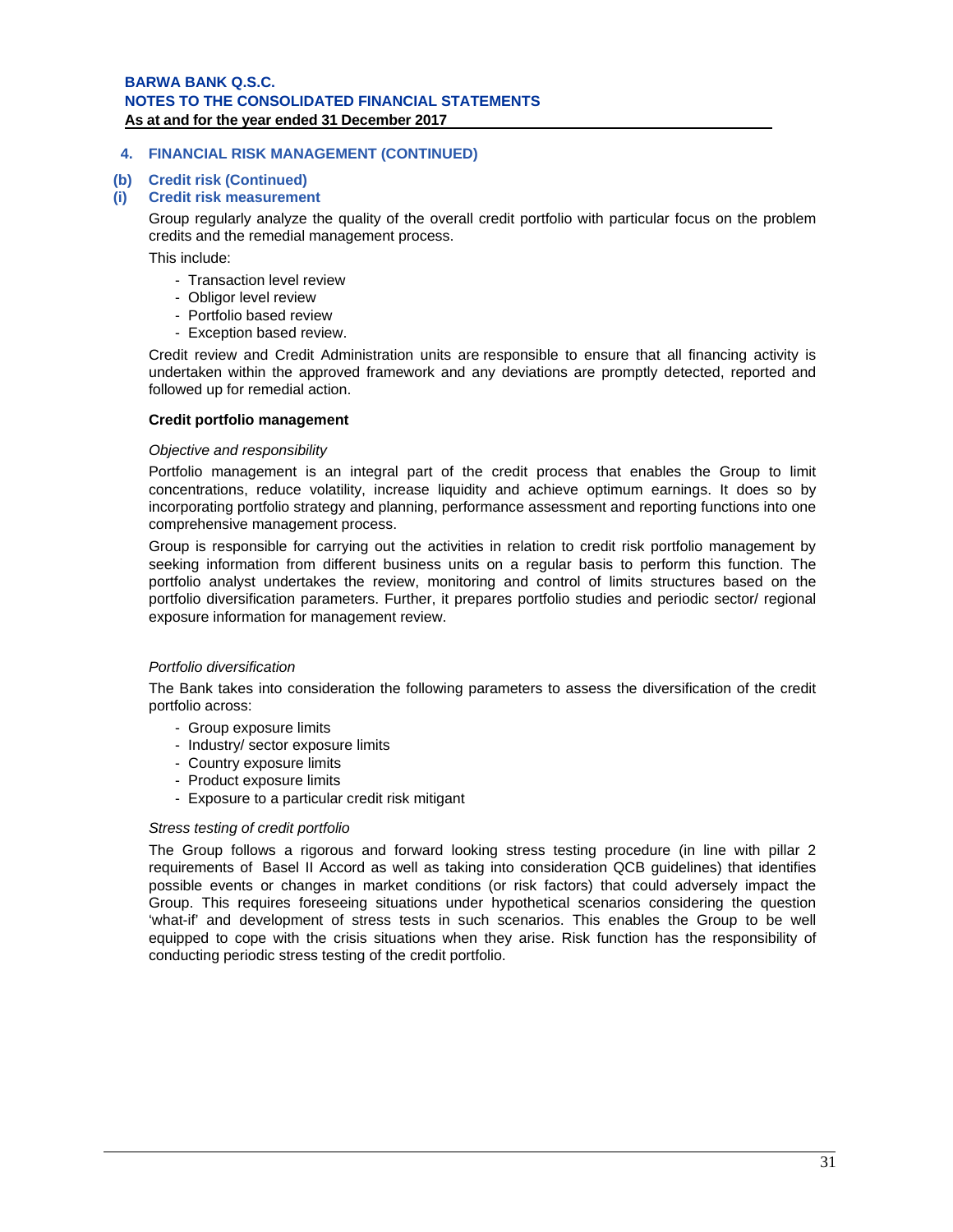## 4. FINANCIAL RISK MANAGEMENT (CONTINUED)

### (b) Credit risk (Continued)

### (i) Credit risk measurement

Group regularly analyze the quality of the overall credit portfolio with particular focus on the problem credits and the remedial management process.

This include:

- Transaction level review
- Obligor level review
- Portfolio based review
- Exception based review.

Credit review and Credit Administration units are responsible to ensure that all financing activity is undertaken within the approved framework and any deviations are promptly detected, reported and followed up for remedial action.

**Credit portfolio management**

*Objective and responsibility*

Portfolio management is an integral part of the credit process that enables the Group to limit concentrations, reduce volatility, increase liquidity and achieve optimum earnings. It does so by incorporating portfolio strategy and planning, performance assessment and reporting functions into one comprehensive management process.

Group is responsible for carrying out the activities in relation to credit risk portfolio management by seeking information from different business units on a regular basis to perform this function. The portfolio analyst undertakes the review, monitoring and control of limits structures based on the portfolio diversification parameters. Further, it prepares portfolio studies and periodic sector/ regional exposure information for management review.

*Portfolio diversification*

The Bank takes into consideration the following parameters to assess the diversification of the credit portfolio across:

- Group exposure limits
- Industry/ sector exposure limits
- Country exposure limits
- Product exposure limits
- Exposure to a particular credit risk mitigant

*Stress testing of credit portfolio*

The Group follows a rigorous and forward looking stress testing procedure (in line with pillar 2 requirements of Basel II Accord as well as taking into consideration QCB guidelines) that identifies possible events or changes in market conditions (or risk factors) that could adversely impact the Group. This requires foreseeing situations under hypothetical scenarios considering the question 'what-if' and development of stress tests in such scenarios. This enables the Group to be well equipped to cope with the crisis situations when they arise. Risk function has the responsibility of conducting periodic stress testing of the credit portfolio.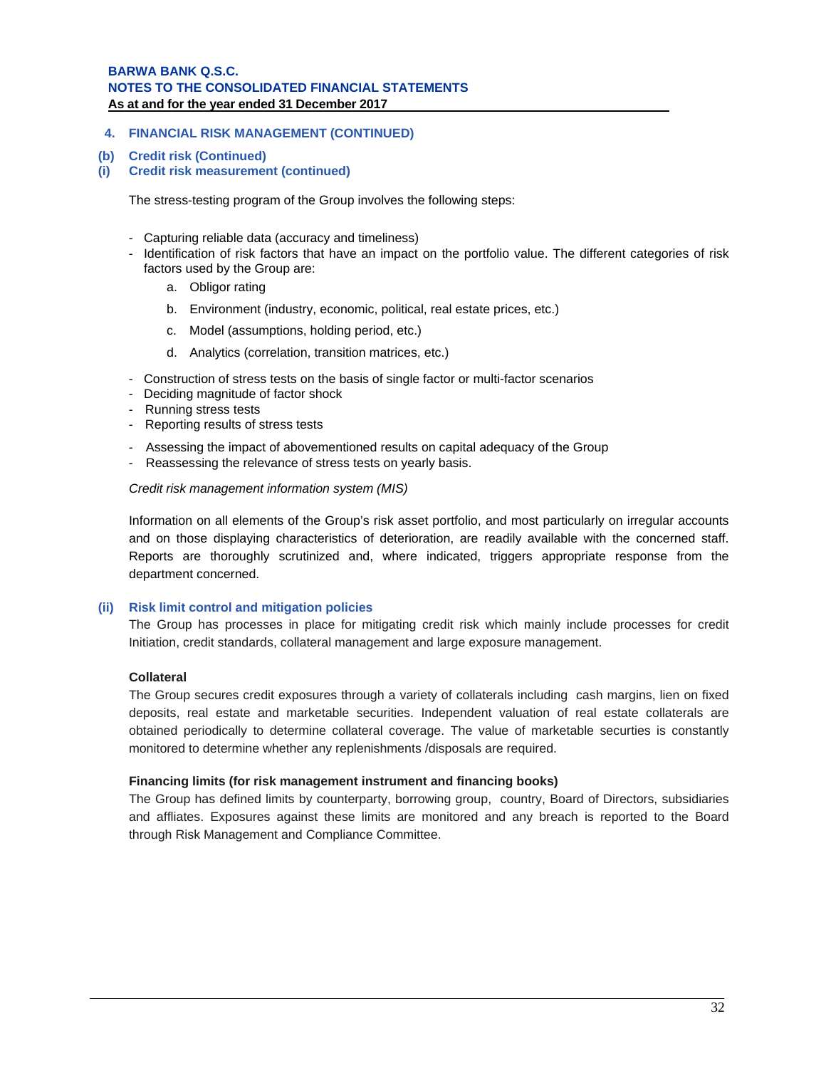## 4. FINANCIAL RISK MANAGEMENT (CONTINUED)

### (b) Credit risk (Continued)

### (i) Credit risk measurement (continued)

The stress-testing program of the Group involves the following steps:

- Capturing reliable data (accuracy and timeliness)
- Identification of risk factors that have an impact on the portfolio value. The different categories of risk factors used by the Group are:
    a. Obligor rating
    b. Environment (industry, economic, political, real estate prices, etc.)
    c. Model (assumptions, holding period, etc.)
    d. Analytics (correlation, transition matrices, etc.)
- Construction of stress tests on the basis of single factor or multi-factor scenarios
- Deciding magnitude of factor shock
- Running stress tests
- Reporting results of stress tests
- Assessing the impact of abovementioned results on capital adequacy of the Group
- Reassessing the relevance of stress tests on yearly basis.

*Credit risk management information system (MIS)*

Information on all elements of the Group's risk asset portfolio, and most particularly on irregular accounts and on those displaying characteristics of deterioration, are readily available with the concerned staff. Reports are thoroughly scrutinized and, where indicated, triggers appropriate response from the department concerned.

### (ii) Risk limit control and mitigation policies

The Group has processes in place for mitigating credit risk which mainly include processes for credit Initiation, credit standards, collateral management and large exposure management.

**Collateral**

The Group secures credit exposures through a variety of collaterals including cash margins, lien on fixed deposits, real estate and marketable securities. Independent valuation of real estate collaterals are obtained periodically to determine collateral coverage. The value of marketable securties is constantly monitored to determine whether any replenishments /disposals are required.

**Financing limits (for risk management instrument and financing books)**

The Group has defined limits by counterparty, borrowing group, country, Board of Directors, subsidiaries and affliates. Exposures against these limits are monitored and any breach is reported to the Board through Risk Management and Compliance Committee.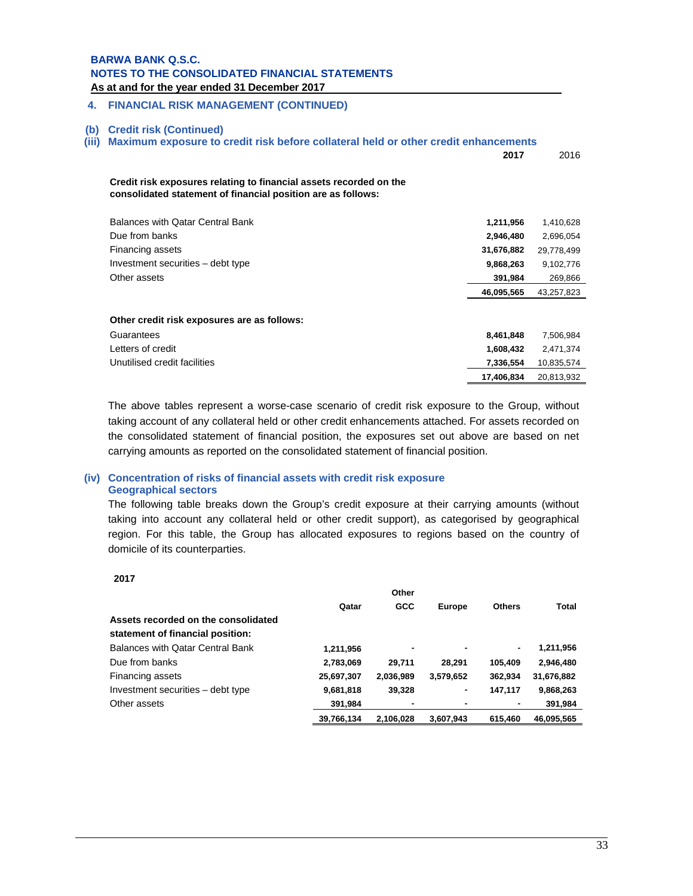## 4. FINANCIAL RISK MANAGEMENT (CONTINUED)

### (b) Credit risk (Continued)

### (iii) Maximum exposure to credit risk before collateral held or other credit enhancements

| | **2017** | 2016 |
|---|---|---|
| **Credit risk exposures relating to financial assets recorded on the consolidated statement of financial position are as follows:** | | |
| Balances with Qatar Central Bank | **1,211,956** | 1,410,628 |
| Due from banks | **2,946,480** | 2,696,054 |
| Financing assets | **31,676,882** | 29,778,499 |
| Investment securities – debt type | **9,868,263** | 9,102,776 |
| Other assets | **391,984** | 269,866 |
| | **46,095,565** | 43,257,823 |
| **Other credit risk exposures are as follows:** | | |
| Guarantees | **8,461,848** | 7,506,984 |
| Letters of credit | **1,608,432** | 2,471,374 |
| Unutilised credit facilities | **7,336,554** | 10,835,574 |
| | **17,406,834** | 20,813,932 |

The above tables represent a worse-case scenario of credit risk exposure to the Group, without taking account of any collateral held or other credit enhancements attached. For assets recorded on the consolidated statement of financial position, the exposures set out above are based on net carrying amounts as reported on the consolidated statement of financial position.

### (iv) Concentration of risks of financial assets with credit risk exposure

**Geographical sectors**

The following table breaks down the Group's credit exposure at their carrying amounts (without taking into account any collateral held or other credit support), as categorised by geographical region. For this table, the Group has allocated exposures to regions based on the country of domicile of its counterparties.

**2017**

| | **Qatar** | **Other GCC** | **Europe** | **Others** | **Total** |
|---|---|---|---|---|---|
| **Assets recorded on the consolidated statement of financial position:** | | | | | |
| Balances with Qatar Central Bank | **1,211,956** | **-** | **-** | **-** | **1,211,956** |
| Due from banks | **2,783,069** | **29,711** | **28,291** | **105,409** | **2,946,480** |
| Financing assets | **25,697,307** | **2,036,989** | **3,579,652** | **362,934** | **31,676,882** |
| Investment securities – debt type | **9,681,818** | **39,328** | **-** | **147,117** | **9,868,263** |
| Other assets | **391,984** | **-** | **-** | **-** | **391,984** |
| | **39,766,134** | **2,106,028** | **3,607,943** | **615,460** | **46,095,565** |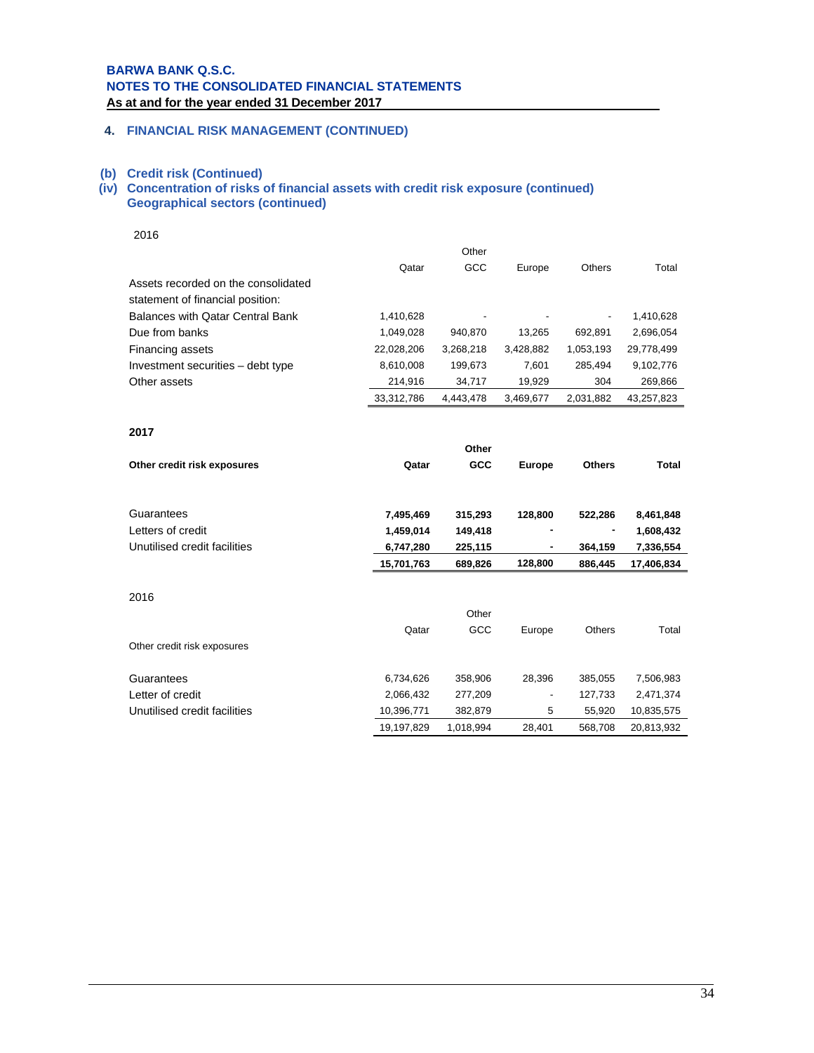## 4. FINANCIAL RISK MANAGEMENT (CONTINUED)

### (b) Credit risk (Continued)

### (iv) Concentration of risks of financial assets with credit risk exposure (continued)

### Geographical sectors (continued)

2016

| | Qatar | Other GCC | Europe | Others | Total |
|---|---|---|---|---|---|
| Assets recorded on the consolidated statement of financial position: | | | | | |
| Balances with Qatar Central Bank | 1,410,628 | - | - | - | 1,410,628 |
| Due from banks | 1,049,028 | 940,870 | 13,265 | 692,891 | 2,696,054 |
| Financing assets | 22,028,206 | 3,268,218 | 3,428,882 | 1,053,193 | 29,778,499 |
| Investment securities – debt type | 8,610,008 | 199,673 | 7,601 | 285,494 | 9,102,776 |
| Other assets | 214,916 | 34,717 | 19,929 | 304 | 269,866 |
| | 33,312,786 | 4,443,478 | 3,469,677 | 2,031,882 | 43,257,823 |

**2017**

| **Other credit risk exposures** | **Qatar** | **Other GCC** | **Europe** | **Others** | **Total** |
|---|---|---|---|---|---|
| Guarantees | **7,495,469** | **315,293** | **128,800** | **522,286** | **8,461,848** |
| Letters of credit | **1,459,014** | **149,418** | **-** | **-** | **1,608,432** |
| Unutilised credit facilities | **6,747,280** | **225,115** | **-** | **364,159** | **7,336,554** |
| | **15,701,763** | **689,826** | **128,800** | **886,445** | **17,406,834** |

2016

| Other credit risk exposures | Qatar | Other GCC | Europe | Others | Total |
|---|---|---|---|---|---|
| Guarantees | 6,734,626 | 358,906 | 28,396 | 385,055 | 7,506,983 |
| Letter of credit | 2,066,432 | 277,209 | - | 127,733 | 2,471,374 |
| Unutilised credit facilities | 10,396,771 | 382,879 | 5 | 55,920 | 10,835,575 |
| | 19,197,829 | 1,018,994 | 28,401 | 568,708 | 20,813,932 |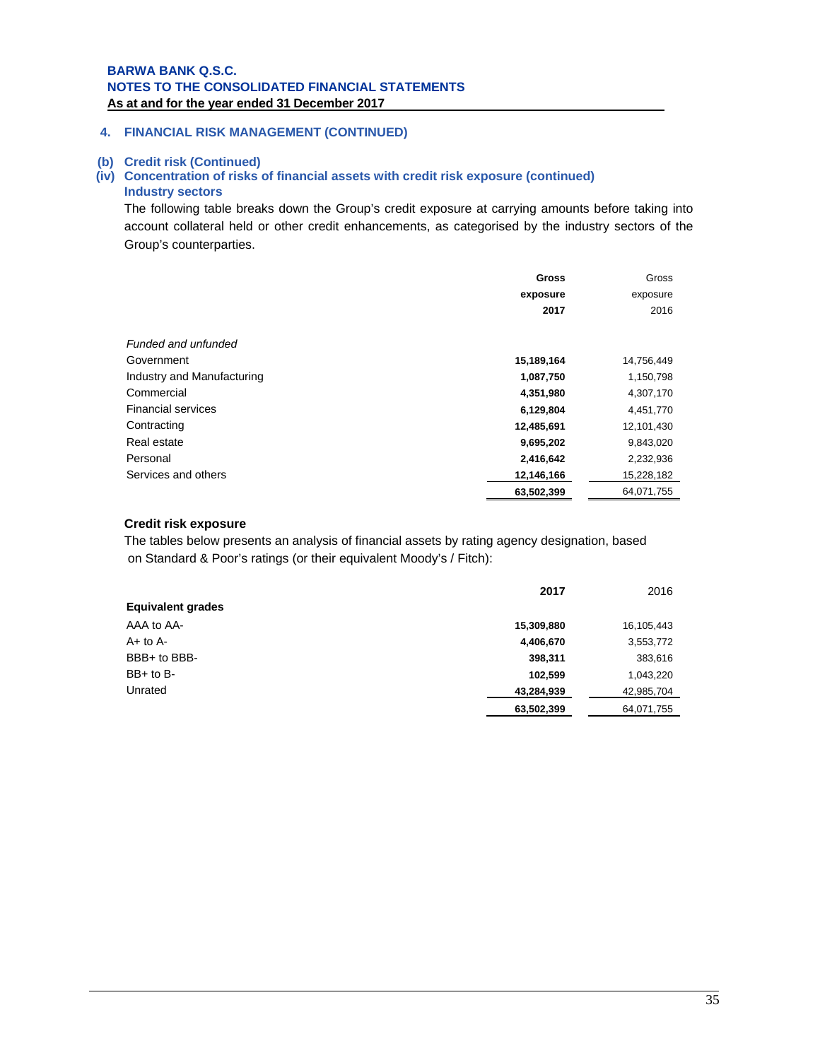## 4. FINANCIAL RISK MANAGEMENT (CONTINUED)

### (b) Credit risk (Continued)

### (iv) Concentration of risks of financial assets with credit risk exposure (continued)

**Industry sectors**

The following table breaks down the Group's credit exposure at carrying amounts before taking into account collateral held or other credit enhancements, as categorised by the industry sectors of the Group's counterparties.

| | **Gross exposure 2017** | Gross exposure 2016 |
|---|---|---|
| *Funded and unfunded* | | |
| Government | **15,189,164** | 14,756,449 |
| Industry and Manufacturing | **1,087,750** | 1,150,798 |
| Commercial | **4,351,980** | 4,307,170 |
| Financial services | **6,129,804** | 4,451,770 |
| Contracting | **12,485,691** | 12,101,430 |
| Real estate | **9,695,202** | 9,843,020 |
| Personal | **2,416,642** | 2,232,936 |
| Services and others | **12,146,166** | 15,228,182 |
| | **63,502,399** | 64,071,755 |

**Credit risk exposure**

The tables below presents an analysis of financial assets by rating agency designation, based on Standard & Poor's ratings (or their equivalent Moody's / Fitch):

| | **2017** | 2016 |
|---|---|---|
| **Equivalent grades** | | |
| AAA to AA- | **15,309,880** | 16,105,443 |
| A+ to A- | **4,406,670** | 3,553,772 |
| BBB+ to BBB- | **398,311** | 383,616 |
| BB+ to B- | **102,599** | 1,043,220 |
| Unrated | **43,284,939** | 42,985,704 |
| | **63,502,399** | 64,071,755 |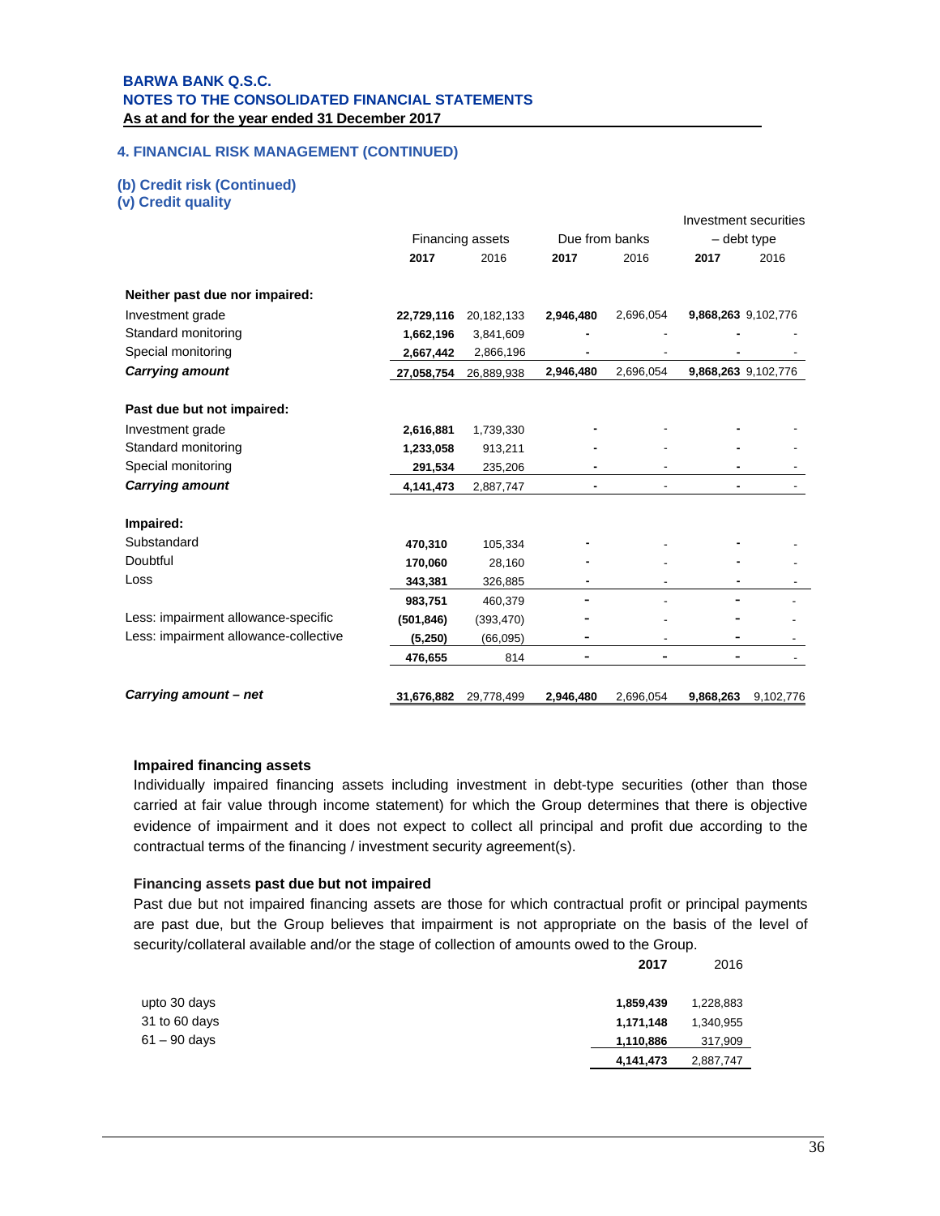## 4. FINANCIAL RISK MANAGEMENT (CONTINUED)

### (b) Credit risk (Continued)

### (v) Credit quality

| | Financing assets | | Due from banks | | Investment securities – debt type | |
|---|---|---|---|---|---|---|
| | **2017** | 2016 | **2017** | 2016 | **2017** | 2016 |
| **Neither past due nor impaired:** | | | | | | |
| Investment grade | **22,729,116** | 20,182,133 | **2,946,480** | 2,696,054 | **9,868,263** | 9,102,776 |
| Standard monitoring | **1,662,196** | 3,841,609 | **-** | - | **-** | - |
| Special monitoring | **2,667,442** | 2,866,196 | **-** | - | **-** | - |
| ***Carrying amount*** | **27,058,754** | 26,889,938 | **2,946,480** | 2,696,054 | **9,868,263** | 9,102,776 |
| **Past due but not impaired:** | | | | | | |
| Investment grade | **2,616,881** | 1,739,330 | **-** | - | **-** | - |
| Standard monitoring | **1,233,058** | 913,211 | **-** | - | **-** | - |
| Special monitoring | **291,534** | 235,206 | **-** | - | **-** | - |
| ***Carrying amount*** | **4,141,473** | 2,887,747 | **-** | - | **-** | - |
| **Impaired:** | | | | | | |
| Substandard | **470,310** | 105,334 | **-** | - | **-** | - |
| Doubtful | **170,060** | 28,160 | **-** | - | **-** | - |
| Loss | **343,381** | 326,885 | **-** | - | **-** | - |
| | **983,751** | 460,379 | **-** | - | **-** | - |
| Less: impairment allowance-specific | **(501,846)** | (393,470) | **-** | - | **-** | - |
| Less: impairment allowance-collective | **(5,250)** | (66,095) | **-** | - | **-** | - |
| | **476,655** | 814 | **-** | - | **-** | - |
| ***Carrying amount – net*** | **31,676,882** | 29,778,499 | **2,946,480** | 2,696,054 | **9,868,263** | 9,102,776 |

**Impaired financing assets**

Individually impaired financing assets including investment in debt-type securities (other than those carried at fair value through income statement) for which the Group determines that there is objective evidence of impairment and it does not expect to collect all principal and profit due according to the contractual terms of the financing / investment security agreement(s).

**Financing assets past due but not impaired**

Past due but not impaired financing assets are those for which contractual profit or principal payments are past due, but the Group believes that impairment is not appropriate on the basis of the level of security/collateral available and/or the stage of collection of amounts owed to the Group.

| | **2017** | 2016 |
|---|---|---|
| upto 30 days | **1,859,439** | 1,228,883 |
| 31 to 60 days | **1,171,148** | 1,340,955 |
| 61 – 90 days | **1,110,886** | 317,909 |
| | **4,141,473** | 2,887,747 |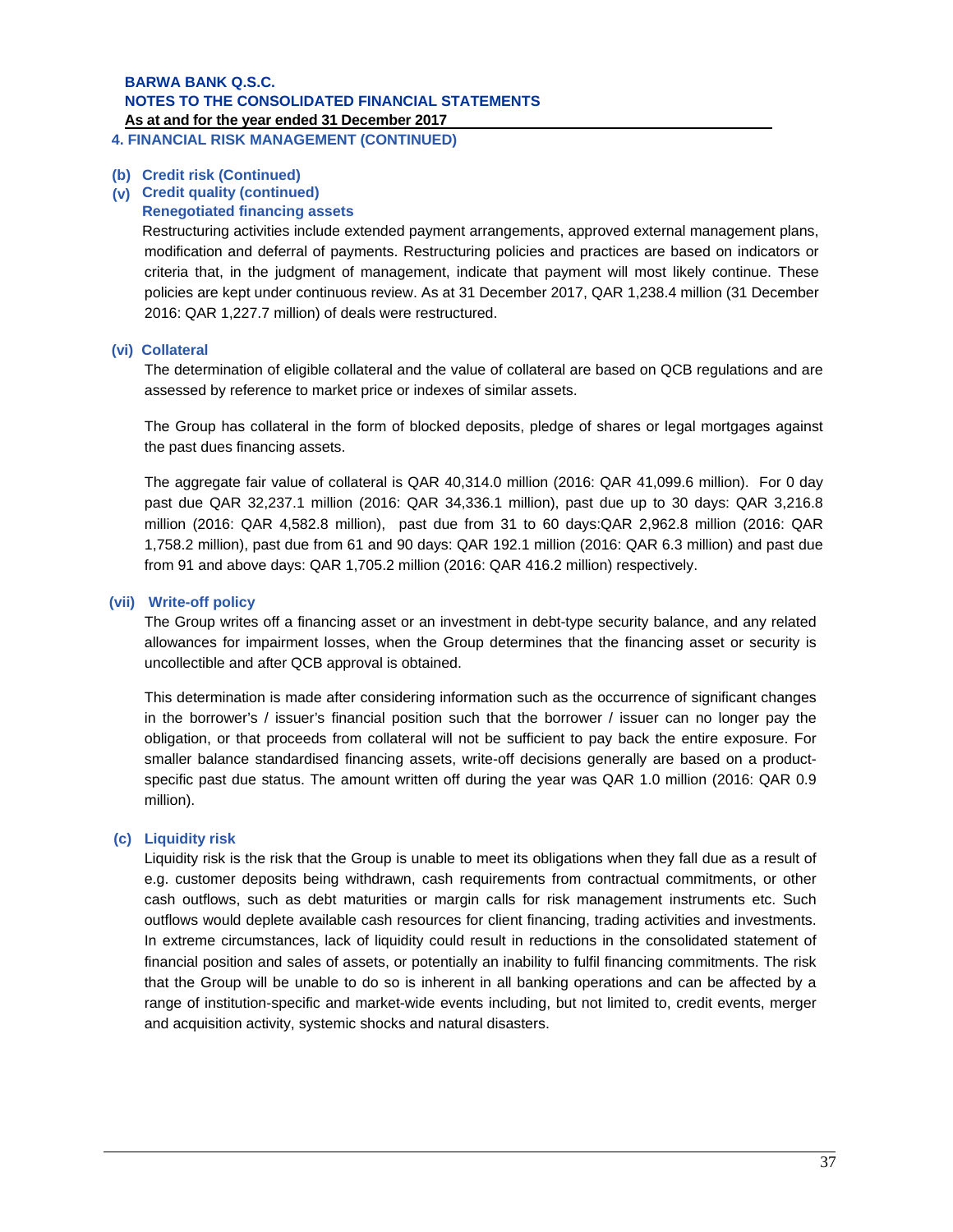## 4. FINANCIAL RISK MANAGEMENT (CONTINUED)

### (b) Credit risk (Continued)

#### (v) Credit quality (continued)

**Renegotiated financing assets**

Restructuring activities include extended payment arrangements, approved external management plans, modification and deferral of payments. Restructuring policies and practices are based on indicators or criteria that, in the judgment of management, indicate that payment will most likely continue. These policies are kept under continuous review. As at 31 December 2017, QAR 1,238.4 million (31 December 2016: QAR 1,227.7 million) of deals were restructured.

#### (vi) Collateral

The determination of eligible collateral and the value of collateral are based on QCB regulations and are assessed by reference to market price or indexes of similar assets.

The Group has collateral in the form of blocked deposits, pledge of shares or legal mortgages against the past dues financing assets.

The aggregate fair value of collateral is QAR 40,314.0 million (2016: QAR 41,099.6 million). For 0 day past due QAR 32,237.1 million (2016: QAR 34,336.1 million), past due up to 30 days: QAR 3,216.8 million (2016: QAR 4,582.8 million), past due from 31 to 60 days:QAR 2,962.8 million (2016: QAR 1,758.2 million), past due from 61 and 90 days: QAR 192.1 million (2016: QAR 6.3 million) and past due from 91 and above days: QAR 1,705.2 million (2016: QAR 416.2 million) respectively.

#### (vii) Write-off policy

The Group writes off a financing asset or an investment in debt-type security balance, and any related allowances for impairment losses, when the Group determines that the financing asset or security is uncollectible and after QCB approval is obtained.

This determination is made after considering information such as the occurrence of significant changes in the borrower's / issuer's financial position such that the borrower / issuer can no longer pay the obligation, or that proceeds from collateral will not be sufficient to pay back the entire exposure. For smaller balance standardised financing assets, write-off decisions generally are based on a product-specific past due status. The amount written off during the year was QAR 1.0 million (2016: QAR 0.9 million).

### (c) Liquidity risk

Liquidity risk is the risk that the Group is unable to meet its obligations when they fall due as a result of e.g. customer deposits being withdrawn, cash requirements from contractual commitments, or other cash outflows, such as debt maturities or margin calls for risk management instruments etc. Such outflows would deplete available cash resources for client financing, trading activities and investments. In extreme circumstances, lack of liquidity could result in reductions in the consolidated statement of financial position and sales of assets, or potentially an inability to fulfil financing commitments. The risk that the Group will be unable to do so is inherent in all banking operations and can be affected by a range of institution-specific and market-wide events including, but not limited to, credit events, merger and acquisition activity, systemic shocks and natural disasters.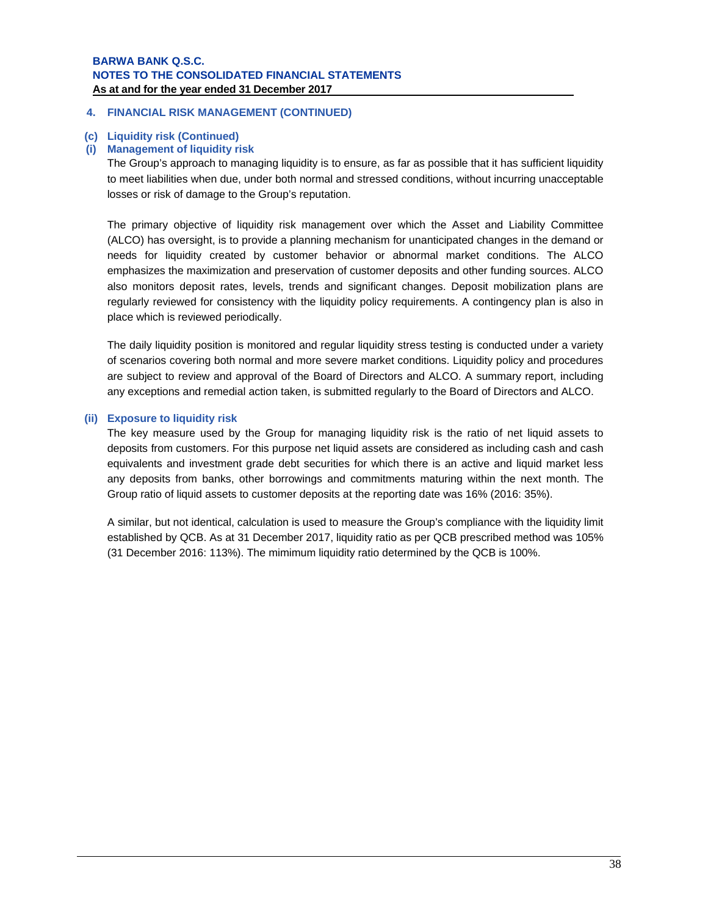## 4. FINANCIAL RISK MANAGEMENT (CONTINUED)

### (c) Liquidity risk (Continued)

#### (i) Management of liquidity risk

The Group's approach to managing liquidity is to ensure, as far as possible that it has sufficient liquidity to meet liabilities when due, under both normal and stressed conditions, without incurring unacceptable losses or risk of damage to the Group's reputation.

The primary objective of liquidity risk management over which the Asset and Liability Committee (ALCO) has oversight, is to provide a planning mechanism for unanticipated changes in the demand or needs for liquidity created by customer behavior or abnormal market conditions. The ALCO emphasizes the maximization and preservation of customer deposits and other funding sources. ALCO also monitors deposit rates, levels, trends and significant changes. Deposit mobilization plans are regularly reviewed for consistency with the liquidity policy requirements. A contingency plan is also in place which is reviewed periodically.

The daily liquidity position is monitored and regular liquidity stress testing is conducted under a variety of scenarios covering both normal and more severe market conditions. Liquidity policy and procedures are subject to review and approval of the Board of Directors and ALCO. A summary report, including any exceptions and remedial action taken, is submitted regularly to the Board of Directors and ALCO.

#### (ii) Exposure to liquidity risk

The key measure used by the Group for managing liquidity risk is the ratio of net liquid assets to deposits from customers. For this purpose net liquid assets are considered as including cash and cash equivalents and investment grade debt securities for which there is an active and liquid market less any deposits from banks, other borrowings and commitments maturing within the next month. The Group ratio of liquid assets to customer deposits at the reporting date was 16% (2016: 35%).

A similar, but not identical, calculation is used to measure the Group's compliance with the liquidity limit established by QCB. As at 31 December 2017, liquidity ratio as per QCB prescribed method was 105% (31 December 2016: 113%). The mimimum liquidity ratio determined by the QCB is 100%.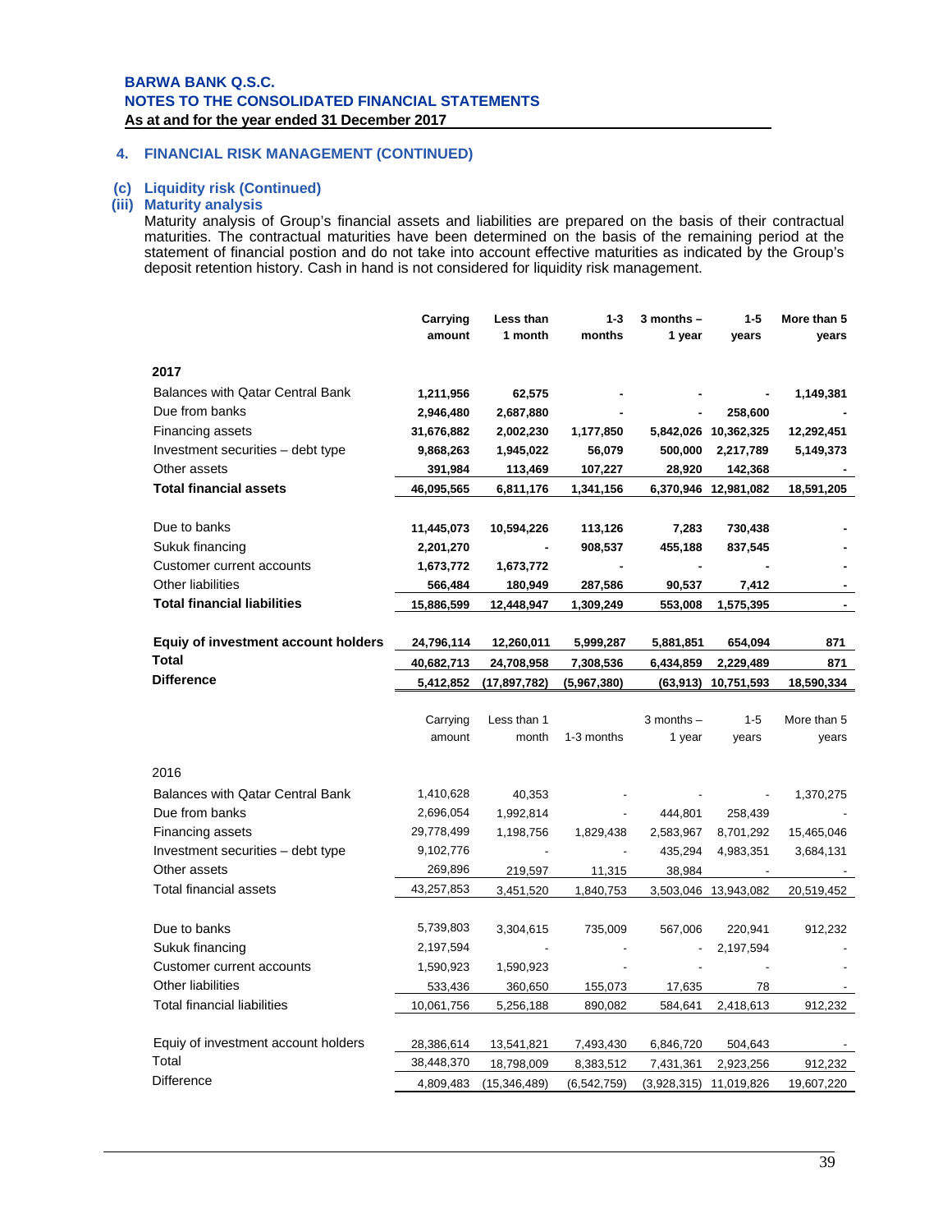## 4. FINANCIAL RISK MANAGEMENT (CONTINUED)

### (c) Liquidity risk (Continued)

### (iii) Maturity analysis

Maturity analysis of Group's financial assets and liabilities are prepared on the basis of their contractual maturities. The contractual maturities have been determined on the basis of the remaining period at the statement of financial postion and do not take into account effective maturities as indicated by the Group's deposit retention history. Cash in hand is not considered for liquidity risk management.

| | Carrying amount | Less than 1 month | 1-3 months | 3 months – 1 year | 1-5 years | More than 5 years |
|---|---|---|---|---|---|---|
| **2017** | | | | | | |
| Balances with Qatar Central Bank | **1,211,956** | **62,575** | **-** | **-** | **-** | **1,149,381** |
| Due from banks | **2,946,480** | **2,687,880** | **-** | **-** | **258,600** | **-** |
| Financing assets | **31,676,882** | **2,002,230** | **1,177,850** | **5,842,026** | **10,362,325** | **12,292,451** |
| Investment securities – debt type | **9,868,263** | **1,945,022** | **56,079** | **500,000** | **2,217,789** | **5,149,373** |
| Other assets | **391,984** | **113,469** | **107,227** | **28,920** | **142,368** | **-** |
| **Total financial assets** | **46,095,565** | **6,811,176** | **1,341,156** | **6,370,946** | **12,981,082** | **18,591,205** |
| Due to banks | **11,445,073** | **10,594,226** | **113,126** | **7,283** | **730,438** | **-** |
| Sukuk financing | **2,201,270** | **-** | **908,537** | **455,188** | **837,545** | **-** |
| Customer current accounts | **1,673,772** | **1,673,772** | **-** | **-** | **-** | **-** |
| Other liabilities | **566,484** | **180,949** | **287,586** | **90,537** | **7,412** | **-** |
| **Total financial liabilities** | **15,886,599** | **12,448,947** | **1,309,249** | **553,008** | **1,575,395** | **-** |
| **Equiy of investment account holders** | **24,796,114** | **12,260,011** | **5,999,287** | **5,881,851** | **654,094** | **871** |
| **Total** | **40,682,713** | **24,708,958** | **7,308,536** | **6,434,859** | **2,229,489** | **871** |
| **Difference** | **5,412,852** | **(17,897,782)** | **(5,967,380)** | **(63,913)** | **10,751,593** | **18,590,334** |

| | Carrying amount | Less than 1 month | 1-3 months | 3 months – 1 year | 1-5 years | More than 5 years |
|---|---|---|---|---|---|---|
| 2016 | | | | | | |
| Balances with Qatar Central Bank | 1,410,628 | 40,353 | - | - | - | 1,370,275 |
| Due from banks | 2,696,054 | 1,992,814 | - | 444,801 | 258,439 | - |
| Financing assets | 29,778,499 | 1,198,756 | 1,829,438 | 2,583,967 | 8,701,292 | 15,465,046 |
| Investment securities – debt type | 9,102,776 | - | - | 435,294 | 4,983,351 | 3,684,131 |
| Other assets | 269,896 | 219,597 | 11,315 | 38,984 | - | - |
| Total financial assets | 43,257,853 | 3,451,520 | 1,840,753 | 3,503,046 | 13,943,082 | 20,519,452 |
| Due to banks | 5,739,803 | 3,304,615 | 735,009 | 567,006 | 220,941 | 912,232 |
| Sukuk financing | 2,197,594 | - | - | - | 2,197,594 | - |
| Customer current accounts | 1,590,923 | 1,590,923 | - | - | - | - |
| Other liabilities | 533,436 | 360,650 | 155,073 | 17,635 | 78 | - |
| Total financial liabilities | 10,061,756 | 5,256,188 | 890,082 | 584,641 | 2,418,613 | 912,232 |
| Equiy of investment account holders | 28,386,614 | 13,541,821 | 7,493,430 | 6,846,720 | 504,643 | - |
| Total | 38,448,370 | 18,798,009 | 8,383,512 | 7,431,361 | 2,923,256 | 912,232 |
| Difference | 4,809,483 | (15,346,489) | (6,542,759) | (3,928,315) | 11,019,826 | 19,607,220 |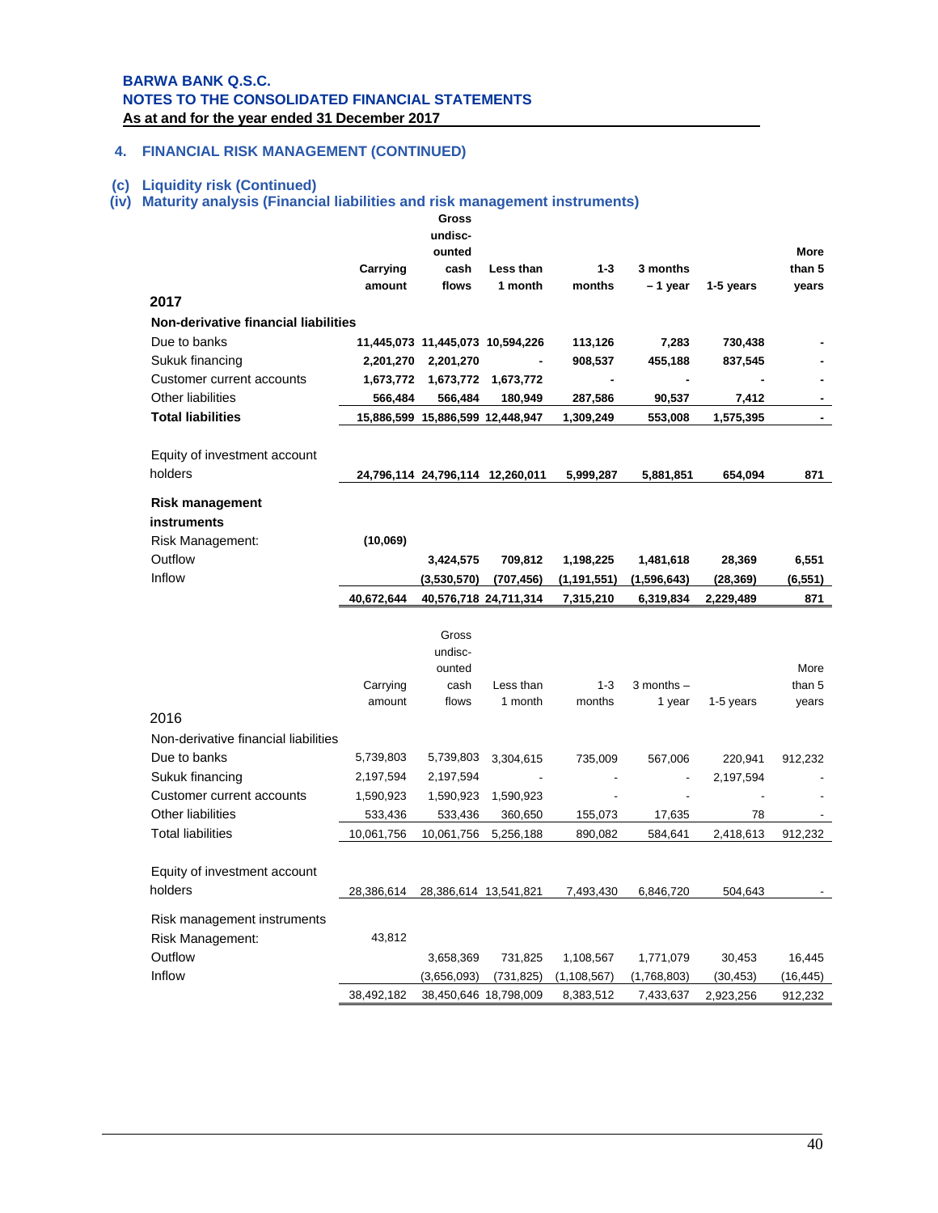## 4. FINANCIAL RISK MANAGEMENT (CONTINUED)

### (c) Liquidity risk (Continued)

### (iv) Maturity analysis (Financial liabilities and risk management instruments)

| 2017 | Carrying amount | Gross undisc-ounted cash flows | Less than 1 month | 1-3 months | 3 months – 1 year | 1-5 years | More than 5 years |
|---|---|---|---|---|---|---|---|
| **Non-derivative financial liabilities** | | | | | | | |
| Due to banks | 11,445,073 | 11,445,073 | 10,594,226 | 113,126 | 7,283 | 730,438 | - |
| Sukuk financing | 2,201,270 | 2,201,270 | - | 908,537 | 455,188 | 837,545 | - |
| Customer current accounts | 1,673,772 | 1,673,772 | 1,673,772 | - | - | - | - |
| Other liabilities | 566,484 | 566,484 | 180,949 | 287,586 | 90,537 | 7,412 | - |
| **Total liabilities** | 15,886,599 | 15,886,599 | 12,448,947 | 1,309,249 | 553,008 | 1,575,395 | - |
| Equity of investment account holders | 24,796,114 | 24,796,114 | 12,260,011 | 5,999,287 | 5,881,851 | 654,094 | 871 |
| **Risk management instruments** | | | | | | | |
| Risk Management: | (10,069) | | | | | | |
| Outflow | | 3,424,575 | 709,812 | 1,198,225 | 1,481,618 | 28,369 | 6,551 |
| Inflow | | (3,530,570) | (707,456) | (1,191,551) | (1,596,643) | (28,369) | (6,551) |
| | 40,672,644 | 40,576,718 | 24,711,314 | 7,315,210 | 6,319,834 | 2,229,489 | 871 |

| 2016 | Carrying amount | Gross undisc-ounted cash flows | Less than 1 month | 1-3 months | 3 months – 1 year | 1-5 years | More than 5 years |
|---|---|---|---|---|---|---|---|
| Non-derivative financial liabilities | | | | | | | |
| Due to banks | 5,739,803 | 5,739,803 | 3,304,615 | 735,009 | 567,006 | 220,941 | 912,232 |
| Sukuk financing | 2,197,594 | 2,197,594 | - | - | - | 2,197,594 | - |
| Customer current accounts | 1,590,923 | 1,590,923 | 1,590,923 | - | - | - | - |
| Other liabilities | 533,436 | 533,436 | 360,650 | 155,073 | 17,635 | 78 | - |
| Total liabilities | 10,061,756 | 10,061,756 | 5,256,188 | 890,082 | 584,641 | 2,418,613 | 912,232 |
| Equity of investment account holders | 28,386,614 | 28,386,614 | 13,541,821 | 7,493,430 | 6,846,720 | 504,643 | - |
| Risk management instruments | | | | | | | |
| Risk Management: | 43,812 | | | | | | |
| Outflow | | 3,658,369 | 731,825 | 1,108,567 | 1,771,079 | 30,453 | 16,445 |
| Inflow | | (3,656,093) | (731,825) | (1,108,567) | (1,768,803) | (30,453) | (16,445) |
| | 38,492,182 | 38,450,646 | 18,798,009 | 8,383,512 | 7,433,637 | 2,923,256 | 912,232 |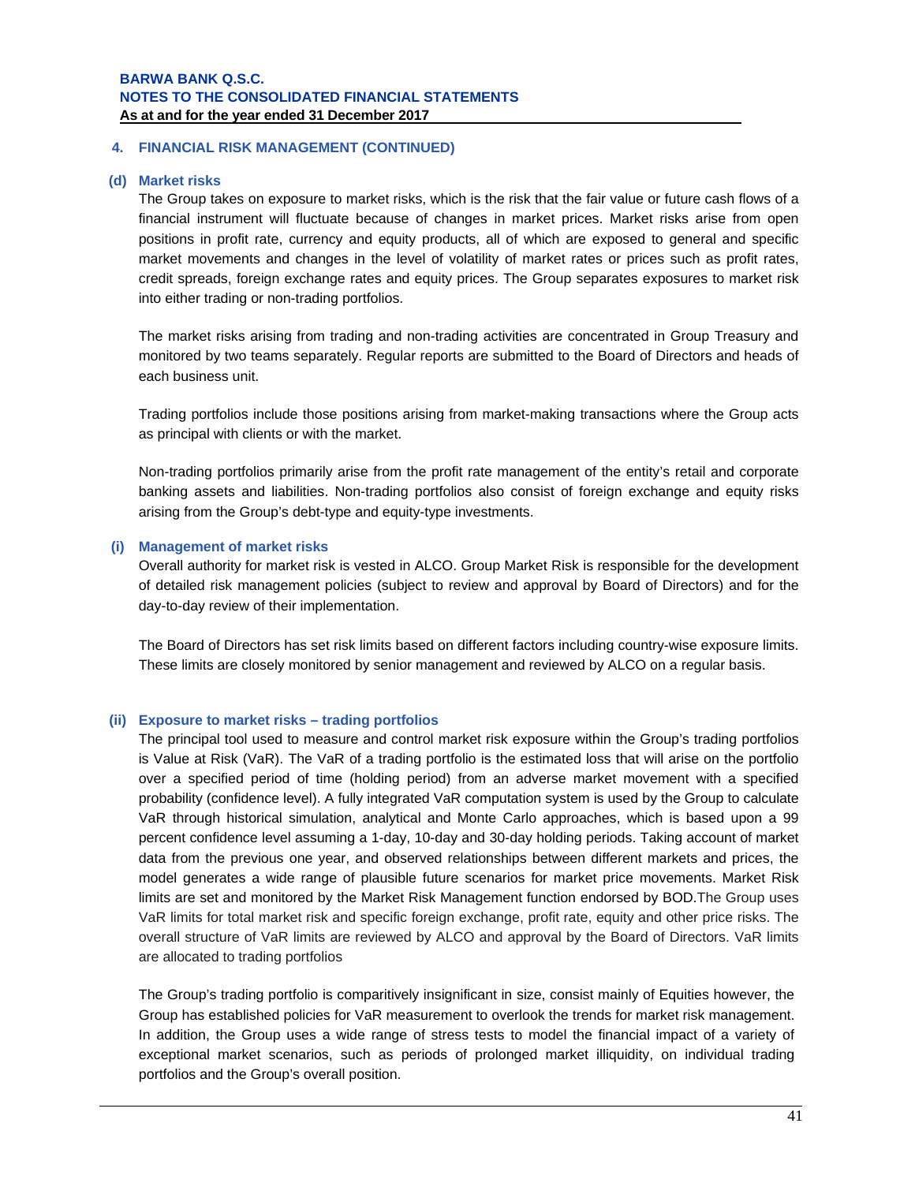## 4. FINANCIAL RISK MANAGEMENT (CONTINUED)

### (d) Market risks

The Group takes on exposure to market risks, which is the risk that the fair value or future cash flows of a financial instrument will fluctuate because of changes in market prices. Market risks arise from open positions in profit rate, currency and equity products, all of which are exposed to general and specific market movements and changes in the level of volatility of market rates or prices such as profit rates, credit spreads, foreign exchange rates and equity prices. The Group separates exposures to market risk into either trading or non-trading portfolios.

The market risks arising from trading and non-trading activities are concentrated in Group Treasury and monitored by two teams separately. Regular reports are submitted to the Board of Directors and heads of each business unit.

Trading portfolios include those positions arising from market-making transactions where the Group acts as principal with clients or with the market.

Non-trading portfolios primarily arise from the profit rate management of the entity's retail and corporate banking assets and liabilities. Non-trading portfolios also consist of foreign exchange and equity risks arising from the Group's debt-type and equity-type investments.

### (i) Management of market risks

Overall authority for market risk is vested in ALCO. Group Market Risk is responsible for the development of detailed risk management policies (subject to review and approval by Board of Directors) and for the day-to-day review of their implementation.

The Board of Directors has set risk limits based on different factors including country-wise exposure limits. These limits are closely monitored by senior management and reviewed by ALCO on a regular basis.

### (ii) Exposure to market risks – trading portfolios

The principal tool used to measure and control market risk exposure within the Group's trading portfolios is Value at Risk (VaR). The VaR of a trading portfolio is the estimated loss that will arise on the portfolio over a specified period of time (holding period) from an adverse market movement with a specified probability (confidence level). A fully integrated VaR computation system is used by the Group to calculate VaR through historical simulation, analytical and Monte Carlo approaches, which is based upon a 99 percent confidence level assuming a 1-day, 10-day and 30-day holding periods. Taking account of market data from the previous one year, and observed relationships between different markets and prices, the model generates a wide range of plausible future scenarios for market price movements. Market Risk limits are set and monitored by the Market Risk Management function endorsed by BOD.The Group uses VaR limits for total market risk and specific foreign exchange, profit rate, equity and other price risks. The overall structure of VaR limits are reviewed by ALCO and approval by the Board of Directors. VaR limits are allocated to trading portfolios

The Group's trading portfolio is comparitively insignificant in size, consist mainly of Equities however, the Group has established policies for VaR measurement to overlook the trends for market risk management. In addition, the Group uses a wide range of stress tests to model the financial impact of a variety of exceptional market scenarios, such as periods of prolonged market illiquidity, on individual trading portfolios and the Group's overall position.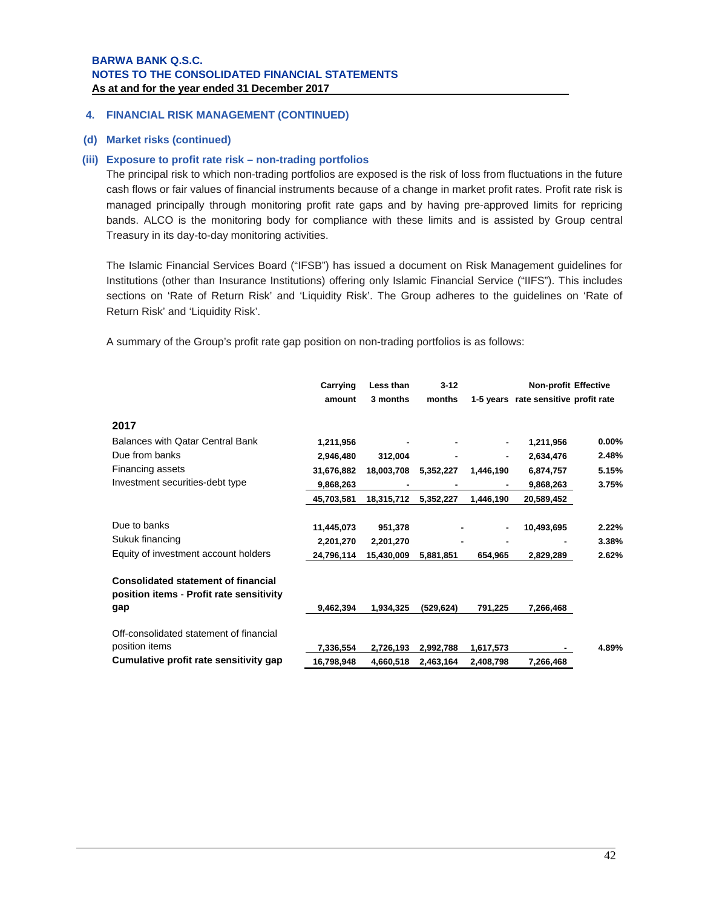**BARWA BANK Q.S.C.**
**NOTES TO THE CONSOLIDATED FINANCIAL STATEMENTS**
**As at and for the year ended 31 December 2017**

## 4. FINANCIAL RISK MANAGEMENT (CONTINUED)

### (d) Market risks (continued)

#### (iii) Exposure to profit rate risk – non-trading portfolios

The principal risk to which non-trading portfolios are exposed is the risk of loss from fluctuations in the future cash flows or fair values of financial instruments because of a change in market profit rates. Profit rate risk is managed principally through monitoring profit rate gaps and by having pre-approved limits for repricing bands. ALCO is the monitoring body for compliance with these limits and is assisted by Group central Treasury in its day-to-day monitoring activities.

The Islamic Financial Services Board ("IFSB") has issued a document on Risk Management guidelines for Institutions (other than Insurance Institutions) offering only Islamic Financial Service ("IIFS"). This includes sections on 'Rate of Return Risk' and 'Liquidity Risk'. The Group adheres to the guidelines on 'Rate of Return Risk' and 'Liquidity Risk'.

A summary of the Group's profit rate gap position on non-trading portfolios is as follows:

| | Carrying amount | Less than 3 months | 3-12 months | 1-5 years | Non-profit rate sensitive | Effective profit rate |
|---|---|---|---|---|---|---|
| **2017** | | | | | | |
| Balances with Qatar Central Bank | 1,211,956 | - | - | - | 1,211,956 | 0.00% |
| Due from banks | 2,946,480 | 312,004 | - | - | 2,634,476 | 2.48% |
| Financing assets | 31,676,882 | 18,003,708 | 5,352,227 | 1,446,190 | 6,874,757 | 5.15% |
| Investment securities-debt type | 9,868,263 | - | - | - | 9,868,263 | 3.75% |
| | 45,703,581 | 18,315,712 | 5,352,227 | 1,446,190 | 20,589,452 | |
| Due to banks | 11,445,073 | 951,378 | - | - | 10,493,695 | 2.22% |
| Sukuk financing | 2,201,270 | 2,201,270 | - | - | - | 3.38% |
| Equity of investment account holders | 24,796,114 | 15,430,009 | 5,881,851 | 654,965 | 2,829,289 | 2.62% |
| **Consolidated statement of financial position items - Profit rate sensitivity gap** | 9,462,394 | 1,934,325 | (529,624) | 791,225 | 7,266,468 | |
| Off-consolidated statement of financial position items | 7,336,554 | 2,726,193 | 2,992,788 | 1,617,573 | - | 4.89% |
| **Cumulative profit rate sensitivity gap** | 16,798,948 | 4,660,518 | 2,463,164 | 2,408,798 | 7,266,468 | |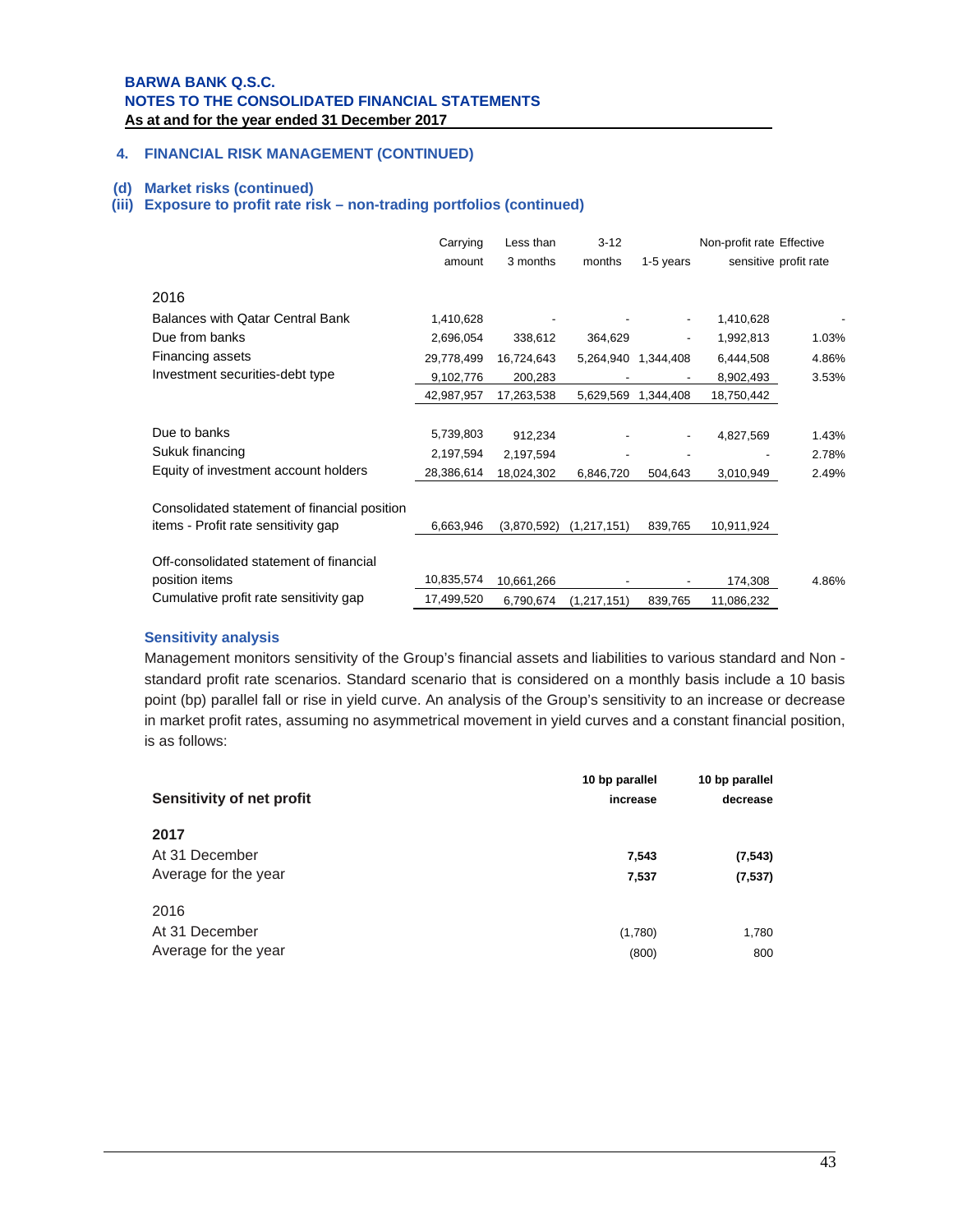## 4. FINANCIAL RISK MANAGEMENT (CONTINUED)

### (d) Market risks (continued)

### (iii) Exposure to profit rate risk – non-trading portfolios (continued)

| | Carrying amount | Less than 3 months | 3-12 months | 1-5 years | Non-profit rate sensitive | Effective profit rate |
|---|---|---|---|---|---|---|
| **2016** | | | | | | |
| Balances with Qatar Central Bank | 1,410,628 | - | - | - | 1,410,628 | - |
| Due from banks | 2,696,054 | 338,612 | 364,629 | - | 1,992,813 | 1.03% |
| Financing assets | 29,778,499 | 16,724,643 | 5,264,940 | 1,344,408 | 6,444,508 | 4.86% |
| Investment securities-debt type | 9,102,776 | 200,283 | - | - | 8,902,493 | 3.53% |
| | 42,987,957 | 17,263,538 | 5,629,569 | 1,344,408 | 18,750,442 | |
| Due to banks | 5,739,803 | 912,234 | - | - | 4,827,569 | 1.43% |
| Sukuk financing | 2,197,594 | 2,197,594 | - | - | - | 2.78% |
| Equity of investment account holders | 28,386,614 | 18,024,302 | 6,846,720 | 504,643 | 3,010,949 | 2.49% |
| Consolidated statement of financial position items - Profit rate sensitivity gap | 6,663,946 | (3,870,592) | (1,217,151) | 839,765 | 10,911,924 | |
| Off-consolidated statement of financial position items | 10,835,574 | 10,661,266 | - | - | 174,308 | 4.86% |
| Cumulative profit rate sensitivity gap | 17,499,520 | 6,790,674 | (1,217,151) | 839,765 | 11,086,232 | |

### Sensitivity analysis

Management monitors sensitivity of the Group's financial assets and liabilities to various standard and Non - standard profit rate scenarios. Standard scenario that is considered on a monthly basis include a 10 basis point (bp) parallel fall or rise in yield curve. An analysis of the Group's sensitivity to an increase or decrease in market profit rates, assuming no asymmetrical movement in yield curves and a constant financial position, is as follows:

| Sensitivity of net profit | 10 bp parallel increase | 10 bp parallel decrease |
|---|---|---|
| **2017** | | |
| At 31 December | **7,543** | **(7,543)** |
| Average for the year | **7,537** | **(7,537)** |
| 2016 | | |
| At 31 December | (1,780) | 1,780 |
| Average for the year | (800) | 800 |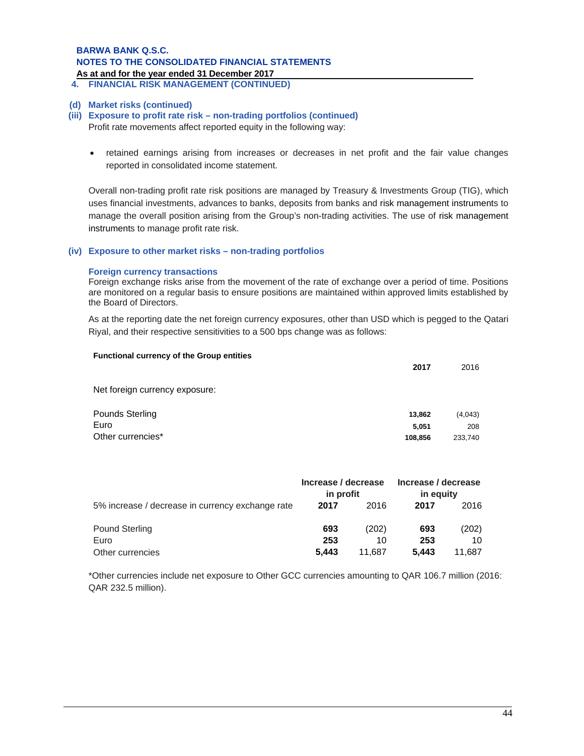BARWA BANK Q.S.C.
NOTES TO THE CONSOLIDATED FINANCIAL STATEMENTS
As at and for the year ended 31 December 2017

## 4. FINANCIAL RISK MANAGEMENT (CONTINUED)

### (d) Market risks (continued)

### (iii) Exposure to profit rate risk – non-trading portfolios (continued)

Profit rate movements affect reported equity in the following way:

- retained earnings arising from increases or decreases in net profit and the fair value changes reported in consolidated income statement.

Overall non-trading profit rate risk positions are managed by Treasury & Investments Group (TIG), which uses financial investments, advances to banks, deposits from banks and risk management instruments to manage the overall position arising from the Group's non-trading activities. The use of risk management instruments to manage profit rate risk.

### (iv) Exposure to other market risks – non-trading portfolios

#### Foreign currency transactions

Foreign exchange risks arise from the movement of the rate of exchange over a period of time. Positions are monitored on a regular basis to ensure positions are maintained within approved limits established by the Board of Directors.

As at the reporting date the net foreign currency exposures, other than USD which is pegged to the Qatari Riyal, and their respective sensitivities to a 500 bps change was as follows:

| **Functional currency of the Group entities** | **2017** | 2016 |
|---|---|---|
| Net foreign currency exposure: | | |
| Pounds Sterling | **13,862** | (4,043) |
| Euro | **5,051** | 208 |
| Other currencies* | **108,856** | 233,740 |

| | **Increase / decrease in profit** | | **Increase / decrease in equity** | |
|---|---|---|---|---|
| 5% increase / decrease in currency exchange rate | **2017** | 2016 | **2017** | 2016 |
| Pound Sterling | **693** | (202) | **693** | (202) |
| Euro | **253** | 10 | **253** | 10 |
| Other currencies | **5,443** | 11,687 | **5,443** | 11,687 |

*Other currencies include net exposure to Other GCC currencies amounting to QAR 106.7 million (2016: QAR 232.5 million).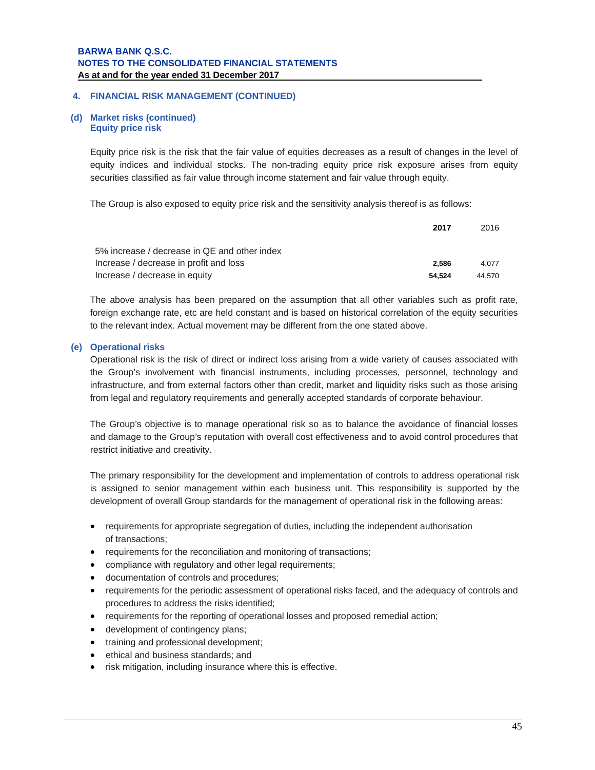## 4. FINANCIAL RISK MANAGEMENT (CONTINUED)

### (d) Market risks (continued)

**Equity price risk**

Equity price risk is the risk that the fair value of equities decreases as a result of changes in the level of equity indices and individual stocks. The non-trading equity price risk exposure arises from equity securities classified as fair value through income statement and fair value through equity.

The Group is also exposed to equity price risk and the sensitivity analysis thereof is as follows:

| | **2017** | 2016 |
|---|---|---|
| 5% increase / decrease in QE and other index | | |
| Increase / decrease in profit and loss | **2,586** | 4,077 |
| Increase / decrease in equity | **54,524** | 44,570 |

The above analysis has been prepared on the assumption that all other variables such as profit rate, foreign exchange rate, etc are held constant and is based on historical correlation of the equity securities to the relevant index. Actual movement may be different from the one stated above.

### (e) Operational risks

Operational risk is the risk of direct or indirect loss arising from a wide variety of causes associated with the Group's involvement with financial instruments, including processes, personnel, technology and infrastructure, and from external factors other than credit, market and liquidity risks such as those arising from legal and regulatory requirements and generally accepted standards of corporate behaviour.

The Group's objective is to manage operational risk so as to balance the avoidance of financial losses and damage to the Group's reputation with overall cost effectiveness and to avoid control procedures that restrict initiative and creativity.

The primary responsibility for the development and implementation of controls to address operational risk is assigned to senior management within each business unit. This responsibility is supported by the development of overall Group standards for the management of operational risk in the following areas:

- requirements for appropriate segregation of duties, including the independent authorisation of transactions;
- requirements for the reconciliation and monitoring of transactions;
- compliance with regulatory and other legal requirements;
- documentation of controls and procedures;
- requirements for the periodic assessment of operational risks faced, and the adequacy of controls and procedures to address the risks identified;
- requirements for the reporting of operational losses and proposed remedial action;
- development of contingency plans;
- training and professional development;
- ethical and business standards; and
- risk mitigation, including insurance where this is effective.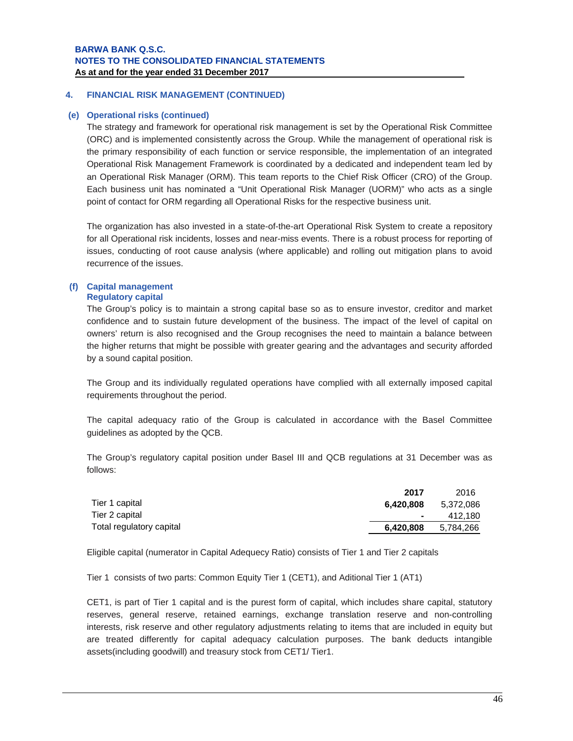## 4. FINANCIAL RISK MANAGEMENT (CONTINUED)

### (e) Operational risks (continued)

The strategy and framework for operational risk management is set by the Operational Risk Committee (ORC) and is implemented consistently across the Group. While the management of operational risk is the primary responsibility of each function or service responsible, the implementation of an integrated Operational Risk Management Framework is coordinated by a dedicated and independent team led by an Operational Risk Manager (ORM). This team reports to the Chief Risk Officer (CRO) of the Group. Each business unit has nominated a "Unit Operational Risk Manager (UORM)" who acts as a single point of contact for ORM regarding all Operational Risks for the respective business unit.

The organization has also invested in a state-of-the-art Operational Risk System to create a repository for all Operational risk incidents, losses and near-miss events. There is a robust process for reporting of issues, conducting of root cause analysis (where applicable) and rolling out mitigation plans to avoid recurrence of the issues.

### (f) Capital management

**Regulatory capital**

The Group's policy is to maintain a strong capital base so as to ensure investor, creditor and market confidence and to sustain future development of the business. The impact of the level of capital on owners' return is also recognised and the Group recognises the need to maintain a balance between the higher returns that might be possible with greater gearing and the advantages and security afforded by a sound capital position.

The Group and its individually regulated operations have complied with all externally imposed capital requirements throughout the period.

The capital adequacy ratio of the Group is calculated in accordance with the Basel Committee guidelines as adopted by the QCB.

The Group's regulatory capital position under Basel III and QCB regulations at 31 December was as follows:

| | **2017** | 2016 |
|---|---|---|
| Tier 1 capital | **6,420,808** | 5,372,086 |
| Tier 2 capital | **-** | 412,180 |
| Total regulatory capital | **6,420,808** | 5,784,266 |

Eligible capital (numerator in Capital Adequecy Ratio) consists of Tier 1 and Tier 2 capitals

Tier 1 consists of two parts: Common Equity Tier 1 (CET1), and Aditional Tier 1 (AT1)

CET1, is part of Tier 1 capital and is the purest form of capital, which includes share capital, statutory reserves, general reserve, retained earnings, exchange translation reserve and non-controlling interests, risk reserve and other regulatory adjustments relating to items that are included in equity but are treated differently for capital adequacy calculation purposes. The bank deducts intangible assets(including goodwill) and treasury stock from CET1/ Tier1.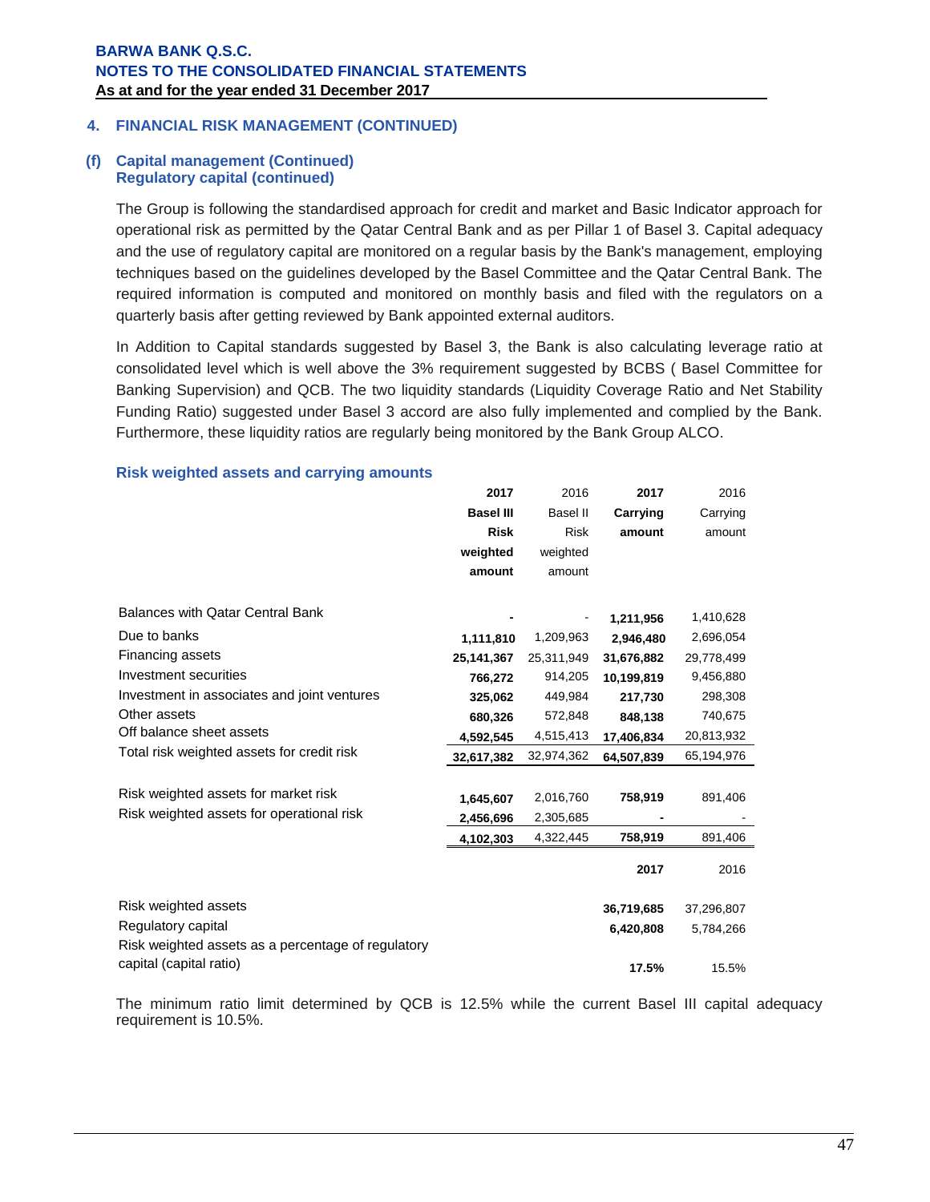## 4. FINANCIAL RISK MANAGEMENT (CONTINUED)

### (f) Capital management (Continued)
### Regulatory capital (continued)

The Group is following the standardised approach for credit and market and Basic Indicator approach for operational risk as permitted by the Qatar Central Bank and as per Pillar 1 of Basel 3. Capital adequacy and the use of regulatory capital are monitored on a regular basis by the Bank's management, employing techniques based on the guidelines developed by the Basel Committee and the Qatar Central Bank. The required information is computed and monitored on monthly basis and filed with the regulators on a quarterly basis after getting reviewed by Bank appointed external auditors.

In Addition to Capital standards suggested by Basel 3, the Bank is also calculating leverage ratio at consolidated level which is well above the 3% requirement suggested by BCBS ( Basel Committee for Banking Supervision) and QCB. The two liquidity standards (Liquidity Coverage Ratio and Net Stability Funding Ratio) suggested under Basel 3 accord are also fully implemented and complied by the Bank. Furthermore, these liquidity ratios are regularly being monitored by the Bank Group ALCO.

#### Risk weighted assets and carrying amounts

| | **2017 Basel III Risk weighted amount** | 2016 Basel II Risk weighted amount | **2017 Carrying amount** | 2016 Carrying amount |
|---|---|---|---|---|
| Balances with Qatar Central Bank | **-** | - | **1,211,956** | 1,410,628 |
| Due to banks | **1,111,810** | 1,209,963 | **2,946,480** | 2,696,054 |
| Financing assets | **25,141,367** | 25,311,949 | **31,676,882** | 29,778,499 |
| Investment securities | **766,272** | 914,205 | **10,199,819** | 9,456,880 |
| Investment in associates and joint ventures | **325,062** | 449,984 | **217,730** | 298,308 |
| Other assets | **680,326** | 572,848 | **848,138** | 740,675 |
| Off balance sheet assets | **4,592,545** | 4,515,413 | **17,406,834** | 20,813,932 |
| Total risk weighted assets for credit risk | **32,617,382** | 32,974,362 | **64,507,839** | 65,194,976 |
| | | | | |
| Risk weighted assets for market risk | **1,645,607** | 2,016,760 | **758,919** | 891,406 |
| Risk weighted assets for operational risk | **2,456,696** | 2,305,685 | **-** | - |
| | **4,102,303** | 4,322,445 | **758,919** | 891,406 |

| | **2017** | 2016 |
|---|---|---|
| Risk weighted assets | **36,719,685** | 37,296,807 |
| Regulatory capital | **6,420,808** | 5,784,266 |
| Risk weighted assets as a percentage of regulatory capital (capital ratio) | **17.5%** | 15.5% |

The minimum ratio limit determined by QCB is 12.5% while the current Basel III capital adequacy requirement is 10.5%.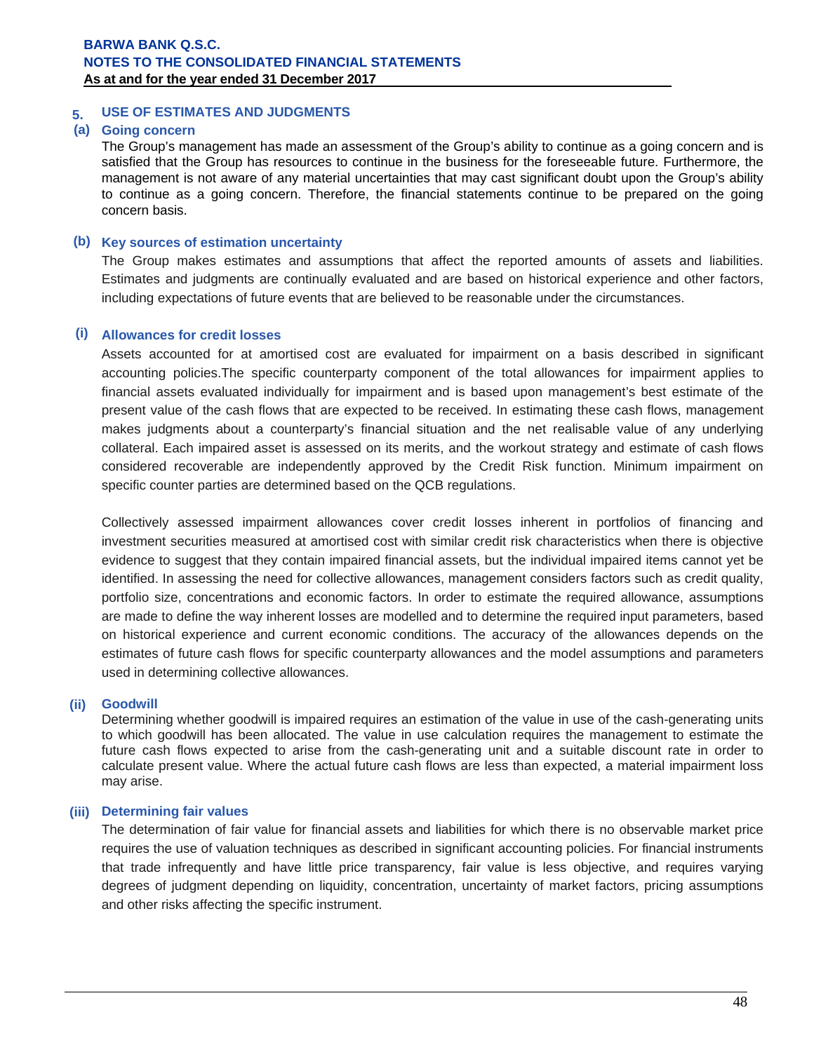## 5. USE OF ESTIMATES AND JUDGMENTS

### (a) Going concern

The Group's management has made an assessment of the Group's ability to continue as a going concern and is satisfied that the Group has resources to continue in the business for the foreseeable future. Furthermore, the management is not aware of any material uncertainties that may cast significant doubt upon the Group's ability to continue as a going concern. Therefore, the financial statements continue to be prepared on the going concern basis.

### (b) Key sources of estimation uncertainty

The Group makes estimates and assumptions that affect the reported amounts of assets and liabilities. Estimates and judgments are continually evaluated and are based on historical experience and other factors, including expectations of future events that are believed to be reasonable under the circumstances.

#### (i) Allowances for credit losses

Assets accounted for at amortised cost are evaluated for impairment on a basis described in significant accounting policies.The specific counterparty component of the total allowances for impairment applies to financial assets evaluated individually for impairment and is based upon management's best estimate of the present value of the cash flows that are expected to be received. In estimating these cash flows, management makes judgments about a counterparty's financial situation and the net realisable value of any underlying collateral. Each impaired asset is assessed on its merits, and the workout strategy and estimate of cash flows considered recoverable are independently approved by the Credit Risk function. Minimum impairment on specific counter parties are determined based on the QCB regulations.

Collectively assessed impairment allowances cover credit losses inherent in portfolios of financing and investment securities measured at amortised cost with similar credit risk characteristics when there is objective evidence to suggest that they contain impaired financial assets, but the individual impaired items cannot yet be identified. In assessing the need for collective allowances, management considers factors such as credit quality, portfolio size, concentrations and economic factors. In order to estimate the required allowance, assumptions are made to define the way inherent losses are modelled and to determine the required input parameters, based on historical experience and current economic conditions. The accuracy of the allowances depends on the estimates of future cash flows for specific counterparty allowances and the model assumptions and parameters used in determining collective allowances.

#### (ii) Goodwill

Determining whether goodwill is impaired requires an estimation of the value in use of the cash-generating units to which goodwill has been allocated. The value in use calculation requires the management to estimate the future cash flows expected to arise from the cash-generating unit and a suitable discount rate in order to calculate present value. Where the actual future cash flows are less than expected, a material impairment loss may arise.

#### (iii) Determining fair values

The determination of fair value for financial assets and liabilities for which there is no observable market price requires the use of valuation techniques as described in significant accounting policies. For financial instruments that trade infrequently and have little price transparency, fair value is less objective, and requires varying degrees of judgment depending on liquidity, concentration, uncertainty of market factors, pricing assumptions and other risks affecting the specific instrument.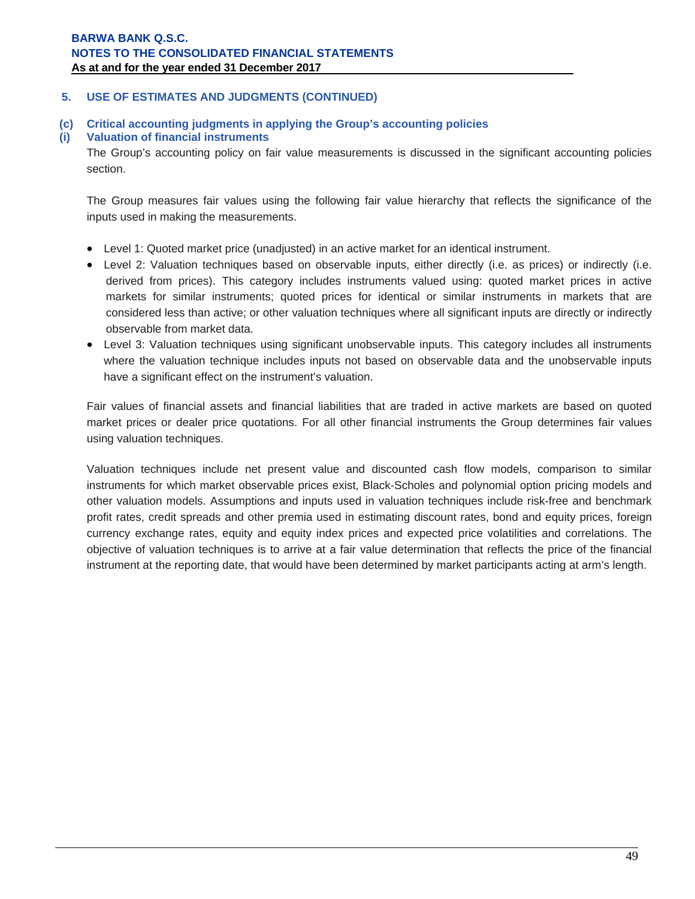## 5. USE OF ESTIMATES AND JUDGMENTS (CONTINUED)

### (c) Critical accounting judgments in applying the Group's accounting policies

### (i) Valuation of financial instruments

The Group's accounting policy on fair value measurements is discussed in the significant accounting policies section.

The Group measures fair values using the following fair value hierarchy that reflects the significance of the inputs used in making the measurements.

- Level 1: Quoted market price (unadjusted) in an active market for an identical instrument.
- Level 2: Valuation techniques based on observable inputs, either directly (i.e. as prices) or indirectly (i.e. derived from prices). This category includes instruments valued using: quoted market prices in active markets for similar instruments; quoted prices for identical or similar instruments in markets that are considered less than active; or other valuation techniques where all significant inputs are directly or indirectly observable from market data.
- Level 3: Valuation techniques using significant unobservable inputs. This category includes all instruments where the valuation technique includes inputs not based on observable data and the unobservable inputs have a significant effect on the instrument's valuation.

Fair values of financial assets and financial liabilities that are traded in active markets are based on quoted market prices or dealer price quotations. For all other financial instruments the Group determines fair values using valuation techniques.

Valuation techniques include net present value and discounted cash flow models, comparison to similar instruments for which market observable prices exist, Black-Scholes and polynomial option pricing models and other valuation models. Assumptions and inputs used in valuation techniques include risk-free and benchmark profit rates, credit spreads and other premia used in estimating discount rates, bond and equity prices, foreign currency exchange rates, equity and equity index prices and expected price volatilities and correlations. The objective of valuation techniques is to arrive at a fair value determination that reflects the price of the financial instrument at the reporting date, that would have been determined by market participants acting at arm's length.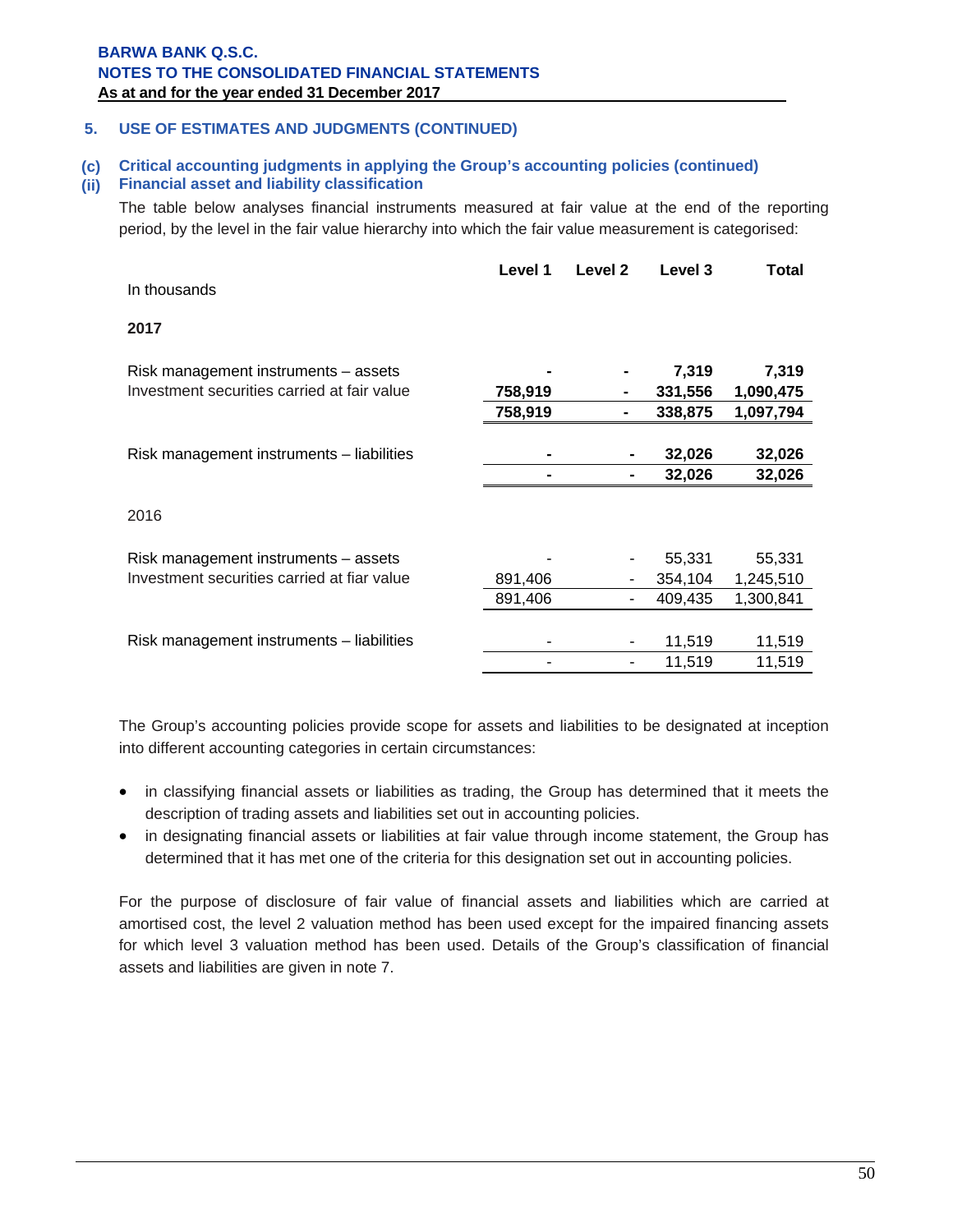## 5. USE OF ESTIMATES AND JUDGMENTS (CONTINUED)

### (c) Critical accounting judgments in applying the Group's accounting policies (continued)

### (ii) Financial asset and liability classification

The table below analyses financial instruments measured at fair value at the end of the reporting period, by the level in the fair value hierarchy into which the fair value measurement is categorised:

| In thousands | Level 1 | Level 2 | Level 3 | Total |
|---|---|---|---|---|
| **2017** | | | | |
| Risk management instruments – assets | **-** | **-** | **7,319** | **7,319** |
| Investment securities carried at fair value | **758,919** | **-** | **331,556** | **1,090,475** |
| | **758,919** | **-** | **338,875** | **1,097,794** |
| Risk management instruments – liabilities | **-** | **-** | **32,026** | **32,026** |
| | **-** | **-** | **32,026** | **32,026** |
| 2016 | | | | |
| Risk management instruments – assets | - | - | 55,331 | 55,331 |
| Investment securities carried at fiar value | 891,406 | - | 354,104 | 1,245,510 |
| | 891,406 | - | 409,435 | 1,300,841 |
| Risk management instruments – liabilities | - | - | 11,519 | 11,519 |
| | - | - | 11,519 | 11,519 |

The Group's accounting policies provide scope for assets and liabilities to be designated at inception into different accounting categories in certain circumstances:

- in classifying financial assets or liabilities as trading, the Group has determined that it meets the description of trading assets and liabilities set out in accounting policies.
- in designating financial assets or liabilities at fair value through income statement, the Group has determined that it has met one of the criteria for this designation set out in accounting policies.

For the purpose of disclosure of fair value of financial assets and liabilities which are carried at amortised cost, the level 2 valuation method has been used except for the impaired financing assets for which level 3 valuation method has been used. Details of the Group's classification of financial assets and liabilities are given in note 7.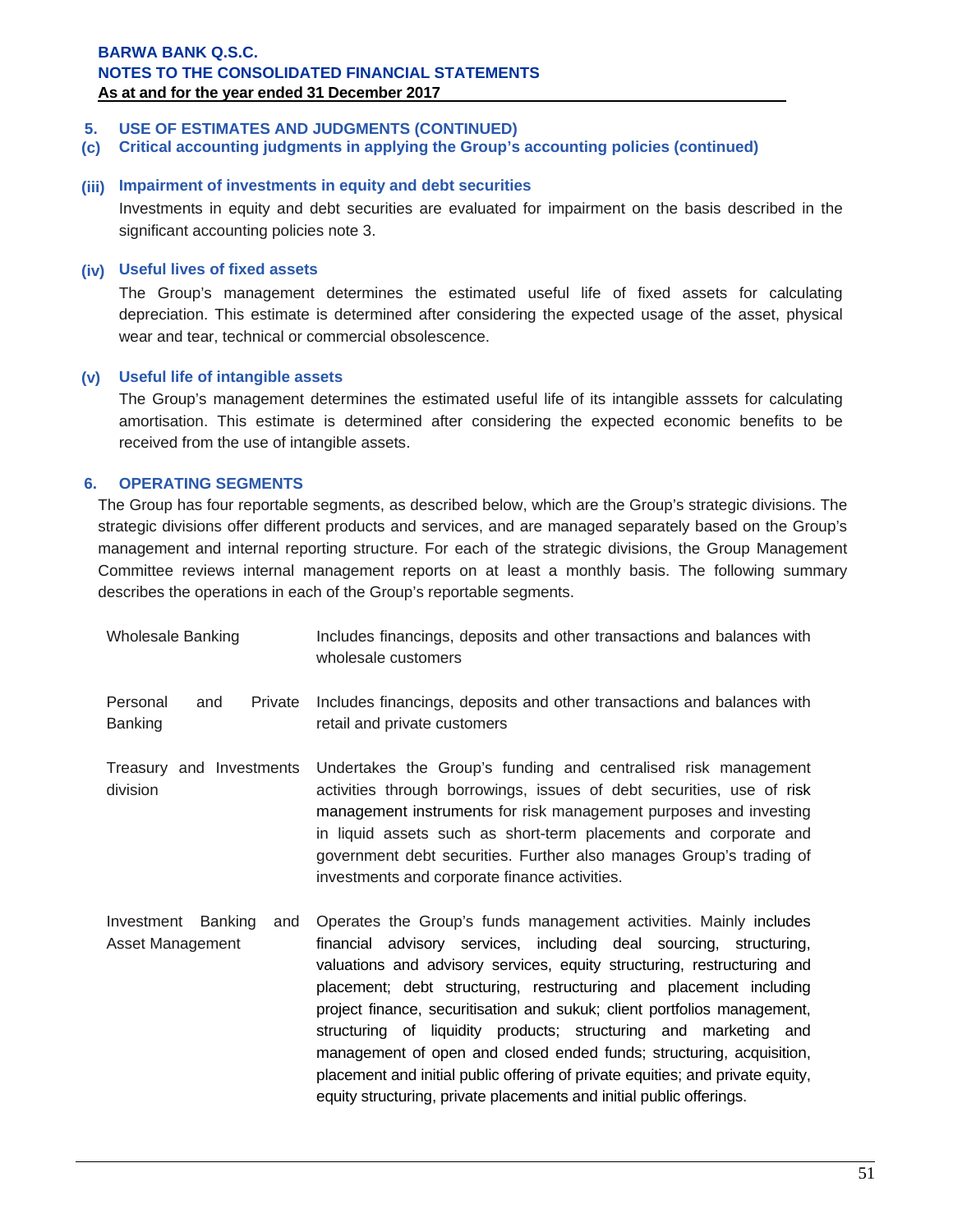## 5. USE OF ESTIMATES AND JUDGMENTS (CONTINUED)

### (c) Critical accounting judgments in applying the Group's accounting policies (continued)

#### (iii) Impairment of investments in equity and debt securities

Investments in equity and debt securities are evaluated for impairment on the basis described in the significant accounting policies note 3.

#### (iv) Useful lives of fixed assets

The Group's management determines the estimated useful life of fixed assets for calculating depreciation. This estimate is determined after considering the expected usage of the asset, physical wear and tear, technical or commercial obsolescence.

#### (v) Useful life of intangible assets

The Group's management determines the estimated useful life of its intangible asssets for calculating amortisation. This estimate is determined after considering the expected economic benefits to be received from the use of intangible assets.

## 6. OPERATING SEGMENTS

The Group has four reportable segments, as described below, which are the Group's strategic divisions. The strategic divisions offer different products and services, and are managed separately based on the Group's management and internal reporting structure. For each of the strategic divisions, the Group Management Committee reviews internal management reports on at least a monthly basis. The following summary describes the operations in each of the Group's reportable segments.

| | |
|---|---|
| Wholesale Banking | Includes financings, deposits and other transactions and balances with wholesale customers |
| Personal and Private Banking | Includes financings, deposits and other transactions and balances with retail and private customers |
| Treasury and Investments division | Undertakes the Group's funding and centralised risk management activities through borrowings, issues of debt securities, use of risk management instruments for risk management purposes and investing in liquid assets such as short-term placements and corporate and government debt securities. Further also manages Group's trading of investments and corporate finance activities. |
| Investment Banking and Asset Management | Operates the Group's funds management activities. Mainly includes financial advisory services, including deal sourcing, structuring, valuations and advisory services, equity structuring, restructuring and placement; debt structuring, restructuring and placement including project finance, securitisation and sukuk; client portfolios management, structuring of liquidity products; structuring and marketing and management of open and closed ended funds; structuring, acquisition, placement and initial public offering of private equities; and private equity, equity structuring, private placements and initial public offerings. |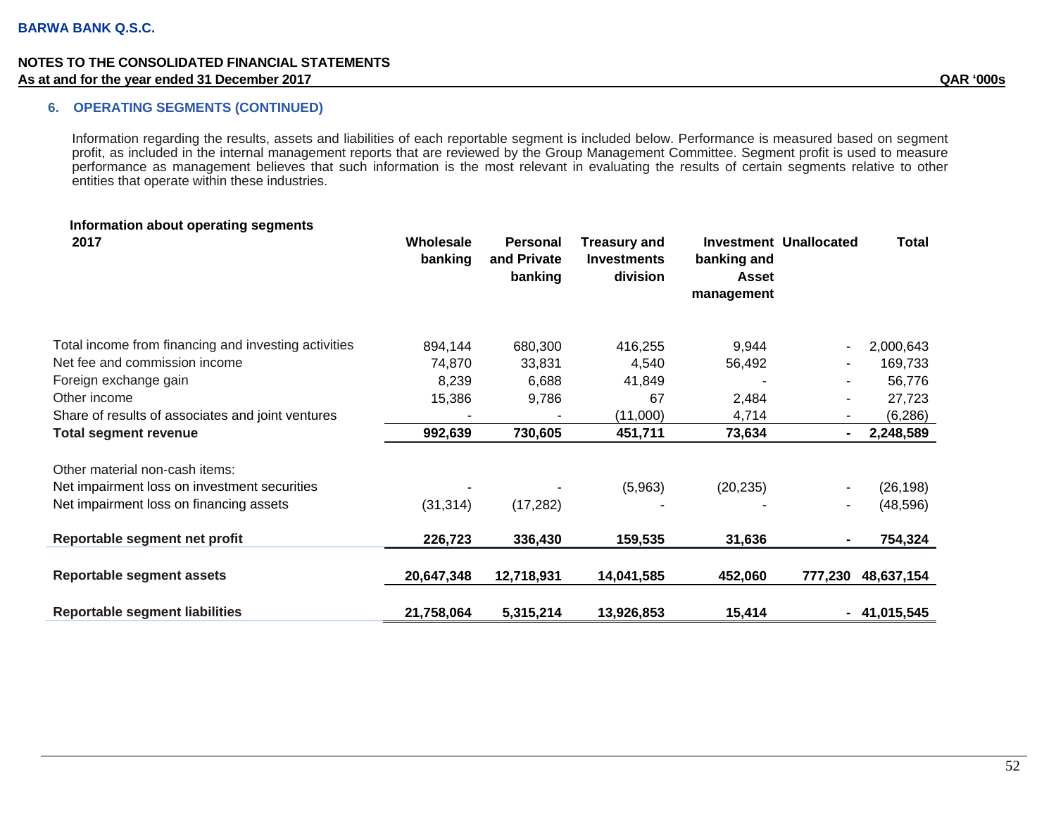## 6. OPERATING SEGMENTS (CONTINUED)

Information regarding the results, assets and liabilities of each reportable segment is included below. Performance is measured based on segment profit, as included in the internal management reports that are reviewed by the Group Management Committee. Segment profit is used to measure performance as management believes that such information is the most relevant in evaluating the results of certain segments relative to other entities that operate within these industries.

**Information about operating segments**

| 2017 | Wholesale banking | Personal and Private banking | Treasury and Investments division | Investment banking and Asset management | Unallocated | Total |
|---|---|---|---|---|---|---|
| Total income from financing and investing activities | 894,144 | 680,300 | 416,255 | 9,944 | - | 2,000,643 |
| Net fee and commission income | 74,870 | 33,831 | 4,540 | 56,492 | - | 169,733 |
| Foreign exchange gain | 8,239 | 6,688 | 41,849 | - | - | 56,776 |
| Other income | 15,386 | 9,786 | 67 | 2,484 | - | 27,723 |
| Share of results of associates and joint ventures | - | - | (11,000) | 4,714 | - | (6,286) |
| **Total segment revenue** | **992,639** | **730,605** | **451,711** | **73,634** | **-** | **2,248,589** |
| Other material non-cash items: | | | | | | |
| Net impairment loss on investment securities | - | - | (5,963) | (20,235) | - | (26,198) |
| Net impairment loss on financing assets | (31,314) | (17,282) | - | - | - | (48,596) |
| **Reportable segment net profit** | **226,723** | **336,430** | **159,535** | **31,636** | **-** | **754,324** |
| **Reportable segment assets** | **20,647,348** | **12,718,931** | **14,041,585** | **452,060** | **777,230** | **48,637,154** |
| **Reportable segment liabilities** | **21,758,064** | **5,315,214** | **13,926,853** | **15,414** | **-** | **41,015,545** |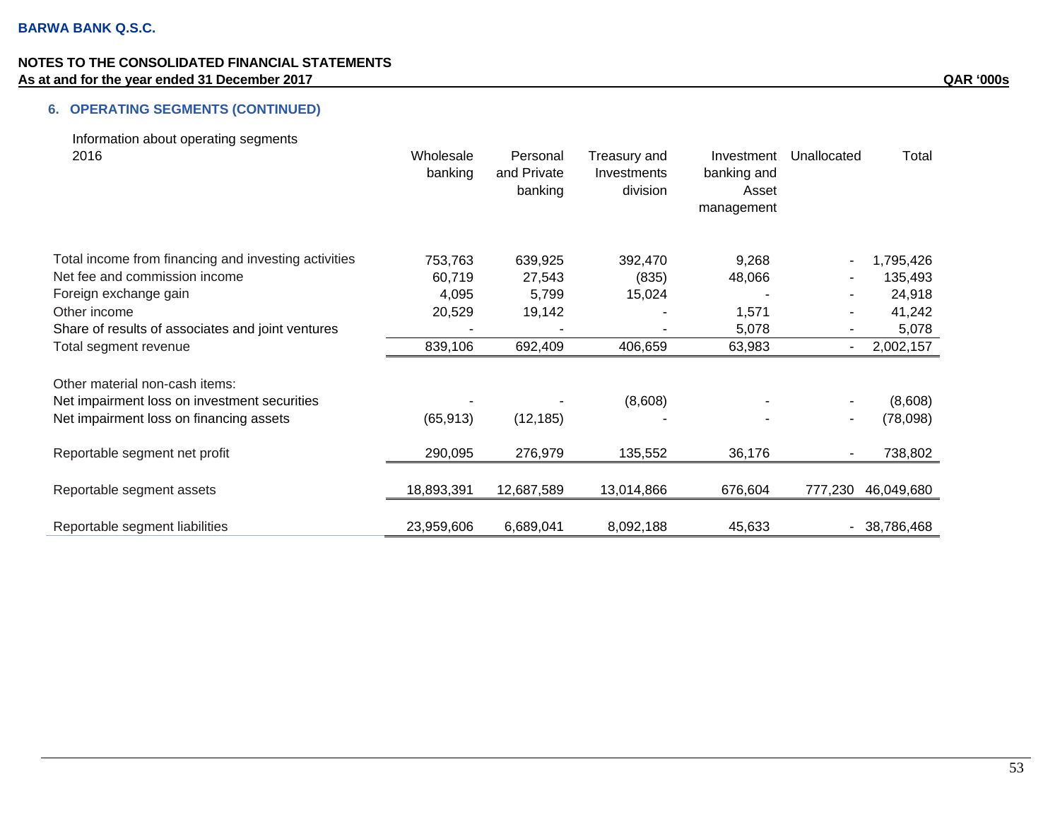BARWA BANK Q.S.C.

NOTES TO THE CONSOLIDATED FINANCIAL STATEMENTS
As at and for the year ended 31 December 2017

QAR '000s

## 6. OPERATING SEGMENTS (CONTINUED)

Information about operating segments

| 2016 | Wholesale banking | Personal and Private banking | Treasury and Investments division | Investment banking and Asset management | Unallocated | Total |
|---|---|---|---|---|---|---|
| Total income from financing and investing activities | 753,763 | 639,925 | 392,470 | 9,268 | - | 1,795,426 |
| Net fee and commission income | 60,719 | 27,543 | (835) | 48,066 | - | 135,493 |
| Foreign exchange gain | 4,095 | 5,799 | 15,024 | - | - | 24,918 |
| Other income | 20,529 | 19,142 | - | 1,571 | - | 41,242 |
| Share of results of associates and joint ventures | - | - | - | 5,078 | - | 5,078 |
| Total segment revenue | 839,106 | 692,409 | 406,659 | 63,983 | - | 2,002,157 |
| Other material non-cash items: | | | | | | |
| Net impairment loss on investment securities | - | - | (8,608) | - | - | (8,608) |
| Net impairment loss on financing assets | (65,913) | (12,185) | - | - | - | (78,098) |
| Reportable segment net profit | 290,095 | 276,979 | 135,552 | 36,176 | - | 738,802 |
| Reportable segment assets | 18,893,391 | 12,687,589 | 13,014,866 | 676,604 | 777,230 | 46,049,680 |
| Reportable segment liabilities | 23,959,606 | 6,689,041 | 8,092,188 | 45,633 | - | 38,786,468 |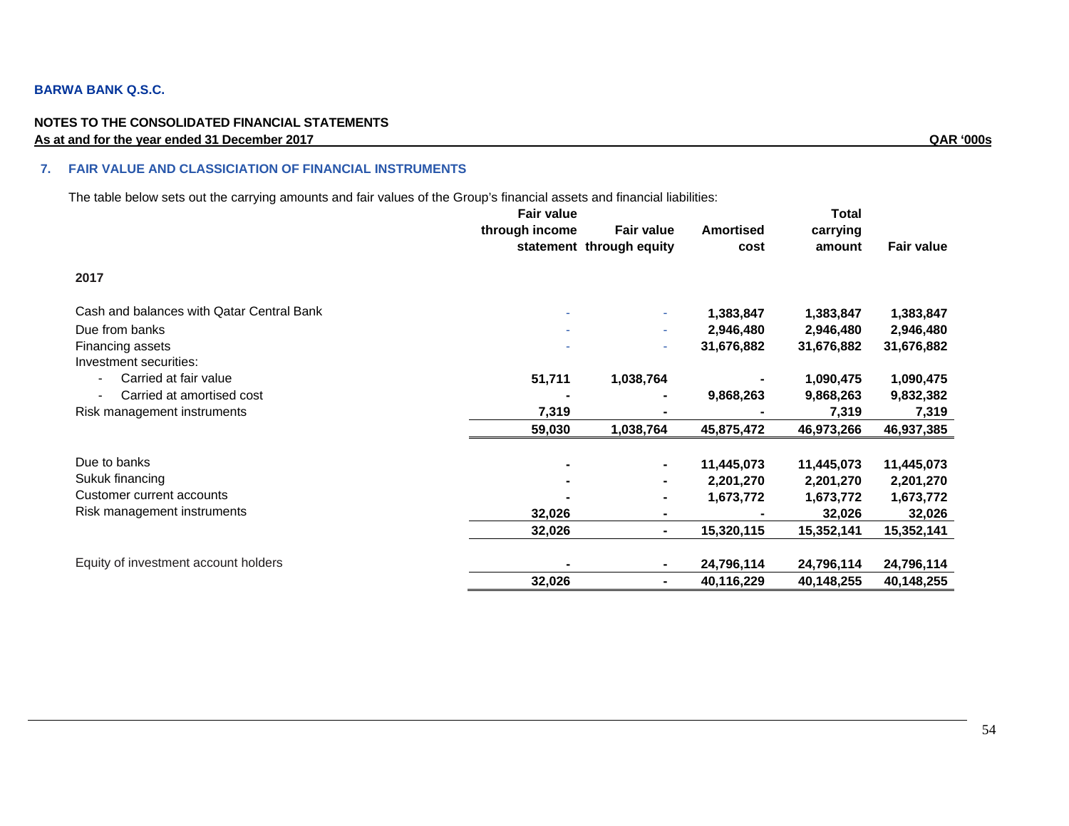**BARWA BANK Q.S.C.**

**NOTES TO THE CONSOLIDATED FINANCIAL STATEMENTS**
**As at and for the year ended 31 December 2017** **QAR '000s**

## 7. FAIR VALUE AND CLASSICIATION OF FINANCIAL INSTRUMENTS

The table below sets out the carrying amounts and fair values of the Group's financial assets and financial liabilities:

| | Fair value through income statement | Fair value through equity | Amortised cost | Total carrying amount | Fair value |
|---|---|---|---|---|---|
| **2017** | | | | | |
| Cash and balances with Qatar Central Bank | - | - | 1,383,847 | 1,383,847 | 1,383,847 |
| Due from banks | - | - | 2,946,480 | 2,946,480 | 2,946,480 |
| Financing assets | - | - | 31,676,882 | 31,676,882 | 31,676,882 |
| Investment securities: | | | | | |
| - Carried at fair value | 51,711 | 1,038,764 | - | 1,090,475 | 1,090,475 |
| - Carried at amortised cost | - | - | 9,868,263 | 9,868,263 | 9,832,382 |
| Risk management instruments | 7,319 | - | - | 7,319 | 7,319 |
| | 59,030 | 1,038,764 | 45,875,472 | 46,973,266 | 46,937,385 |
| Due to banks | - | - | 11,445,073 | 11,445,073 | 11,445,073 |
| Sukuk financing | - | - | 2,201,270 | 2,201,270 | 2,201,270 |
| Customer current accounts | - | - | 1,673,772 | 1,673,772 | 1,673,772 |
| Risk management instruments | 32,026 | - | - | 32,026 | 32,026 |
| | 32,026 | - | 15,320,115 | 15,352,141 | 15,352,141 |
| Equity of investment account holders | - | - | 24,796,114 | 24,796,114 | 24,796,114 |
| | 32,026 | - | 40,116,229 | 40,148,255 | 40,148,255 |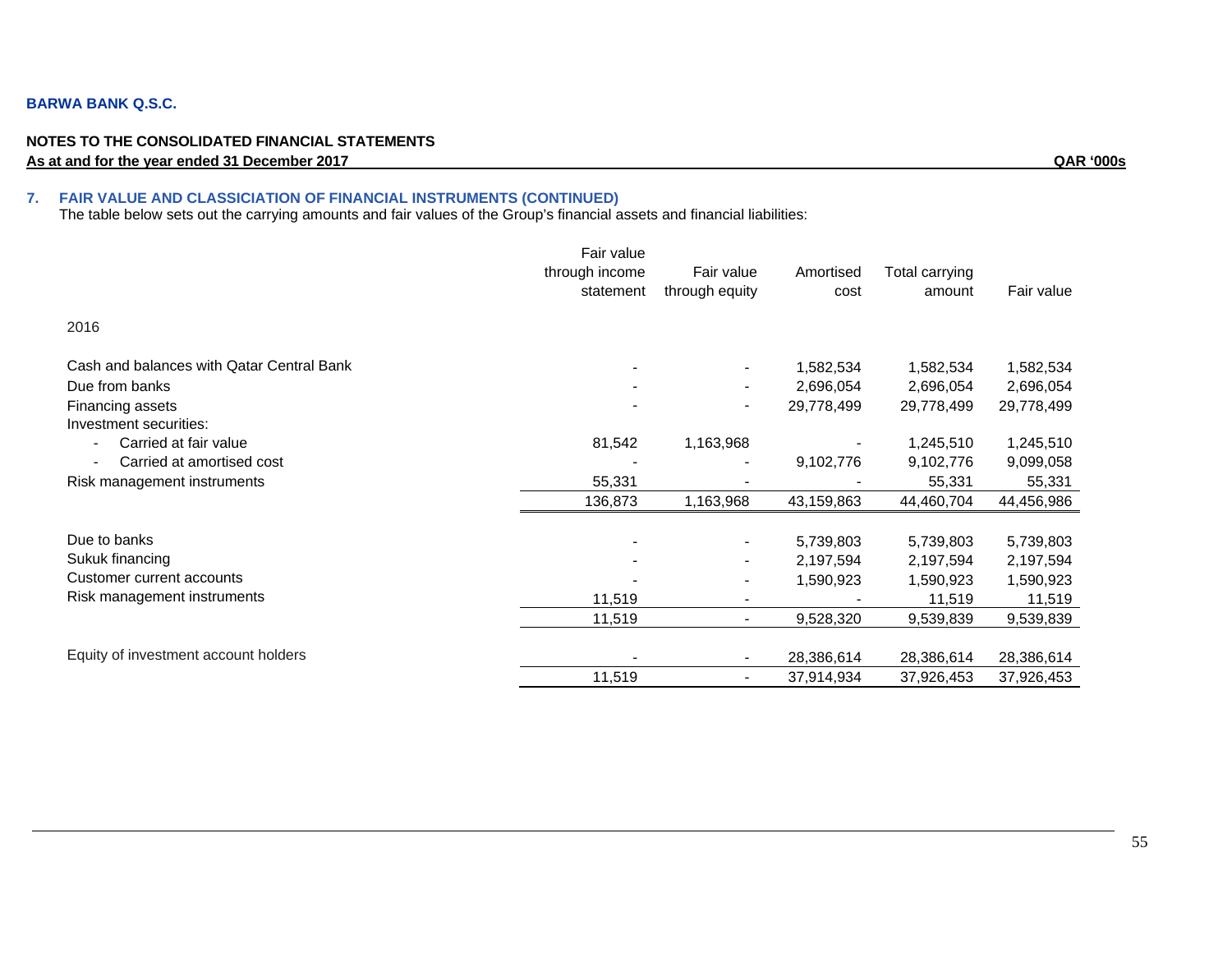**BARWA BANK Q.S.C.**

**NOTES TO THE CONSOLIDATED FINANCIAL STATEMENTS**
**As at and for the year ended 31 December 2017** **QAR '000s**

## 7. FAIR VALUE AND CLASSICIATION OF FINANCIAL INSTRUMENTS (CONTINUED)

The table below sets out the carrying amounts and fair values of the Group's financial assets and financial liabilities:

| | Fair value through income statement | Fair value through equity | Amortised cost | Total carrying amount | Fair value |
|---|---|---|---|---|---|
| 2016 | | | | | |
| Cash and balances with Qatar Central Bank | - | - | 1,582,534 | 1,582,534 | 1,582,534 |
| Due from banks | - | - | 2,696,054 | 2,696,054 | 2,696,054 |
| Financing assets | - | - | 29,778,499 | 29,778,499 | 29,778,499 |
| Investment securities: | | | | | |
| - Carried at fair value | 81,542 | 1,163,968 | - | 1,245,510 | 1,245,510 |
| - Carried at amortised cost | - | - | 9,102,776 | 9,102,776 | 9,099,058 |
| Risk management instruments | 55,331 | - | - | 55,331 | 55,331 |
| | 136,873 | 1,163,968 | 43,159,863 | 44,460,704 | 44,456,986 |
| Due to banks | - | - | 5,739,803 | 5,739,803 | 5,739,803 |
| Sukuk financing | - | - | 2,197,594 | 2,197,594 | 2,197,594 |
| Customer current accounts | - | - | 1,590,923 | 1,590,923 | 1,590,923 |
| Risk management instruments | 11,519 | - | - | 11,519 | 11,519 |
| | 11,519 | - | 9,528,320 | 9,539,839 | 9,539,839 |
| Equity of investment account holders | - | - | 28,386,614 | 28,386,614 | 28,386,614 |
| | 11,519 | - | 37,914,934 | 37,926,453 | 37,926,453 |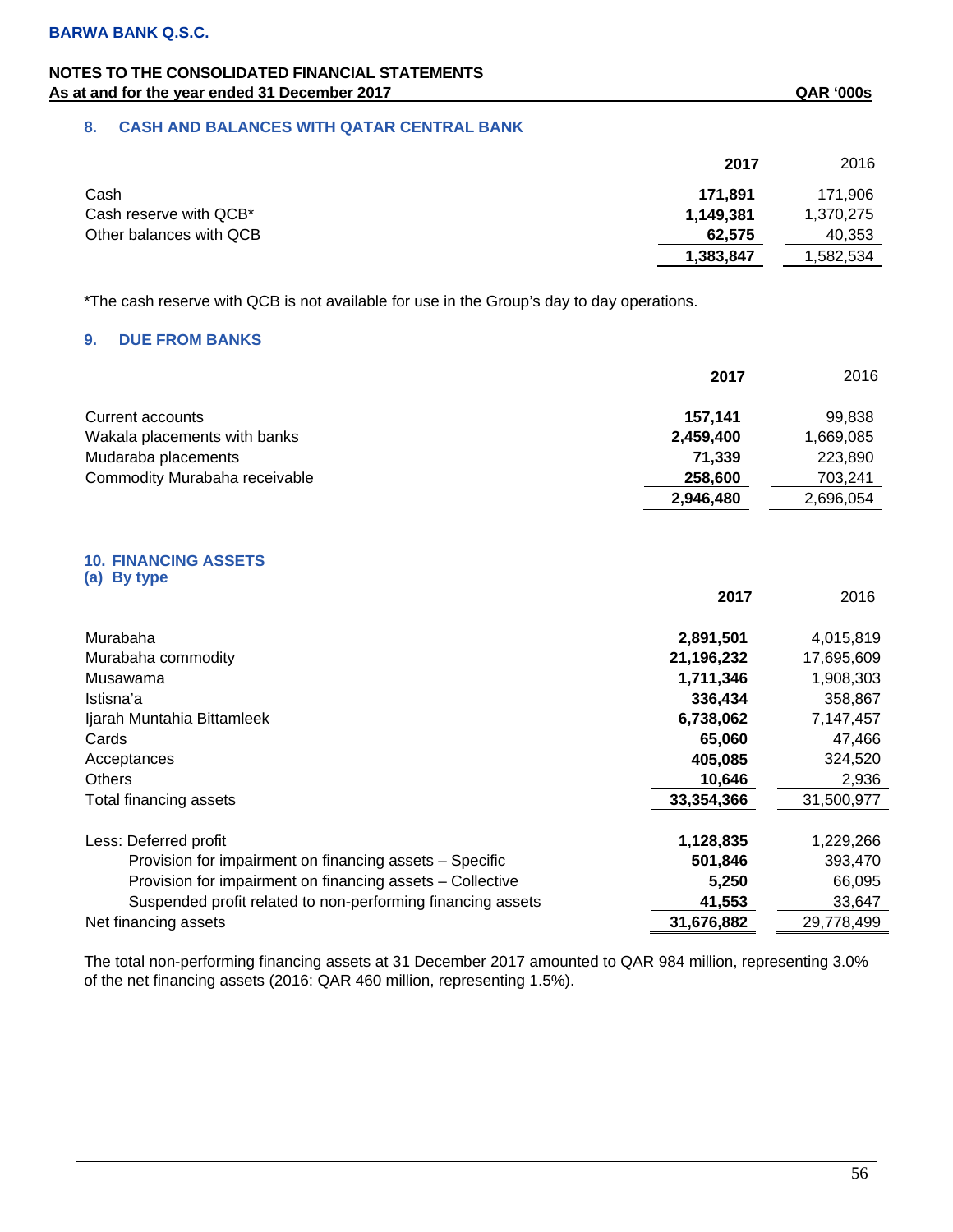**BARWA BANK Q.S.C.**

**NOTES TO THE CONSOLIDATED FINANCIAL STATEMENTS**
**As at and for the year ended 31 December 2017** **QAR '000s**

## 8. CASH AND BALANCES WITH QATAR CENTRAL BANK

| | 2017 | 2016 |
|---|---|---|
| Cash | **171,891** | 171,906 |
| Cash reserve with QCB* | **1,149,381** | 1,370,275 |
| Other balances with QCB | **62,575** | 40,353 |
| | **1,383,847** | 1,582,534 |

*The cash reserve with QCB is not available for use in the Group's day to day operations.

## 9. DUE FROM BANKS

| | 2017 | 2016 |
|---|---|---|
| Current accounts | **157,141** | 99,838 |
| Wakala placements with banks | **2,459,400** | 1,669,085 |
| Mudaraba placements | **71,339** | 223,890 |
| Commodity Murabaha receivable | **258,600** | 703,241 |
| | **2,946,480** | 2,696,054 |

## 10. FINANCING ASSETS

### (a) By type

| | 2017 | 2016 |
|---|---|---|
| Murabaha | **2,891,501** | 4,015,819 |
| Murabaha commodity | **21,196,232** | 17,695,609 |
| Musawama | **1,711,346** | 1,908,303 |
| Istisna'a | **336,434** | 358,867 |
| Ijarah Muntahia Bittamleek | **6,738,062** | 7,147,457 |
| Cards | **65,060** | 47,466 |
| Acceptances | **405,085** | 324,520 |
| Others | **10,646** | 2,936 |
| Total financing assets | **33,354,366** | 31,500,977 |
| | | |
| Less: Deferred profit | **1,128,835** | 1,229,266 |
| Provision for impairment on financing assets – Specific | **501,846** | 393,470 |
| Provision for impairment on financing assets – Collective | **5,250** | 66,095 |
| Suspended profit related to non-performing financing assets | **41,553** | 33,647 |
| Net financing assets | **31,676,882** | 29,778,499 |

The total non-performing financing assets at 31 December 2017 amounted to QAR 984 million, representing 3.0% of the net financing assets (2016: QAR 460 million, representing 1.5%).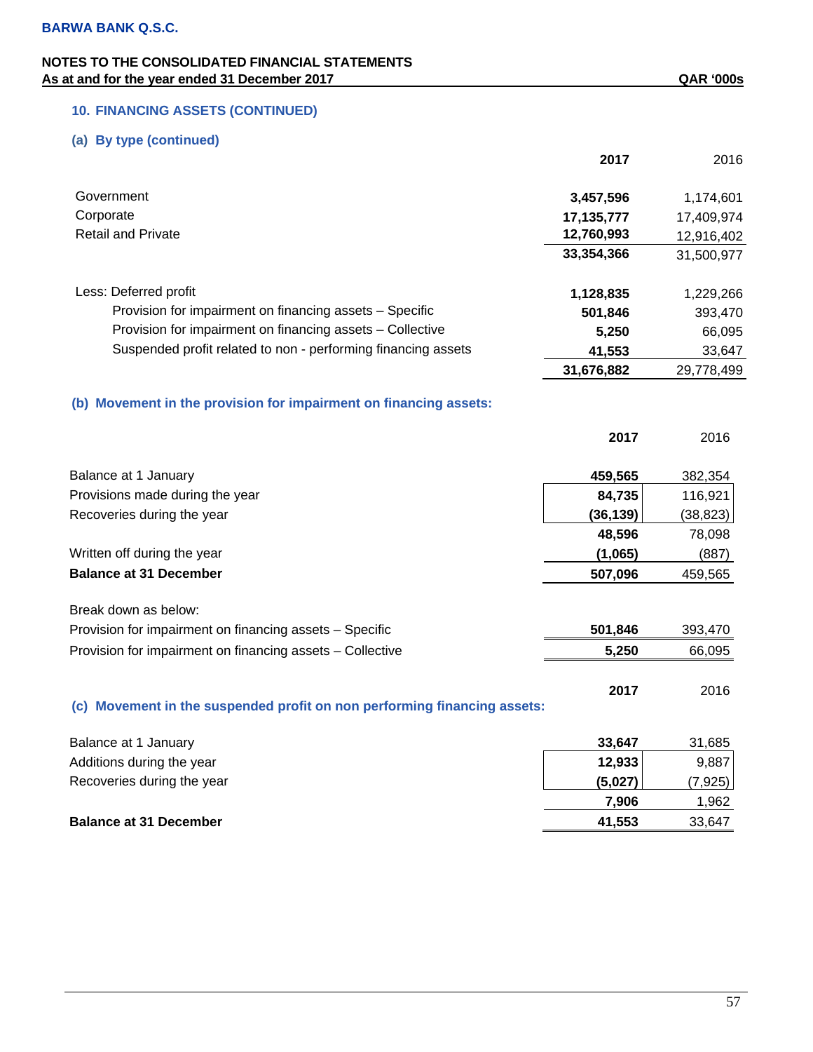**BARWA BANK Q.S.C.**

**NOTES TO THE CONSOLIDATED FINANCIAL STATEMENTS**
**As at and for the year ended 31 December 2017** **QAR '000s**

## 10. FINANCING ASSETS (CONTINUED)

### (a) By type (continued)

| | **2017** | 2016 |
|---|---|---|
| Government | **3,457,596** | 1,174,601 |
| Corporate | **17,135,777** | 17,409,974 |
| Retail and Private | **12,760,993** | 12,916,402 |
| | **33,354,366** | 31,500,977 |
| Less: Deferred profit | **1,128,835** | 1,229,266 |
| Provision for impairment on financing assets – Specific | **501,846** | 393,470 |
| Provision for impairment on financing assets – Collective | **5,250** | 66,095 |
| Suspended profit related to non - performing financing assets | **41,553** | 33,647 |
| | **31,676,882** | 29,778,499 |

### (b) Movement in the provision for impairment on financing assets:

| | **2017** | 2016 |
|---|---|---|
| Balance at 1 January | **459,565** | 382,354 |
| Provisions made during the year | **84,735** | 116,921 |
| Recoveries during the year | **(36,139)** | (38,823) |
| | **48,596** | 78,098 |
| Written off during the year | **(1,065)** | (887) |
| **Balance at 31 December** | **507,096** | 459,565 |
| Break down as below: | | |
| Provision for impairment on financing assets – Specific | **501,846** | 393,470 |
| Provision for impairment on financing assets – Collective | **5,250** | 66,095 |

### (c) Movement in the suspended profit on non performing financing assets:

| | **2017** | 2016 |
|---|---|---|
| Balance at 1 January | **33,647** | 31,685 |
| Additions during the year | **12,933** | 9,887 |
| Recoveries during the year | **(5,027)** | (7,925) |
| | **7,906** | 1,962 |
| **Balance at 31 December** | **41,553** | 33,647 |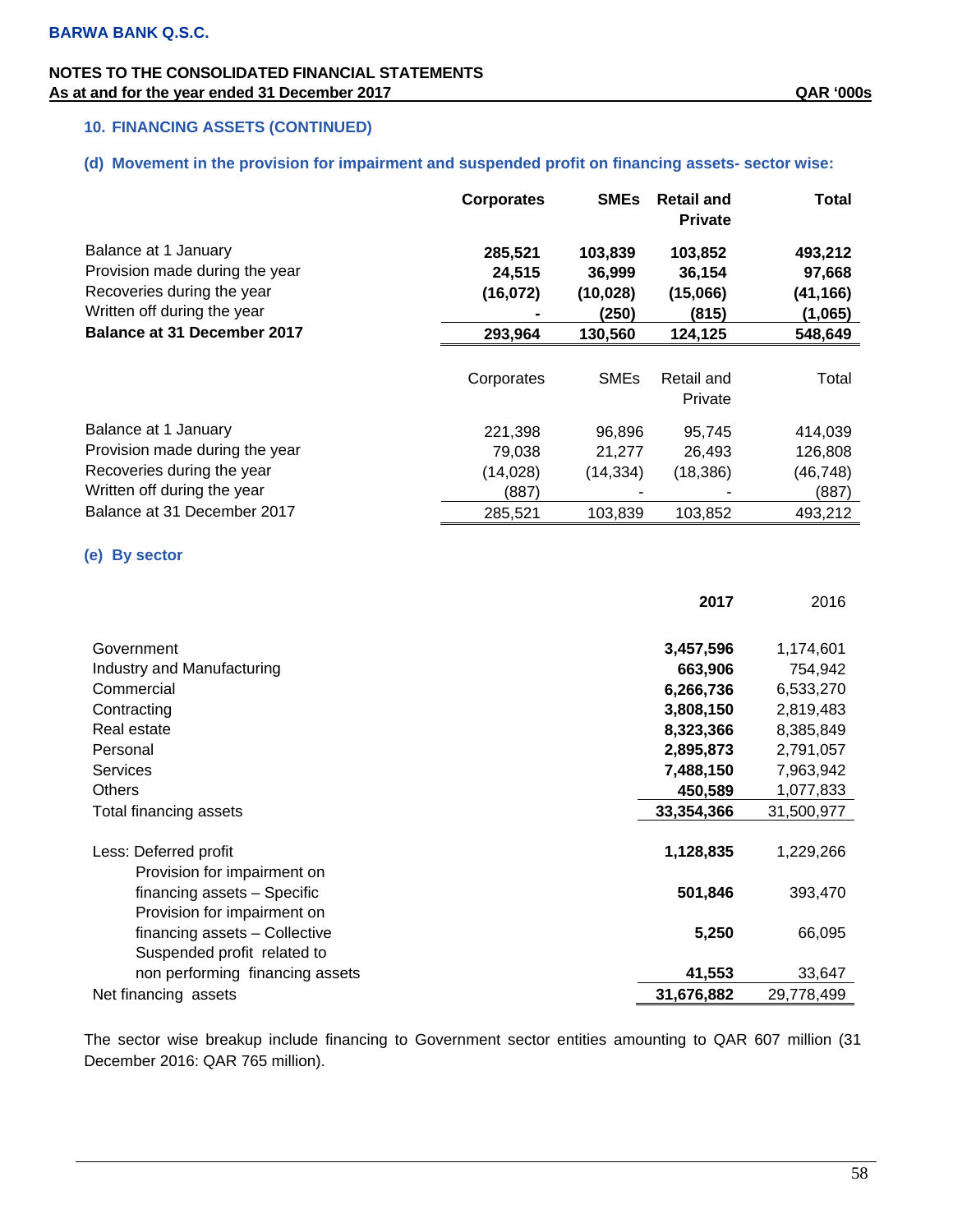## 10. FINANCING ASSETS (CONTINUED)

### (d) Movement in the provision for impairment and suspended profit on financing assets- sector wise:

| | **Corporates** | **SMEs** | **Retail and Private** | **Total** |
|---|---|---|---|---|
| Balance at 1 January | **285,521** | **103,839** | **103,852** | **493,212** |
| Provision made during the year | **24,515** | **36,999** | **36,154** | **97,668** |
| Recoveries during the year | **(16,072)** | **(10,028)** | **(15,066)** | **(41,166)** |
| Written off during the year | **-** | **(250)** | **(815)** | **(1,065)** |
| **Balance at 31 December 2017** | **293,964** | **130,560** | **124,125** | **548,649** |

| | Corporates | SMEs | Retail and Private | Total |
|---|---|---|---|---|
| Balance at 1 January | 221,398 | 96,896 | 95,745 | 414,039 |
| Provision made during the year | 79,038 | 21,277 | 26,493 | 126,808 |
| Recoveries during the year | (14,028) | (14,334) | (18,386) | (46,748) |
| Written off during the year | (887) | - | - | (887) |
| Balance at 31 December 2017 | 285,521 | 103,839 | 103,852 | 493,212 |

### (e) By sector

| | **2017** | 2016 |
|---|---|---|
| Government | **3,457,596** | 1,174,601 |
| Industry and Manufacturing | **663,906** | 754,942 |
| Commercial | **6,266,736** | 6,533,270 |
| Contracting | **3,808,150** | 2,819,483 |
| Real estate | **8,323,366** | 8,385,849 |
| Personal | **2,895,873** | 2,791,057 |
| Services | **7,488,150** | 7,963,942 |
| Others | **450,589** | 1,077,833 |
| Total financing assets | **33,354,366** | 31,500,977 |
| Less: Deferred profit | **1,128,835** | 1,229,266 |
| Provision for impairment on financing assets – Specific | **501,846** | 393,470 |
| Provision for impairment on financing assets – Collective | **5,250** | 66,095 |
| Suspended profit related to non performing financing assets | **41,553** | 33,647 |
| Net financing assets | **31,676,882** | 29,778,499 |

The sector wise breakup include financing to Government sector entities amounting to QAR 607 million (31 December 2016: QAR 765 million).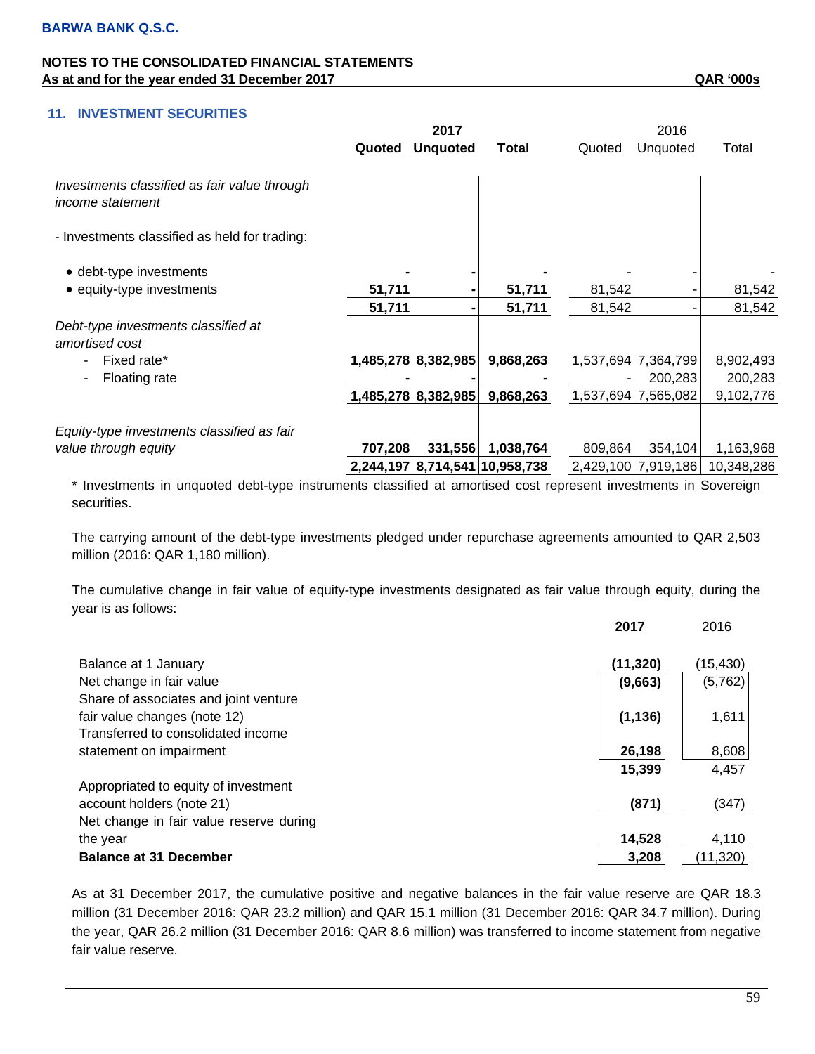## 11. INVESTMENT SECURITIES

| | 2017 | | | 2016 | | |
|---|---|---|---|---|---|---|
| | **Quoted** | **Unquoted** | **Total** | Quoted | Unquoted | Total |
| *Investments classified as fair value through income statement* | | | | | | |
| - Investments classified as held for trading: | | | | | | |
| • debt-type investments | **-** | **-** | **-** | - | - | - |
| • equity-type investments | **51,711** | **-** | **51,711** | 81,542 | - | 81,542 |
| | **51,711** | **-** | **51,711** | 81,542 | - | 81,542 |
| *Debt-type investments classified at amortised cost* | | | | | | |
| - Fixed rate* | **1,485,278** | **8,382,985** | **9,868,263** | 1,537,694 | 7,364,799 | 8,902,493 |
| - Floating rate | **-** | **-** | **-** | - | 200,283 | 200,283 |
| | **1,485,278** | **8,382,985** | **9,868,263** | 1,537,694 | 7,565,082 | 9,102,776 |
| *Equity-type investments classified as fair value through equity* | **707,208** | **331,556** | **1,038,764** | 809,864 | 354,104 | 1,163,968 |
| | **2,244,197** | **8,714,541** | **10,958,738** | 2,429,100 | 7,919,186 | 10,348,286 |

* Investments in unquoted debt-type instruments classified at amortised cost represent investments in Sovereign securities.

The carrying amount of the debt-type investments pledged under repurchase agreements amounted to QAR 2,503 million (2016: QAR 1,180 million).

The cumulative change in fair value of equity-type investments designated as fair value through equity, during the year is as follows:

| | **2017** | 2016 |
|---|---|---|
| Balance at 1 January | **(11,320)** | (15,430) |
| Net change in fair value | **(9,663)** | (5,762) |
| Share of associates and joint venture fair value changes (note 12) | **(1,136)** | 1,611 |
| Transferred to consolidated income statement on impairment | **26,198** | 8,608 |
| | **15,399** | 4,457 |
| Appropriated to equity of investment account holders (note 21) | **(871)** | (347) |
| Net change in fair value reserve during the year | **14,528** | 4,110 |
| **Balance at 31 December** | **3,208** | (11,320) |

As at 31 December 2017, the cumulative positive and negative balances in the fair value reserve are QAR 18.3 million (31 December 2016: QAR 23.2 million) and QAR 15.1 million (31 December 2016: QAR 34.7 million). During the year, QAR 26.2 million (31 December 2016: QAR 8.6 million) was transferred to income statement from negative fair value reserve.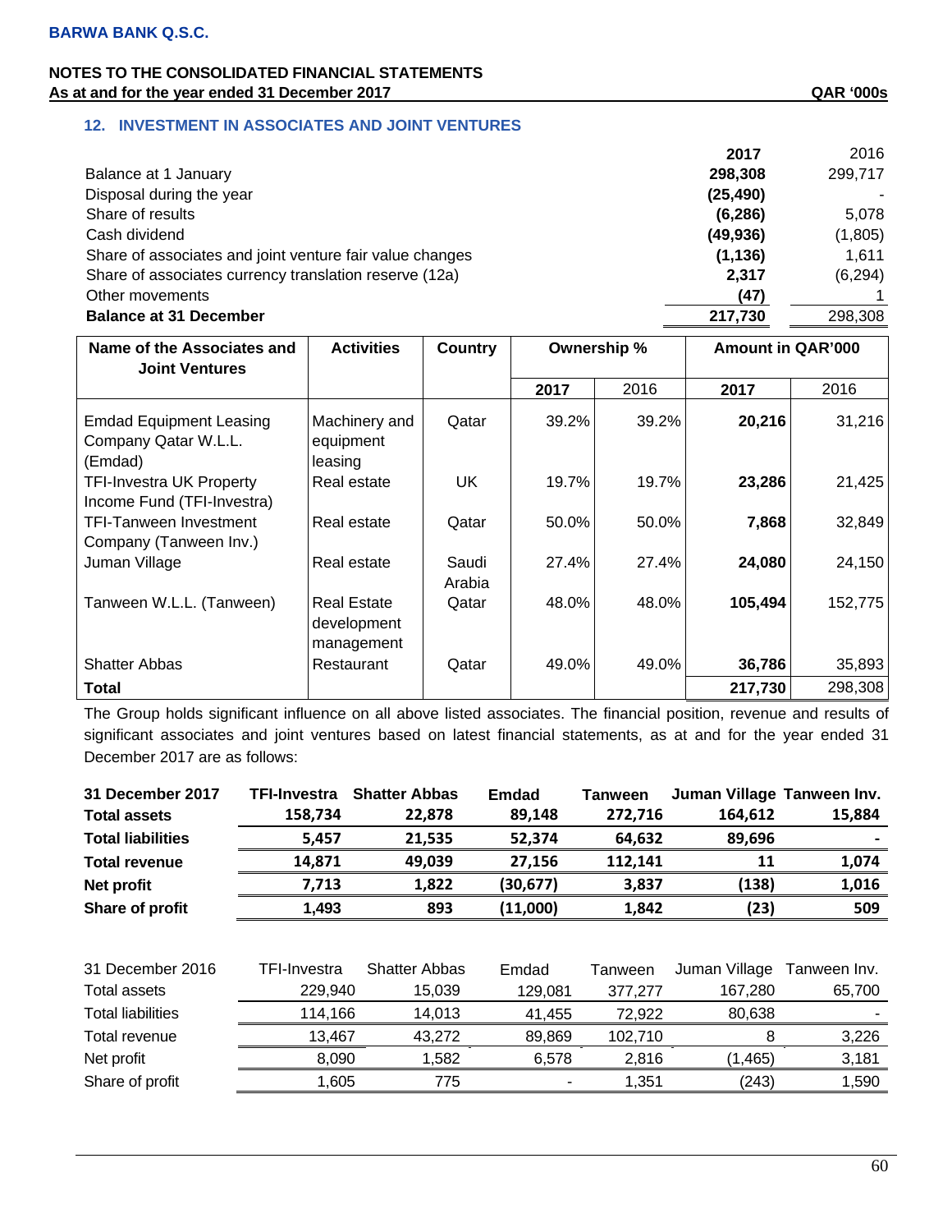**BARWA BANK Q.S.C.**

**NOTES TO THE CONSOLIDATED FINANCIAL STATEMENTS**
**As at and for the year ended 31 December 2017** **QAR '000s**

## 12. INVESTMENT IN ASSOCIATES AND JOINT VENTURES

| | **2017** | 2016 |
|---|---|---|
| Balance at 1 January | **298,308** | 299,717 |
| Disposal during the year | **(25,490)** | - |
| Share of results | **(6,286)** | 5,078 |
| Cash dividend | **(49,936)** | (1,805) |
| Share of associates and joint venture fair value changes | **(1,136)** | 1,611 |
| Share of associates currency translation reserve (12a) | **2,317** | (6,294) |
| Other movements | **(47)** | 1 |
| **Balance at 31 December** | **217,730** | 298,308 |

| **Name of the Associates and Joint Ventures** | **Activities** | **Country** | **Ownership %** | | **Amount in QAR'000** | |
|---|---|---|---|---|---|---|
| | | | **2017** | 2016 | **2017** | 2016 |
| Emdad Equipment Leasing Company Qatar W.L.L. (Emdad) | Machinery and equipment leasing | Qatar | 39.2% | 39.2% | **20,216** | 31,216 |
| TFI-Investra UK Property Income Fund (TFI-Investra) | Real estate | UK | 19.7% | 19.7% | **23,286** | 21,425 |
| TFI-Tanween Investment Company (Tanween Inv.) | Real estate | Qatar | 50.0% | 50.0% | **7,868** | 32,849 |
| Juman Village | Real estate | Saudi Arabia | 27.4% | 27.4% | **24,080** | 24,150 |
| Tanween W.L.L. (Tanween) | Real Estate development management | Qatar | 48.0% | 48.0% | **105,494** | 152,775 |
| Shatter Abbas | Restaurant | Qatar | 49.0% | 49.0% | **36,786** | 35,893 |
| **Total** | | | | | **217,730** | 298,308 |

The Group holds significant influence on all above listed associates. The financial position, revenue and results of significant associates and joint ventures based on latest financial statements, as at and for the year ended 31 December 2017 are as follows:

| **31 December 2017** | **TFI-Investra** | **Shatter Abbas** | **Emdad** | **Tanween** | **Juman Village** | **Tanween Inv.** |
|---|---|---|---|---|---|---|
| **Total assets** | **158,734** | **22,878** | **89,148** | **272,716** | **164,612** | **15,884** |
| **Total liabilities** | **5,457** | **21,535** | **52,374** | **64,632** | **89,696** | **-** |
| **Total revenue** | **14,871** | **49,039** | **27,156** | **112,141** | **11** | **1,074** |
| **Net profit** | **7,713** | **1,822** | **(30,677)** | **3,837** | **(138)** | **1,016** |
| **Share of profit** | **1,493** | **893** | **(11,000)** | **1,842** | **(23)** | **509** |

| 31 December 2016 | TFI-Investra | Shatter Abbas | Emdad | Tanween | Juman Village | Tanween Inv. |
|---|---|---|---|---|---|---|
| Total assets | 229,940 | 15,039 | 129,081 | 377,277 | 167,280 | 65,700 |
| Total liabilities | 114,166 | 14,013 | 41,455 | 72,922 | 80,638 | - |
| Total revenue | 13,467 | 43,272 | 89,869 | 102,710 | 8 | 3,226 |
| Net profit | 8,090 | 1,582 | 6,578 | 2,816 | (1,465) | 3,181 |
| Share of profit | 1,605 | 775 | - | 1,351 | (243) | 1,590 |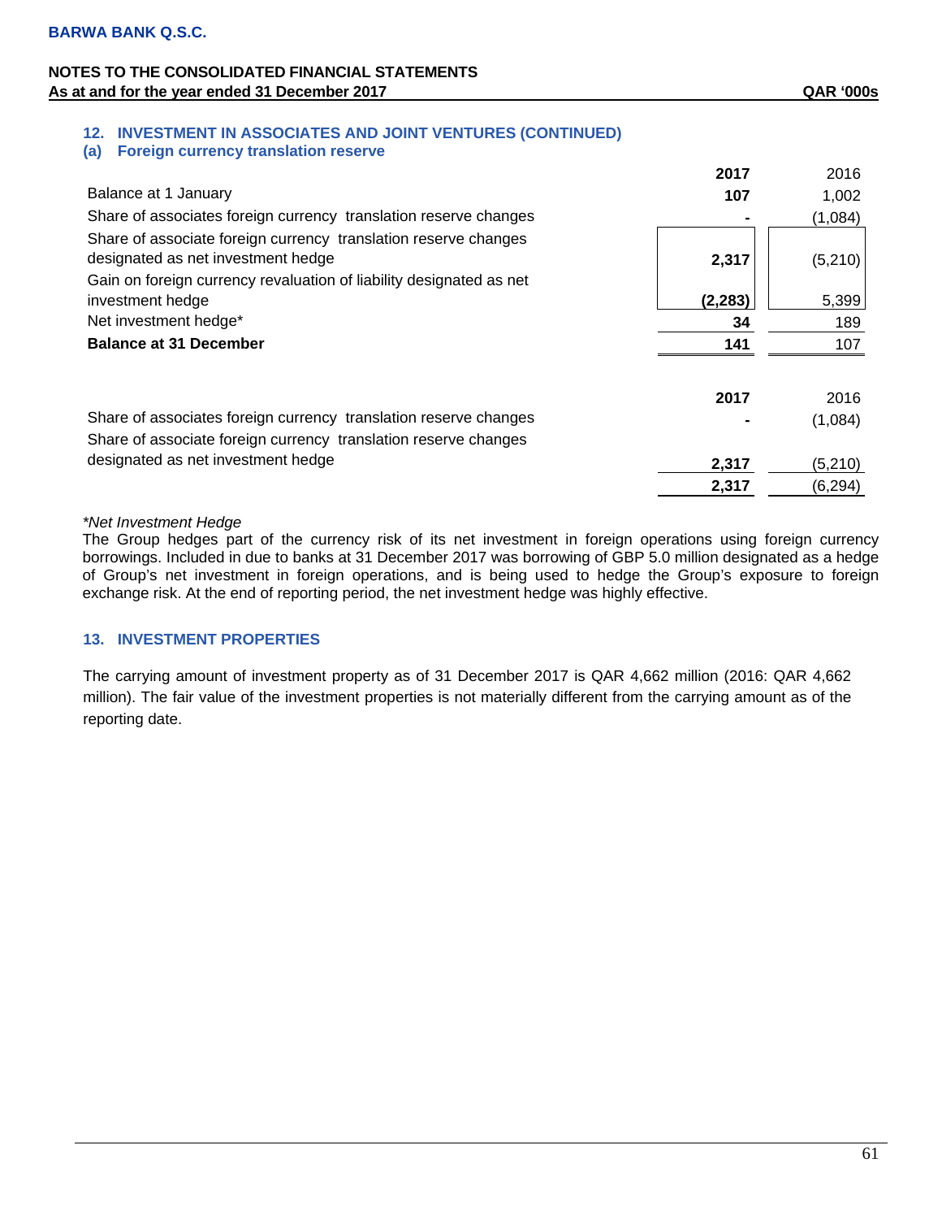**BARWA BANK Q.S.C.**

**NOTES TO THE CONSOLIDATED FINANCIAL STATEMENTS**
**As at and for the year ended 31 December 2017** **QAR '000s**

## 12. INVESTMENT IN ASSOCIATES AND JOINT VENTURES (CONTINUED)

### (a) Foreign currency translation reserve

| | **2017** | 2016 |
|---|---|---|
| Balance at 1 January | **107** | 1,002 |
| Share of associates foreign currency translation reserve changes | **-** | (1,084) |
| Share of associate foreign currency translation reserve changes designated as net investment hedge | **2,317** | (5,210) |
| Gain on foreign currency revaluation of liability designated as net investment hedge | **(2,283)** | 5,399 |
| Net investment hedge* | **34** | 189 |
| **Balance at 31 December** | **141** | 107 |

| | **2017** | 2016 |
|---|---|---|
| Share of associates foreign currency translation reserve changes | **-** | (1,084) |
| Share of associate foreign currency translation reserve changes designated as net investment hedge | **2,317** | (5,210) |
| | **2,317** | (6,294) |

*\*Net Investment Hedge*

The Group hedges part of the currency risk of its net investment in foreign operations using foreign currency borrowings. Included in due to banks at 31 December 2017 was borrowing of GBP 5.0 million designated as a hedge of Group's net investment in foreign operations, and is being used to hedge the Group's exposure to foreign exchange risk. At the end of reporting period, the net investment hedge was highly effective.

## 13. INVESTMENT PROPERTIES

The carrying amount of investment property as of 31 December 2017 is QAR 4,662 million (2016: QAR 4,662 million). The fair value of the investment properties is not materially different from the carrying amount as of the reporting date.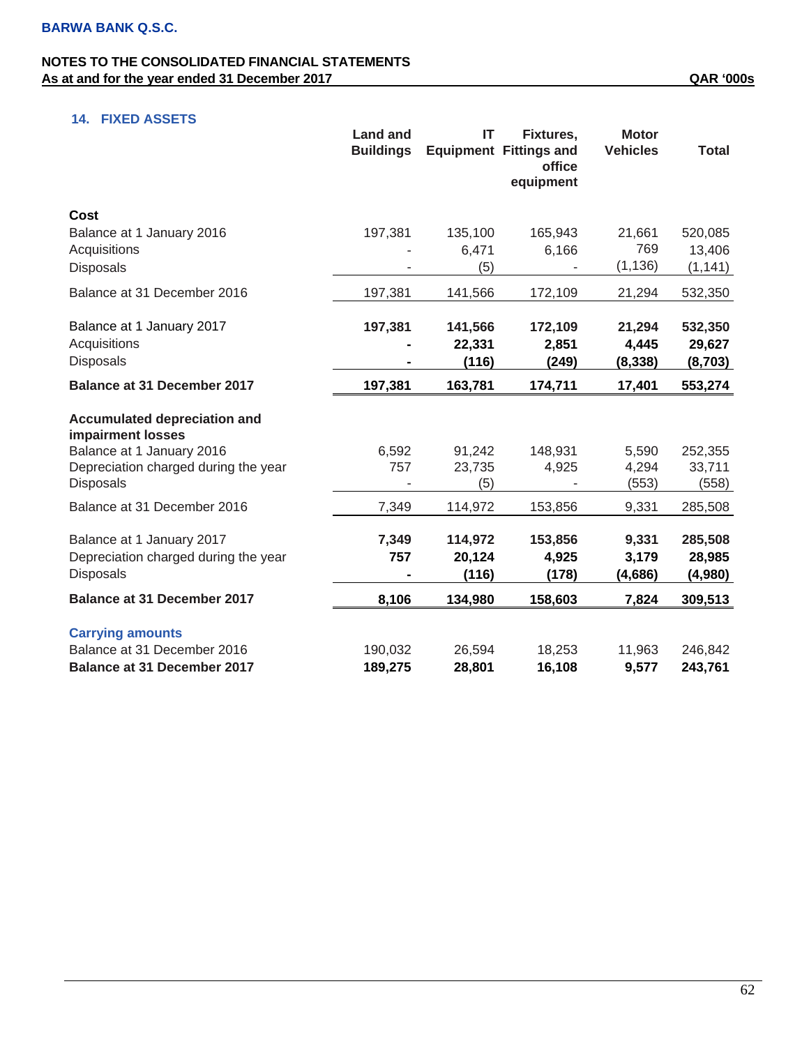**BARWA BANK Q.S.C.**

**NOTES TO THE CONSOLIDATED FINANCIAL STATEMENTS**
**As at and for the year ended 31 December 2017** **QAR '000s**

## 14. FIXED ASSETS

| | Land and Buildings | IT Equipment | Fixtures, Fittings and office equipment | Motor Vehicles | Total |
|---|---|---|---|---|---|
| **Cost** | | | | | |
| Balance at 1 January 2016 | 197,381 | 135,100 | 165,943 | 21,661 | 520,085 |
| Acquisitions | - | 6,471 | 6,166 | 769 | 13,406 |
| Disposals | - | (5) | - | (1,136) | (1,141) |
| Balance at 31 December 2016 | 197,381 | 141,566 | 172,109 | 21,294 | 532,350 |
| Balance at 1 January 2017 | **197,381** | **141,566** | **172,109** | **21,294** | **532,350** |
| Acquisitions | **-** | **22,331** | **2,851** | **4,445** | **29,627** |
| Disposals | **-** | **(116)** | **(249)** | **(8,338)** | **(8,703)** |
| **Balance at 31 December 2017** | **197,381** | **163,781** | **174,711** | **17,401** | **553,274** |
| **Accumulated depreciation and impairment losses** | | | | | |
| Balance at 1 January 2016 | 6,592 | 91,242 | 148,931 | 5,590 | 252,355 |
| Depreciation charged during the year | 757 | 23,735 | 4,925 | 4,294 | 33,711 |
| Disposals | - | (5) | - | (553) | (558) |
| Balance at 31 December 2016 | 7,349 | 114,972 | 153,856 | 9,331 | 285,508 |
| Balance at 1 January 2017 | **7,349** | **114,972** | **153,856** | **9,331** | **285,508** |
| Depreciation charged during the year | **757** | **20,124** | **4,925** | **3,179** | **28,985** |
| Disposals | **-** | **(116)** | **(178)** | **(4,686)** | **(4,980)** |
| **Balance at 31 December 2017** | **8,106** | **134,980** | **158,603** | **7,824** | **309,513** |
| **Carrying amounts** | | | | | |
| Balance at 31 December 2016 | 190,032 | 26,594 | 18,253 | 11,963 | 246,842 |
| **Balance at 31 December 2017** | **189,275** | **28,801** | **16,108** | **9,577** | **243,761** |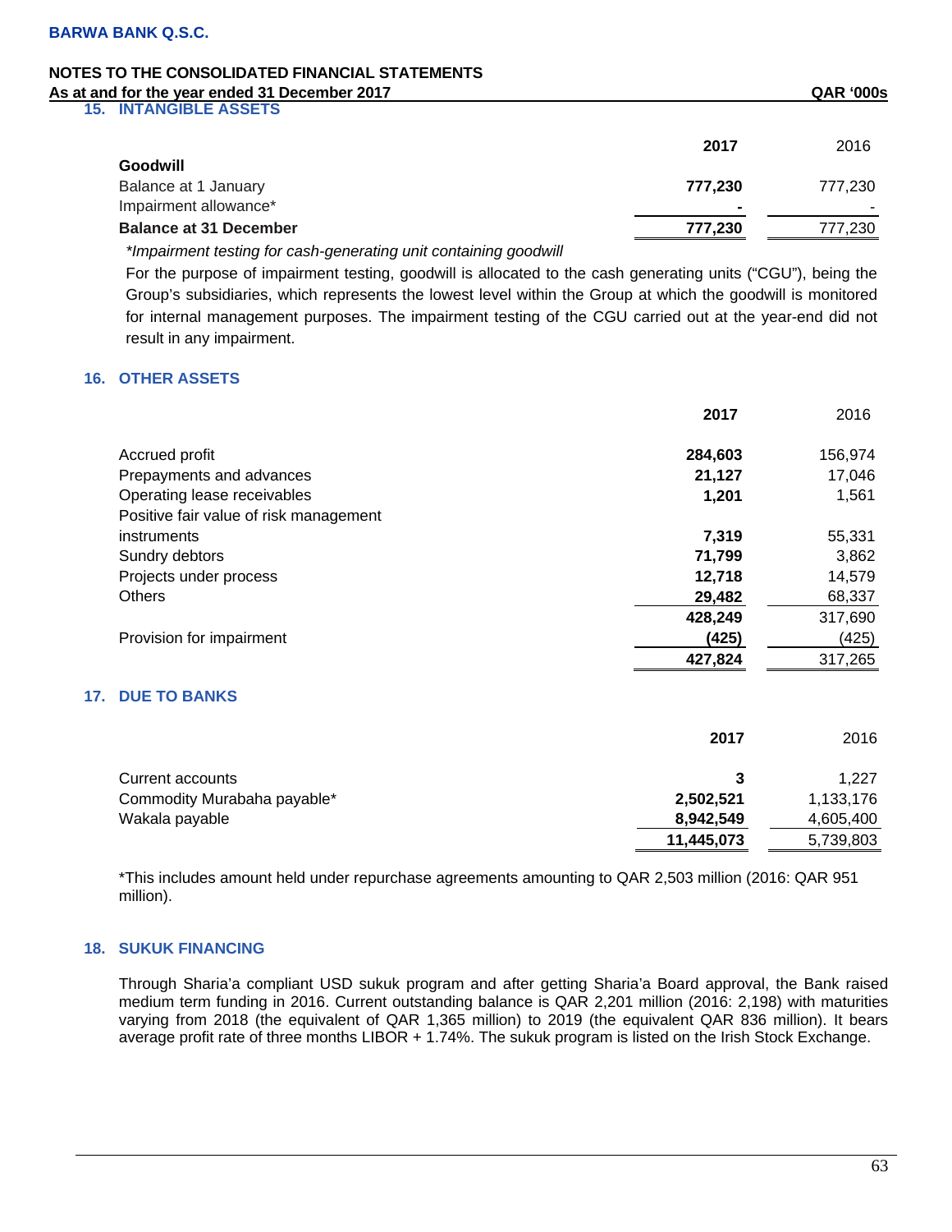## 15. INTANGIBLE ASSETS

| | 2017 | 2016 |
|---|---|---|
| **Goodwill** | | |
| Balance at 1 January | **777,230** | 777,230 |
| Impairment allowance* | **-** | - |
| **Balance at 31 December** | **777,230** | 777,230 |

*\*Impairment testing for cash-generating unit containing goodwill*

For the purpose of impairment testing, goodwill is allocated to the cash generating units ("CGU"), being the Group's subsidiaries, which represents the lowest level within the Group at which the goodwill is monitored for internal management purposes. The impairment testing of the CGU carried out at the year-end did not result in any impairment.

## 16. OTHER ASSETS

| | 2017 | 2016 |
|---|---|---|
| Accrued profit | **284,603** | 156,974 |
| Prepayments and advances | **21,127** | 17,046 |
| Operating lease receivables | **1,201** | 1,561 |
| Positive fair value of risk management instruments | **7,319** | 55,331 |
| Sundry debtors | **71,799** | 3,862 |
| Projects under process | **12,718** | 14,579 |
| Others | **29,482** | 68,337 |
| | **428,249** | 317,690 |
| Provision for impairment | **(425)** | (425) |
| | **427,824** | 317,265 |

## 17. DUE TO BANKS

| | 2017 | 2016 |
|---|---|---|
| Current accounts | **3** | 1,227 |
| Commodity Murabaha payable* | **2,502,521** | 1,133,176 |
| Wakala payable | **8,942,549** | 4,605,400 |
| | **11,445,073** | 5,739,803 |

*This includes amount held under repurchase agreements amounting to QAR 2,503 million (2016: QAR 951 million).

## 18. SUKUK FINANCING

Through Sharia'a compliant USD sukuk program and after getting Sharia'a Board approval, the Bank raised medium term funding in 2016. Current outstanding balance is QAR 2,201 million (2016: 2,198) with maturities varying from 2018 (the equivalent of QAR 1,365 million) to 2019 (the equivalent QAR 836 million). It bears average profit rate of three months LIBOR + 1.74%. The sukuk program is listed on the Irish Stock Exchange.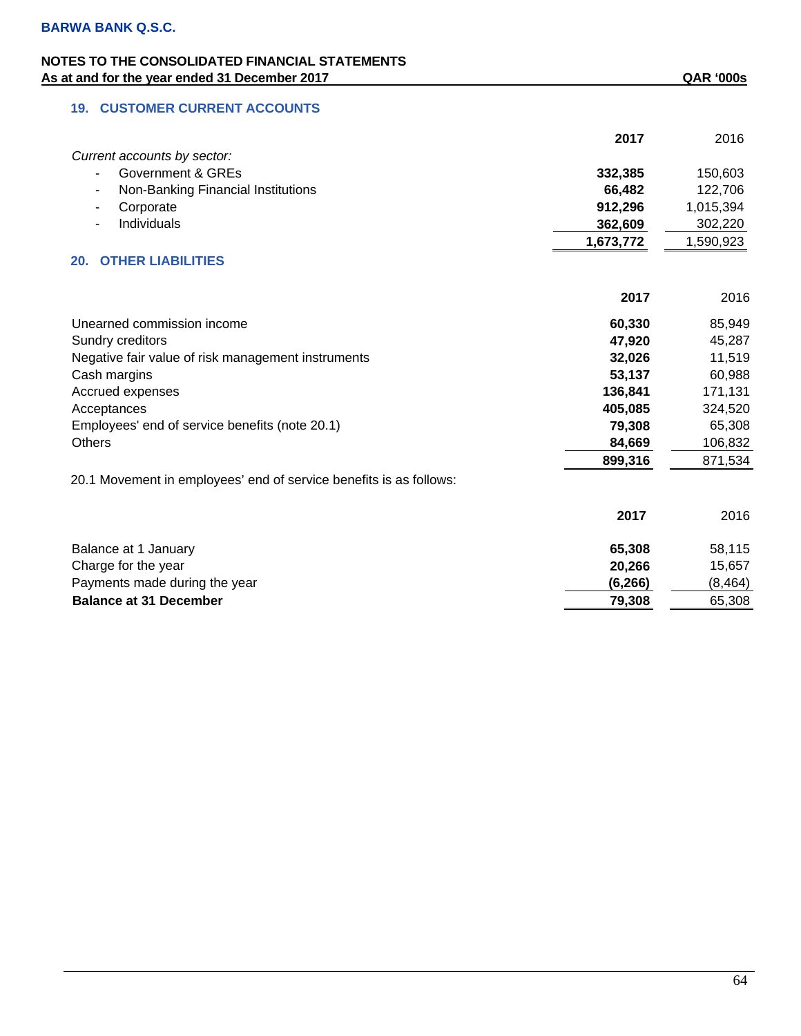**BARWA BANK Q.S.C.**

**NOTES TO THE CONSOLIDATED FINANCIAL STATEMENTS**
**As at and for the year ended 31 December 2017** **QAR '000s**

## 19. CUSTOMER CURRENT ACCOUNTS

| | **2017** | 2016 |
|---|---|---|
| *Current accounts by sector:* | | |
| - Government & GREs | **332,385** | 150,603 |
| - Non-Banking Financial Institutions | **66,482** | 122,706 |
| - Corporate | **912,296** | 1,015,394 |
| - Individuals | **362,609** | 302,220 |
| | **1,673,772** | 1,590,923 |

## 20. OTHER LIABILITIES

| | **2017** | 2016 |
|---|---|---|
| Unearned commission income | **60,330** | 85,949 |
| Sundry creditors | **47,920** | 45,287 |
| Negative fair value of risk management instruments | **32,026** | 11,519 |
| Cash margins | **53,137** | 60,988 |
| Accrued expenses | **136,841** | 171,131 |
| Acceptances | **405,085** | 324,520 |
| Employees' end of service benefits (note 20.1) | **79,308** | 65,308 |
| Others | **84,669** | 106,832 |
| | **899,316** | 871,534 |

20.1 Movement in employees' end of service benefits is as follows:

| | **2017** | 2016 |
|---|---|---|
| Balance at 1 January | **65,308** | 58,115 |
| Charge for the year | **20,266** | 15,657 |
| Payments made during the year | **(6,266)** | (8,464) |
| **Balance at 31 December** | **79,308** | 65,308 |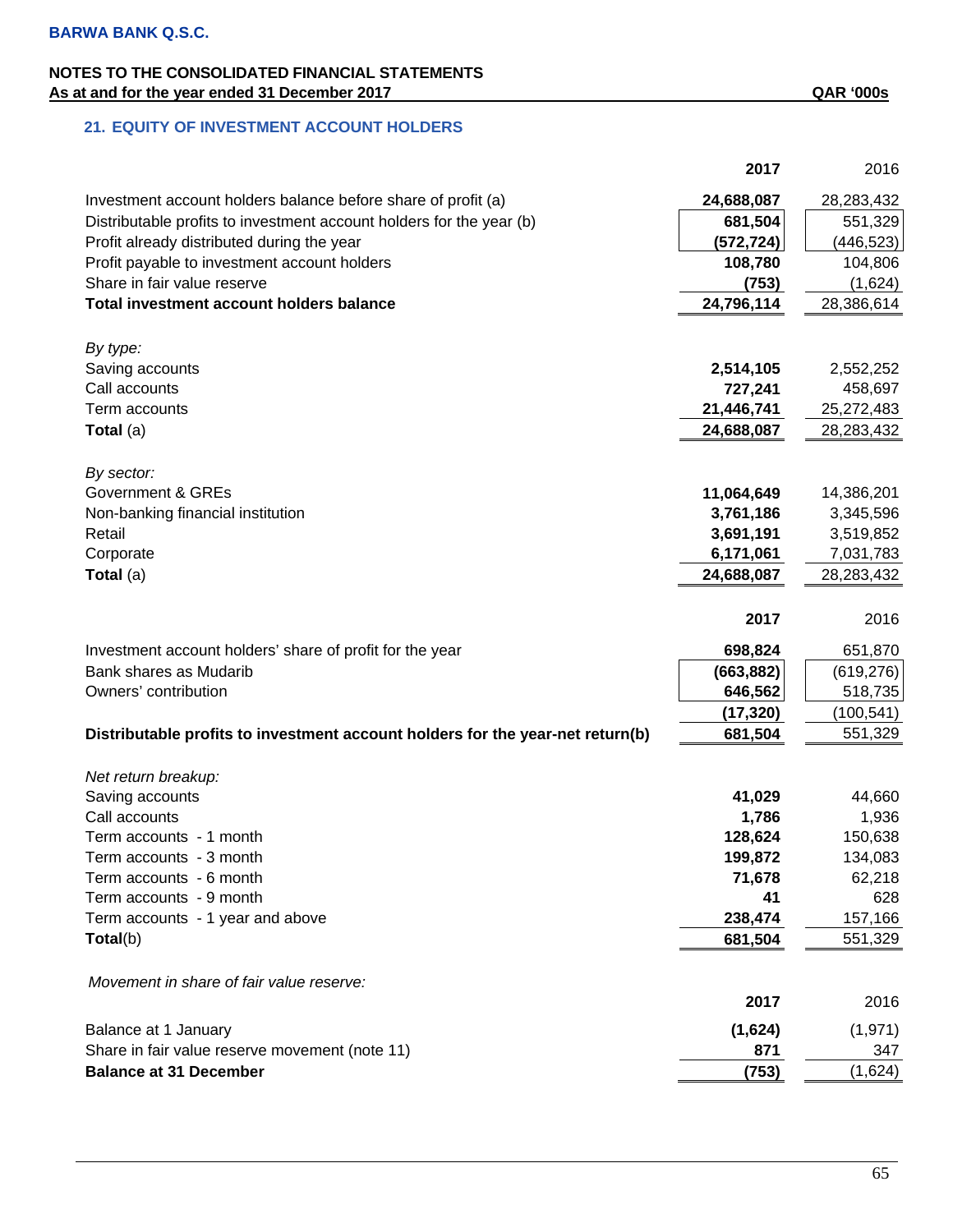**BARWA BANK Q.S.C.**

**NOTES TO THE CONSOLIDATED FINANCIAL STATEMENTS**
**As at and for the year ended 31 December 2017** **QAR '000s**

## 21. EQUITY OF INVESTMENT ACCOUNT HOLDERS

| | 2017 | 2016 |
|---|---|---|
| Investment account holders balance before share of profit (a) | 24,688,087 | 28,283,432 |
| Distributable profits to investment account holders for the year (b) | 681,504 | 551,329 |
| Profit already distributed during the year | (572,724) | (446,523) |
| Profit payable to investment account holders | 108,780 | 104,806 |
| Share in fair value reserve | (753) | (1,624) |
| **Total investment account holders balance** | **24,796,114** | **28,386,614** |
| *By type:* | | |
| Saving accounts | 2,514,105 | 2,552,252 |
| Call accounts | 727,241 | 458,697 |
| Term accounts | 21,446,741 | 25,272,483 |
| **Total** (a) | 24,688,087 | 28,283,432 |
| *By sector:* | | |
| Government & GREs | 11,064,649 | 14,386,201 |
| Non-banking financial institution | 3,761,186 | 3,345,596 |
| Retail | 3,691,191 | 3,519,852 |
| Corporate | 6,171,061 | 7,031,783 |
| **Total** (a) | 24,688,087 | 28,283,432 |

| | 2017 | 2016 |
|---|---|---|
| Investment account holders' share of profit for the year | 698,824 | 651,870 |
| Bank shares as Mudarib | (663,882) | (619,276) |
| Owners' contribution | 646,562 | 518,735 |
| | (17,320) | (100,541) |
| **Distributable profits to investment account holders for the year-net return(b)** | 681,504 | 551,329 |
| *Net return breakup:* | | |
| Saving accounts | 41,029 | 44,660 |
| Call accounts | 1,786 | 1,936 |
| Term accounts - 1 month | 128,624 | 150,638 |
| Term accounts - 3 month | 199,872 | 134,083 |
| Term accounts - 6 month | 71,678 | 62,218 |
| Term accounts - 9 month | 41 | 628 |
| Term accounts - 1 year and above | 238,474 | 157,166 |
| **Total**(b) | 681,504 | 551,329 |

*Movement in share of fair value reserve:*

| | 2017 | 2016 |
|---|---|---|
| Balance at 1 January | (1,624) | (1,971) |
| Share in fair value reserve movement (note 11) | 871 | 347 |
| **Balance at 31 December** | (753) | (1,624) |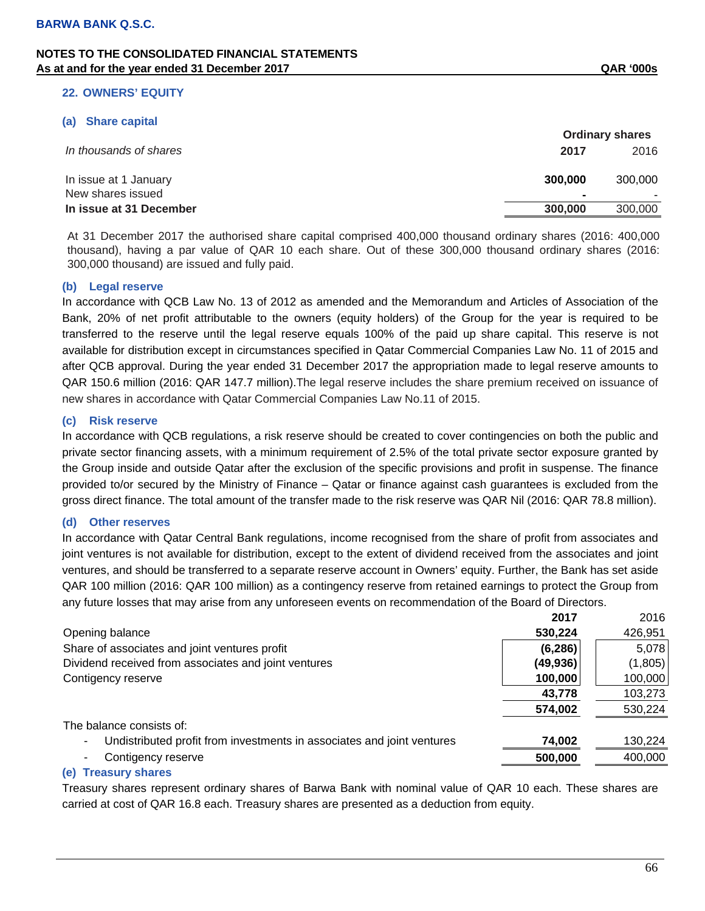## 22. OWNERS' EQUITY

### (a) Share capital

| *In thousands of shares* | Ordinary shares | |
|---|---|---|
| | **2017** | 2016 |
| In issue at 1 January | **300,000** | 300,000 |
| New shares issued | **-** | - |
| **In issue at 31 December** | **300,000** | 300,000 |

At 31 December 2017 the authorised share capital comprised 400,000 thousand ordinary shares (2016: 400,000 thousand), having a par value of QAR 10 each share. Out of these 300,000 thousand ordinary shares (2016: 300,000 thousand) are issued and fully paid.

### (b) Legal reserve

In accordance with QCB Law No. 13 of 2012 as amended and the Memorandum and Articles of Association of the Bank, 20% of net profit attributable to the owners (equity holders) of the Group for the year is required to be transferred to the reserve until the legal reserve equals 100% of the paid up share capital. This reserve is not available for distribution except in circumstances specified in Qatar Commercial Companies Law No. 11 of 2015 and after QCB approval. During the year ended 31 December 2017 the appropriation made to legal reserve amounts to QAR 150.6 million (2016: QAR 147.7 million).The legal reserve includes the share premium received on issuance of new shares in accordance with Qatar Commercial Companies Law No.11 of 2015.

### (c) Risk reserve

In accordance with QCB regulations, a risk reserve should be created to cover contingencies on both the public and private sector financing assets, with a minimum requirement of 2.5% of the total private sector exposure granted by the Group inside and outside Qatar after the exclusion of the specific provisions and profit in suspense. The finance provided to/or secured by the Ministry of Finance – Qatar or finance against cash guarantees is excluded from the gross direct finance. The total amount of the transfer made to the risk reserve was QAR Nil (2016: QAR 78.8 million).

### (d) Other reserves

In accordance with Qatar Central Bank regulations, income recognised from the share of profit from associates and joint ventures is not available for distribution, except to the extent of dividend received from the associates and joint ventures, and should be transferred to a separate reserve account in Owners' equity. Further, the Bank has set aside QAR 100 million (2016: QAR 100 million) as a contingency reserve from retained earnings to protect the Group from any future losses that may arise from any unforeseen events on recommendation of the Board of Directors.

| | **2017** | 2016 |
|---|---|---|
| Opening balance | **530,224** | 426,951 |
| Share of associates and joint ventures profit | **(6,286)** | 5,078 |
| Dividend received from associates and joint ventures | **(49,936)** | (1,805) |
| Contigency reserve | **100,000** | 100,000 |
| | **43,778** | 103,273 |
| | **574,002** | 530,224 |
| The balance consists of: | | |
| - Undistributed profit from investments in associates and joint ventures | **74,002** | 130,224 |
| - Contigency reserve | **500,000** | 400,000 |

### (e) Treasury shares

Treasury shares represent ordinary shares of Barwa Bank with nominal value of QAR 10 each. These shares are carried at cost of QAR 16.8 each. Treasury shares are presented as a deduction from equity.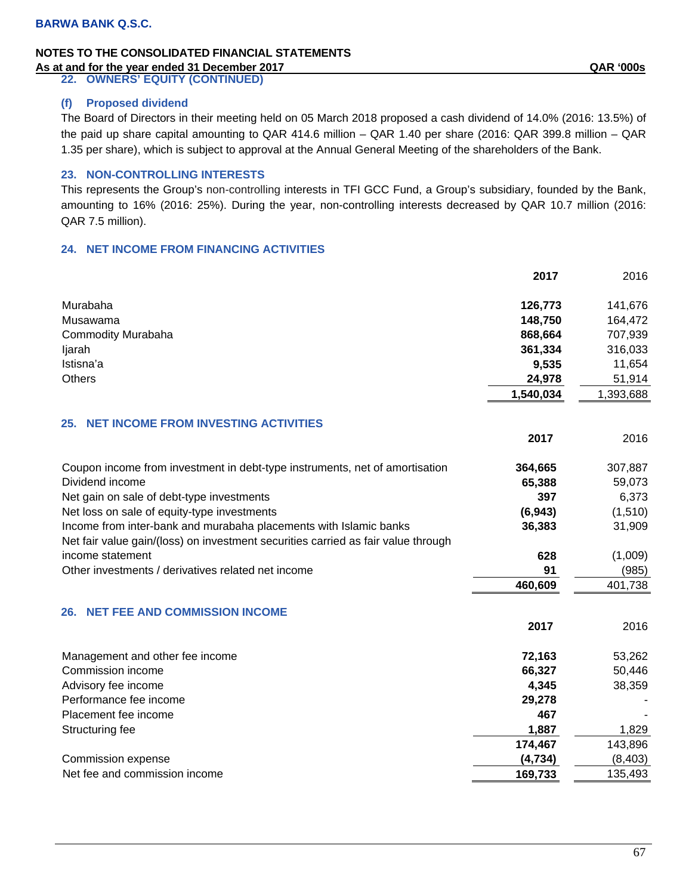## 22. OWNERS' EQUITY (CONTINUED)

### (f) Proposed dividend

The Board of Directors in their meeting held on 05 March 2018 proposed a cash dividend of 14.0% (2016: 13.5%) of the paid up share capital amounting to QAR 414.6 million – QAR 1.40 per share (2016: QAR 399.8 million – QAR 1.35 per share), which is subject to approval at the Annual General Meeting of the shareholders of the Bank.

## 23. NON-CONTROLLING INTERESTS

This represents the Group's non-controlling interests in TFI GCC Fund, a Group's subsidiary, founded by the Bank, amounting to 16% (2016: 25%). During the year, non-controlling interests decreased by QAR 10.7 million (2016: QAR 7.5 million).

## 24. NET INCOME FROM FINANCING ACTIVITIES

| | **2017** | 2016 |
|---|---|---|
| Murabaha | **126,773** | 141,676 |
| Musawama | **148,750** | 164,472 |
| Commodity Murabaha | **868,664** | 707,939 |
| Ijarah | **361,334** | 316,033 |
| Istisna'a | **9,535** | 11,654 |
| Others | **24,978** | 51,914 |
| | **1,540,034** | 1,393,688 |

## 25. NET INCOME FROM INVESTING ACTIVITIES

| | **2017** | 2016 |
|---|---|---|
| Coupon income from investment in debt-type instruments, net of amortisation | **364,665** | 307,887 |
| Dividend income | **65,388** | 59,073 |
| Net gain on sale of debt-type investments | **397** | 6,373 |
| Net loss on sale of equity-type investments | **(6,943)** | (1,510) |
| Income from inter-bank and murabaha placements with Islamic banks | **36,383** | 31,909 |
| Net fair value gain/(loss) on investment securities carried as fair value through income statement | **628** | (1,009) |
| Other investments / derivatives related net income | **91** | (985) |
| | **460,609** | 401,738 |

## 26. NET FEE AND COMMISSION INCOME

| | **2017** | 2016 |
|---|---|---|
| Management and other fee income | **72,163** | 53,262 |
| Commission income | **66,327** | 50,446 |
| Advisory fee income | **4,345** | 38,359 |
| Performance fee income | **29,278** | - |
| Placement fee income | **467** | - |
| Structuring fee | **1,887** | 1,829 |
| | **174,467** | 143,896 |
| Commission expense | **(4,734)** | (8,403) |
| Net fee and commission income | **169,733** | 135,493 |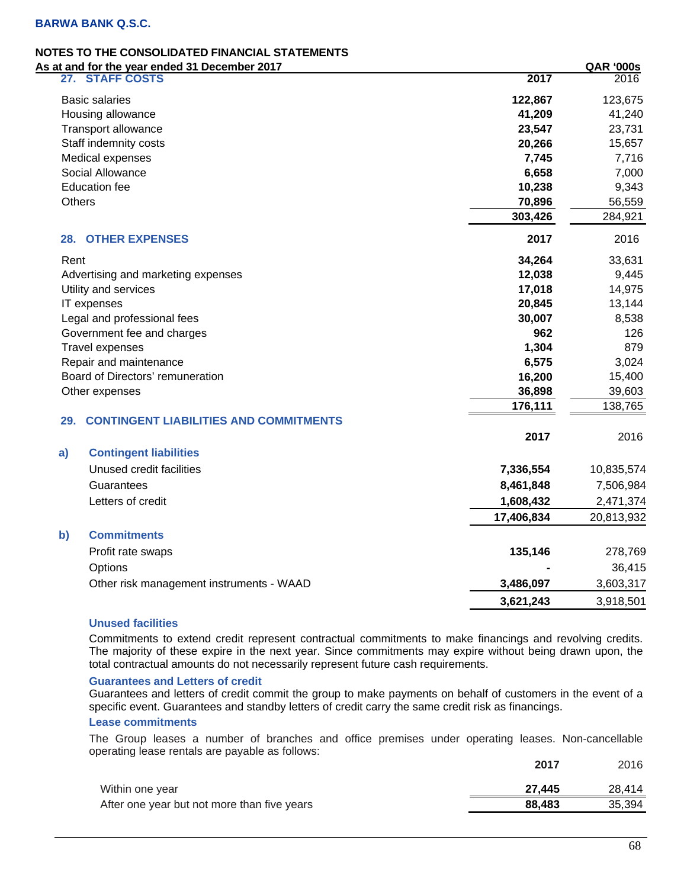## 27. STAFF COSTS

| | 2017 | 2016 |
|---|---|---|
| Basic salaries | **122,867** | 123,675 |
| Housing allowance | **41,209** | 41,240 |
| Transport allowance | **23,547** | 23,731 |
| Staff indemnity costs | **20,266** | 15,657 |
| Medical expenses | **7,745** | 7,716 |
| Social Allowance | **6,658** | 7,000 |
| Education fee | **10,238** | 9,343 |
| Others | **70,896** | 56,559 |
| | **303,426** | 284,921 |

## 28. OTHER EXPENSES

| | 2017 | 2016 |
|---|---|---|
| Rent | **34,264** | 33,631 |
| Advertising and marketing expenses | **12,038** | 9,445 |
| Utility and services | **17,018** | 14,975 |
| IT expenses | **20,845** | 13,144 |
| Legal and professional fees | **30,007** | 8,538 |
| Government fee and charges | **962** | 126 |
| Travel expenses | **1,304** | 879 |
| Repair and maintenance | **6,575** | 3,024 |
| Board of Directors' remuneration | **16,200** | 15,400 |
| Other expenses | **36,898** | 39,603 |
| | **176,111** | 138,765 |

## 29. CONTINGENT LIABILITIES AND COMMITMENTS

| | 2017 | 2016 |
|---|---|---|
| **a) Contingent liabilities** | | |
| Unused credit facilities | **7,336,554** | 10,835,574 |
| Guarantees | **8,461,848** | 7,506,984 |
| Letters of credit | **1,608,432** | 2,471,374 |
| | **17,406,834** | 20,813,932 |
| **b) Commitments** | | |
| Profit rate swaps | **135,146** | 278,769 |
| Options | **-** | 36,415 |
| Other risk management instruments - WAAD | **3,486,097** | 3,603,317 |
| | **3,621,243** | 3,918,501 |

### Unused facilities

Commitments to extend credit represent contractual commitments to make financings and revolving credits. The majority of these expire in the next year. Since commitments may expire without being drawn upon, the total contractual amounts do not necessarily represent future cash requirements.

### Guarantees and Letters of credit

Guarantees and letters of credit commit the group to make payments on behalf of customers in the event of a specific event. Guarantees and standby letters of credit carry the same credit risk as financings.

### Lease commitments

The Group leases a number of branches and office premises under operating leases. Non-cancellable operating lease rentals are payable as follows:

| | 2017 | 2016 |
|---|---|---|
| Within one year | **27,445** | 28,414 |
| After one year but not more than five years | **88,483** | 35,394 |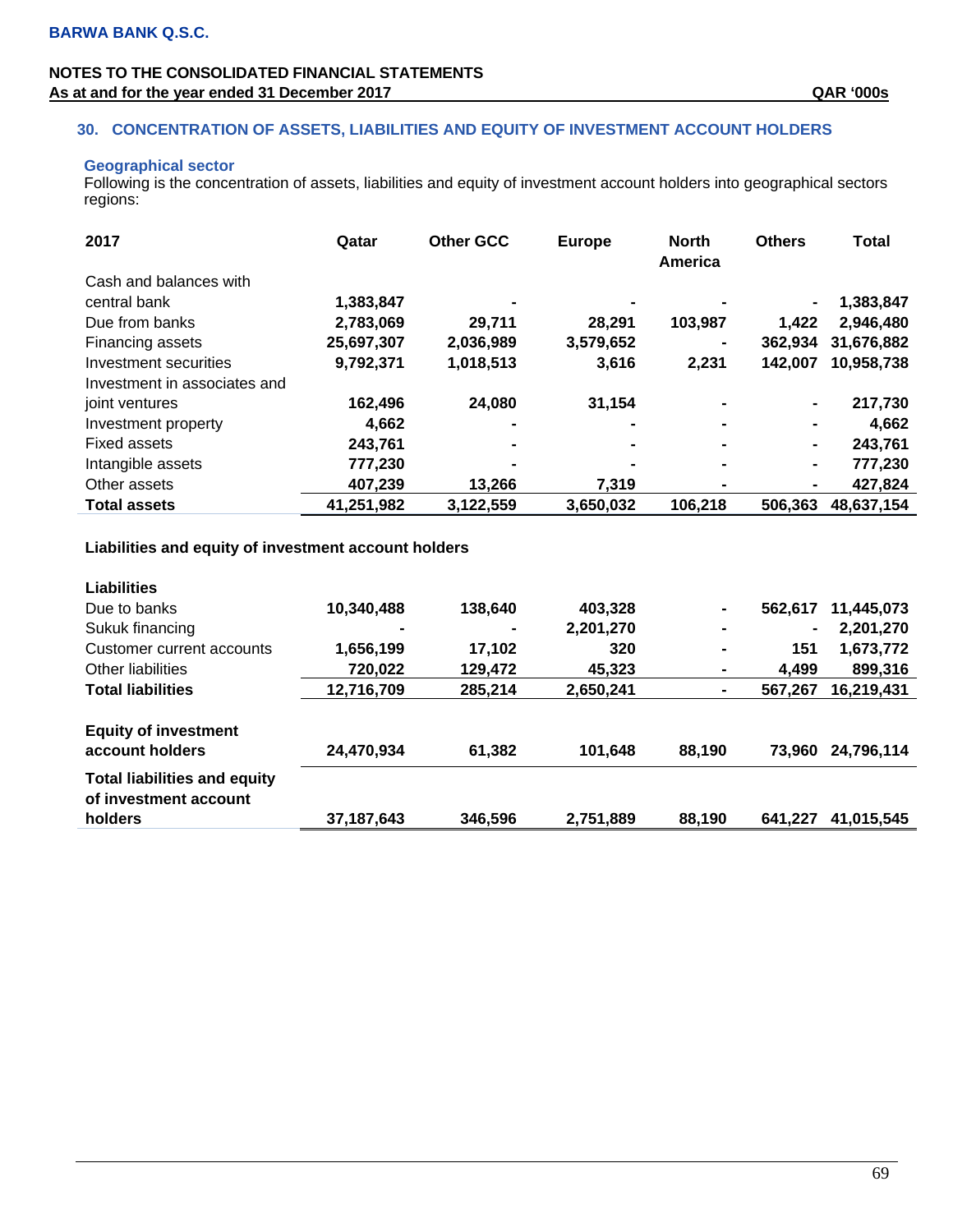## 30. CONCENTRATION OF ASSETS, LIABILITIES AND EQUITY OF INVESTMENT ACCOUNT HOLDERS

### Geographical sector

Following is the concentration of assets, liabilities and equity of investment account holders into geographical sectors regions:

| 2017 | Qatar | Other GCC | Europe | North America | Others | Total |
|---|---|---|---|---|---|---|
| Cash and balances with central bank | 1,383,847 | - | - | - | - | 1,383,847 |
| Due from banks | 2,783,069 | 29,711 | 28,291 | 103,987 | 1,422 | 2,946,480 |
| Financing assets | 25,697,307 | 2,036,989 | 3,579,652 | - | 362,934 | 31,676,882 |
| Investment securities | 9,792,371 | 1,018,513 | 3,616 | 2,231 | 142,007 | 10,958,738 |
| Investment in associates and joint ventures | 162,496 | 24,080 | 31,154 | - | - | 217,730 |
| Investment property | 4,662 | - | - | - | - | 4,662 |
| Fixed assets | 243,761 | - | - | - | - | 243,761 |
| Intangible assets | 777,230 | - | - | - | - | 777,230 |
| Other assets | 407,239 | 13,266 | 7,319 | - | - | 427,824 |
| **Total assets** | **41,251,982** | **3,122,559** | **3,650,032** | **106,218** | **506,363** | **48,637,154** |
| **Liabilities and equity of investment account holders** | | | | | | |
| **Liabilities** | | | | | | |
| Due to banks | 10,340,488 | 138,640 | 403,328 | - | 562,617 | 11,445,073 |
| Sukuk financing | - | - | 2,201,270 | - | - | 2,201,270 |
| Customer current accounts | 1,656,199 | 17,102 | 320 | - | 151 | 1,673,772 |
| Other liabilities | 720,022 | 129,472 | 45,323 | - | 4,499 | 899,316 |
| **Total liabilities** | **12,716,709** | **285,214** | **2,650,241** | **-** | **567,267** | **16,219,431** |
| **Equity of investment account holders** | **24,470,934** | **61,382** | **101,648** | **88,190** | **73,960** | **24,796,114** |
| **Total liabilities and equity of investment account holders** | **37,187,643** | **346,596** | **2,751,889** | **88,190** | **641,227** | **41,015,545** |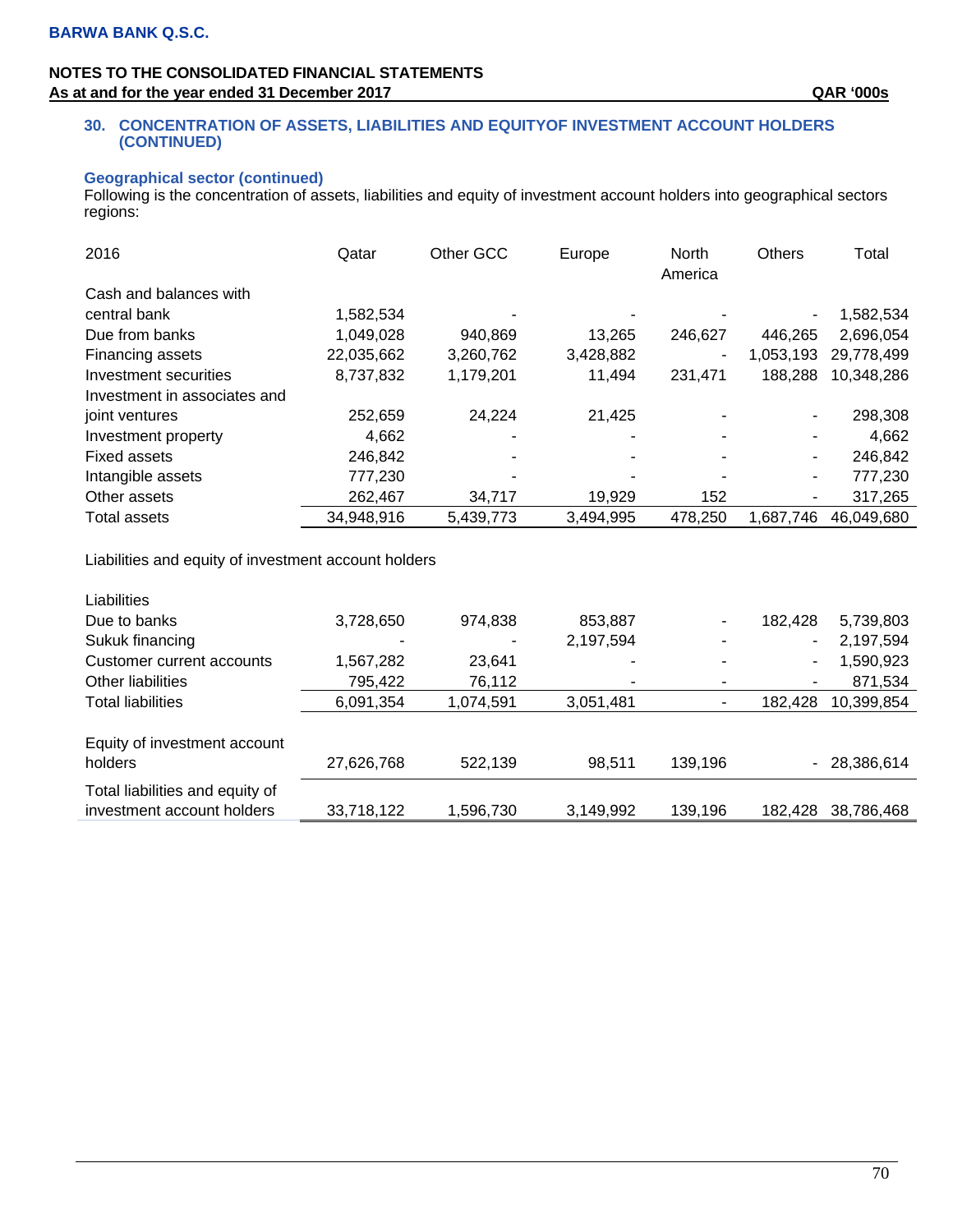BARWA BANK Q.S.C.

NOTES TO THE CONSOLIDATED FINANCIAL STATEMENTS
As at and for the year ended 31 December 2017 QAR '000s

## 30. CONCENTRATION OF ASSETS, LIABILITIES AND EQUITYOF INVESTMENT ACCOUNT HOLDERS (CONTINUED)

### Geographical sector (continued)

Following is the concentration of assets, liabilities and equity of investment account holders into geographical sectors regions:

| 2016 | Qatar | Other GCC | Europe | North America | Others | Total |
|---|---|---|---|---|---|---|
| Cash and balances with central bank | 1,582,534 | - | - | - | - | 1,582,534 |
| Due from banks | 1,049,028 | 940,869 | 13,265 | 246,627 | 446,265 | 2,696,054 |
| Financing assets | 22,035,662 | 3,260,762 | 3,428,882 | - | 1,053,193 | 29,778,499 |
| Investment securities | 8,737,832 | 1,179,201 | 11,494 | 231,471 | 188,288 | 10,348,286 |
| Investment in associates and joint ventures | 252,659 | 24,224 | 21,425 | - | - | 298,308 |
| Investment property | 4,662 | - | - | - | - | 4,662 |
| Fixed assets | 246,842 | - | - | - | - | 246,842 |
| Intangible assets | 777,230 | - | - | - | - | 777,230 |
| Other assets | 262,467 | 34,717 | 19,929 | 152 | - | 317,265 |
| Total assets | 34,948,916 | 5,439,773 | 3,494,995 | 478,250 | 1,687,746 | 46,049,680 |
| | | | | | | |
| Liabilities and equity of investment account holders | | | | | | |
| | | | | | | |
| Liabilities | | | | | | |
| Due to banks | 3,728,650 | 974,838 | 853,887 | - | 182,428 | 5,739,803 |
| Sukuk financing | - | - | 2,197,594 | - | - | 2,197,594 |
| Customer current accounts | 1,567,282 | 23,641 | - | - | - | 1,590,923 |
| Other liabilities | 795,422 | 76,112 | - | - | - | 871,534 |
| Total liabilities | 6,091,354 | 1,074,591 | 3,051,481 | - | 182,428 | 10,399,854 |
| | | | | | | |
| Equity of investment account holders | 27,626,768 | 522,139 | 98,511 | 139,196 | - | 28,386,614 |
| Total liabilities and equity of investment account holders | 33,718,122 | 1,596,730 | 3,149,992 | 139,196 | 182,428 | 38,786,468 |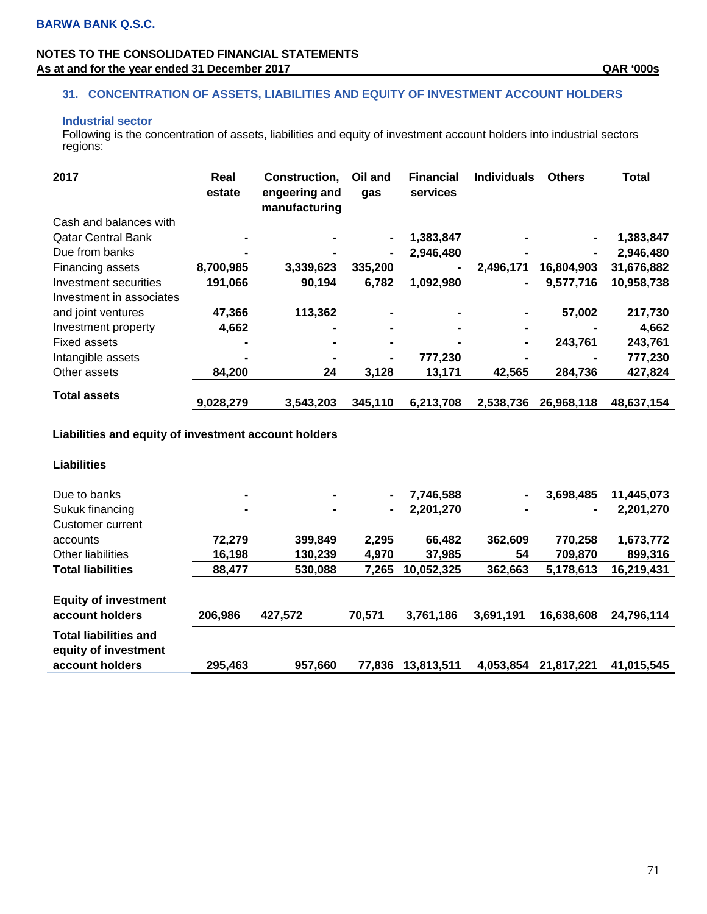BARWA BANK Q.S.C.

NOTES TO THE CONSOLIDATED FINANCIAL STATEMENTS
As at and for the year ended 31 December 2017 QAR '000s

## 31. CONCENTRATION OF ASSETS, LIABILITIES AND EQUITY OF INVESTMENT ACCOUNT HOLDERS

### Industrial sector

Following is the concentration of assets, liabilities and equity of investment account holders into industrial sectors regions:

| 2017 | Real estate | Construction, engeering and manufacturing | Oil and gas | Financial services | Individuals | Others | Total |
|---|---|---|---|---|---|---|---|
| Cash and balances with Qatar Central Bank | - | - | - | 1,383,847 | - | - | 1,383,847 |
| Due from banks | - | - | - | 2,946,480 | - | - | 2,946,480 |
| Financing assets | 8,700,985 | 3,339,623 | 335,200 | - | 2,496,171 | 16,804,903 | 31,676,882 |
| Investment securities | 191,066 | 90,194 | 6,782 | 1,092,980 | - | 9,577,716 | 10,958,738 |
| Investment in associates and joint ventures | 47,366 | 113,362 | - | - | - | 57,002 | 217,730 |
| Investment property | 4,662 | - | - | - | - | - | 4,662 |
| Fixed assets | - | - | - | - | - | 243,761 | 243,761 |
| Intangible assets | - | - | - | 777,230 | - | - | 777,230 |
| Other assets | 84,200 | 24 | 3,128 | 13,171 | 42,565 | 284,736 | 427,824 |
| **Total assets** | **9,028,279** | **3,543,203** | **345,110** | **6,213,708** | **2,538,736** | **26,968,118** | **48,637,154** |
| **Liabilities and equity of investment account holders** | | | | | | | |
| **Liabilities** | | | | | | | |
| Due to banks | - | - | - | 7,746,588 | - | 3,698,485 | 11,445,073 |
| Sukuk financing | - | - | - | 2,201,270 | - | - | 2,201,270 |
| Customer current accounts | 72,279 | 399,849 | 2,295 | 66,482 | 362,609 | 770,258 | 1,673,772 |
| Other liabilities | 16,198 | 130,239 | 4,970 | 37,985 | 54 | 709,870 | 899,316 |
| **Total liabilities** | **88,477** | **530,088** | **7,265** | **10,052,325** | **362,663** | **5,178,613** | **16,219,431** |
| **Equity of investment account holders** | **206,986** | **427,572** | **70,571** | **3,761,186** | **3,691,191** | **16,638,608** | **24,796,114** |
| **Total liabilities and equity of investment account holders** | **295,463** | **957,660** | **77,836** | **13,813,511** | **4,053,854** | **21,817,221** | **41,015,545** |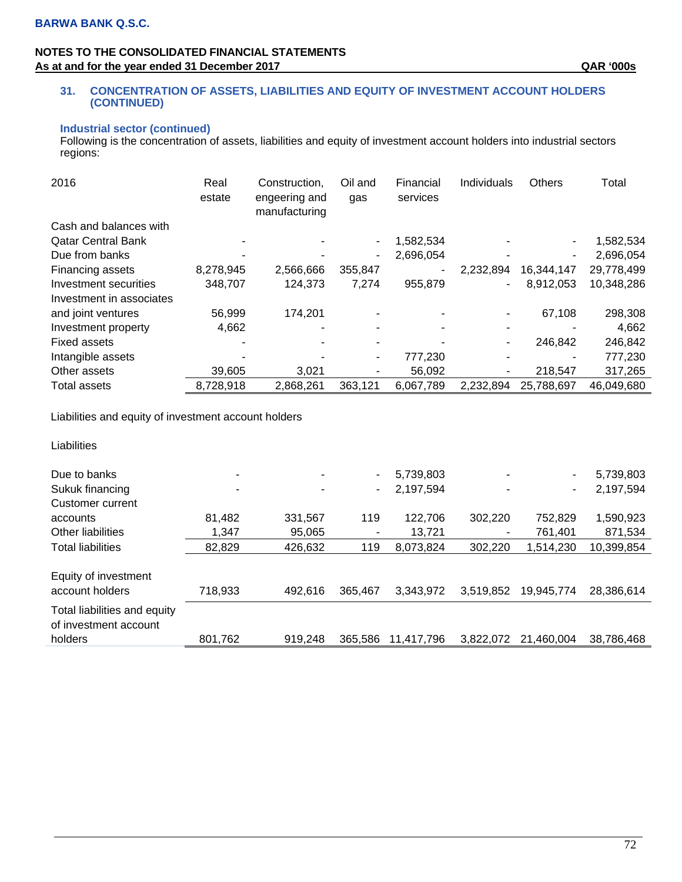**BARWA BANK Q.S.C.**

**NOTES TO THE CONSOLIDATED FINANCIAL STATEMENTS**
**As at and for the year ended 31 December 2017** **QAR '000s**

### 31. CONCENTRATION OF ASSETS, LIABILITIES AND EQUITY OF INVESTMENT ACCOUNT HOLDERS (CONTINUED)

**Industrial sector (continued)**

Following is the concentration of assets, liabilities and equity of investment account holders into industrial sectors regions:

| 2016 | Real estate | Construction, engeering and manufacturing | Oil and gas | Financial services | Individuals | Others | Total |
|---|---|---|---|---|---|---|---|
| Cash and balances with Qatar Central Bank | - | - | - | 1,582,534 | - | - | 1,582,534 |
| Due from banks | - | - | - | 2,696,054 | - | - | 2,696,054 |
| Financing assets | 8,278,945 | 2,566,666 | 355,847 | - | 2,232,894 | 16,344,147 | 29,778,499 |
| Investment securities | 348,707 | 124,373 | 7,274 | 955,879 | - | 8,912,053 | 10,348,286 |
| Investment in associates and joint ventures | 56,999 | 174,201 | - | - | - | 67,108 | 298,308 |
| Investment property | 4,662 | - | - | - | - | - | 4,662 |
| Fixed assets | - | - | - | - | - | 246,842 | 246,842 |
| Intangible assets | - | - | - | 777,230 | - | - | 777,230 |
| Other assets | 39,605 | 3,021 | - | 56,092 | - | 218,547 | 317,265 |
| Total assets | 8,728,918 | 2,868,261 | 363,121 | 6,067,789 | 2,232,894 | 25,788,697 | 46,049,680 |
| Liabilities and equity of investment account holders | | | | | | | |
| Liabilities | | | | | | | |
| Due to banks | - | - | - | 5,739,803 | - | - | 5,739,803 |
| Sukuk financing | - | - | - | 2,197,594 | - | - | 2,197,594 |
| Customer current accounts | 81,482 | 331,567 | 119 | 122,706 | 302,220 | 752,829 | 1,590,923 |
| Other liabilities | 1,347 | 95,065 | - | 13,721 | - | 761,401 | 871,534 |
| Total liabilities | 82,829 | 426,632 | 119 | 8,073,824 | 302,220 | 1,514,230 | 10,399,854 |
| Equity of investment account holders | 718,933 | 492,616 | 365,467 | 3,343,972 | 3,519,852 | 19,945,774 | 28,386,614 |
| Total liabilities and equity of investment account holders | 801,762 | 919,248 | 365,586 | 11,417,796 | 3,822,072 | 21,460,004 | 38,786,468 |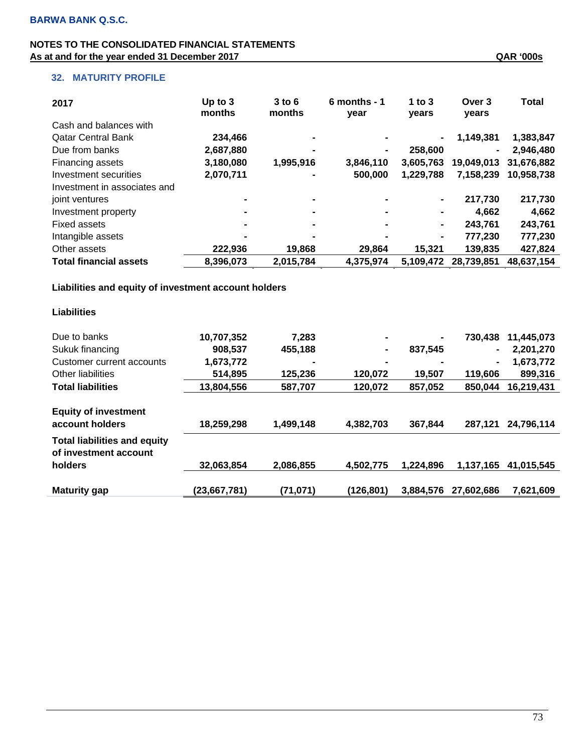BARWA BANK Q.S.C.

NOTES TO THE CONSOLIDATED FINANCIAL STATEMENTS
As at and for the year ended 31 December 2017 QAR '000s

## 32. MATURITY PROFILE

| 2017 | Up to 3 months | 3 to 6 months | 6 months - 1 year | 1 to 3 years | Over 3 years | Total |
|---|---|---|---|---|---|---|
| Cash and balances with Qatar Central Bank | 234,466 | - | - | - | 1,149,381 | 1,383,847 |
| Due from banks | 2,687,880 | - | - | 258,600 | - | 2,946,480 |
| Financing assets | 3,180,080 | 1,995,916 | 3,846,110 | 3,605,763 | 19,049,013 | 31,676,882 |
| Investment securities | 2,070,711 | - | 500,000 | 1,229,788 | 7,158,239 | 10,958,738 |
| Investment in associates and joint ventures | - | - | - | - | 217,730 | 217,730 |
| Investment property | - | - | - | - | 4,662 | 4,662 |
| Fixed assets | - | - | - | - | 243,761 | 243,761 |
| Intangible assets | - | - | - | - | 777,230 | 777,230 |
| Other assets | 222,936 | 19,868 | 29,864 | 15,321 | 139,835 | 427,824 |
| **Total financial assets** | 8,396,073 | 2,015,784 | 4,375,974 | 5,109,472 | 28,739,851 | 48,637,154 |
| **Liabilities and equity of investment account holders** | | | | | | |
| **Liabilities** | | | | | | |
| Due to banks | 10,707,352 | 7,283 | - | - | 730,438 | 11,445,073 |
| Sukuk financing | 908,537 | 455,188 | - | 837,545 | - | 2,201,270 |
| Customer current accounts | 1,673,772 | - | - | - | - | 1,673,772 |
| Other liabilities | 514,895 | 125,236 | 120,072 | 19,507 | 119,606 | 899,316 |
| **Total liabilities** | 13,804,556 | 587,707 | 120,072 | 857,052 | 850,044 | 16,219,431 |
| **Equity of investment account holders** | 18,259,298 | 1,499,148 | 4,382,703 | 367,844 | 287,121 | 24,796,114 |
| **Total liabilities and equity of investment account holders** | 32,063,854 | 2,086,855 | 4,502,775 | 1,224,896 | 1,137,165 | 41,015,545 |
| **Maturity gap** | (23,667,781) | (71,071) | (126,801) | 3,884,576 | 27,602,686 | 7,621,609 |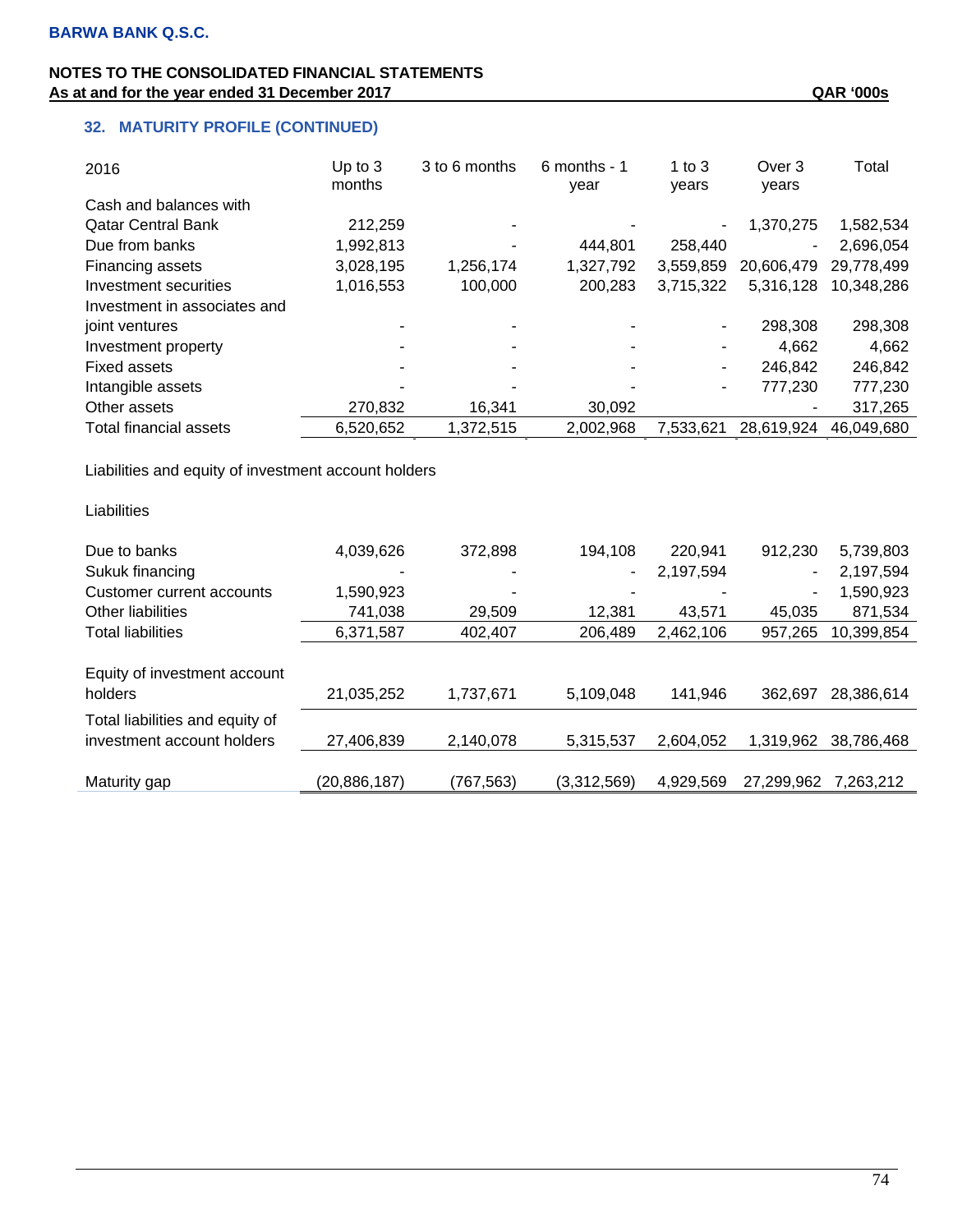**BARWA BANK Q.S.C.**

**NOTES TO THE CONSOLIDATED FINANCIAL STATEMENTS**
**As at and for the year ended 31 December 2017** **QAR '000s**

## 32. MATURITY PROFILE (CONTINUED)

| 2016 | Up to 3 months | 3 to 6 months | 6 months - 1 year | 1 to 3 years | Over 3 years | Total |
|---|---|---|---|---|---|---|
| Cash and balances with Qatar Central Bank | 212,259 | - | - | - | 1,370,275 | 1,582,534 |
| Due from banks | 1,992,813 | - | 444,801 | 258,440 | - | 2,696,054 |
| Financing assets | 3,028,195 | 1,256,174 | 1,327,792 | 3,559,859 | 20,606,479 | 29,778,499 |
| Investment securities | 1,016,553 | 100,000 | 200,283 | 3,715,322 | 5,316,128 | 10,348,286 |
| Investment in associates and joint ventures | - | - | - | - | 298,308 | 298,308 |
| Investment property | - | - | - | - | 4,662 | 4,662 |
| Fixed assets | - | - | - | - | 246,842 | 246,842 |
| Intangible assets | - | - | - | - | 777,230 | 777,230 |
| Other assets | 270,832 | 16,341 | 30,092 | | - | 317,265 |
| Total financial assets | 6,520,652 | 1,372,515 | 2,002,968 | 7,533,621 | 28,619,924 | 46,049,680 |
| | | | | | | |
| Liabilities and equity of investment account holders | | | | | | |
| | | | | | | |
| Liabilities | | | | | | |
| | | | | | | |
| Due to banks | 4,039,626 | 372,898 | 194,108 | 220,941 | 912,230 | 5,739,803 |
| Sukuk financing | - | - | - | 2,197,594 | - | 2,197,594 |
| Customer current accounts | 1,590,923 | - | - | - | - | 1,590,923 |
| Other liabilities | 741,038 | 29,509 | 12,381 | 43,571 | 45,035 | 871,534 |
| Total liabilities | 6,371,587 | 402,407 | 206,489 | 2,462,106 | 957,265 | 10,399,854 |
| | | | | | | |
| Equity of investment account holders | 21,035,252 | 1,737,671 | 5,109,048 | 141,946 | 362,697 | 28,386,614 |
| Total liabilities and equity of investment account holders | 27,406,839 | 2,140,078 | 5,315,537 | 2,604,052 | 1,319,962 | 38,786,468 |
| | | | | | | |
| Maturity gap | (20,886,187) | (767,563) | (3,312,569) | 4,929,569 | 27,299,962 | 7,263,212 |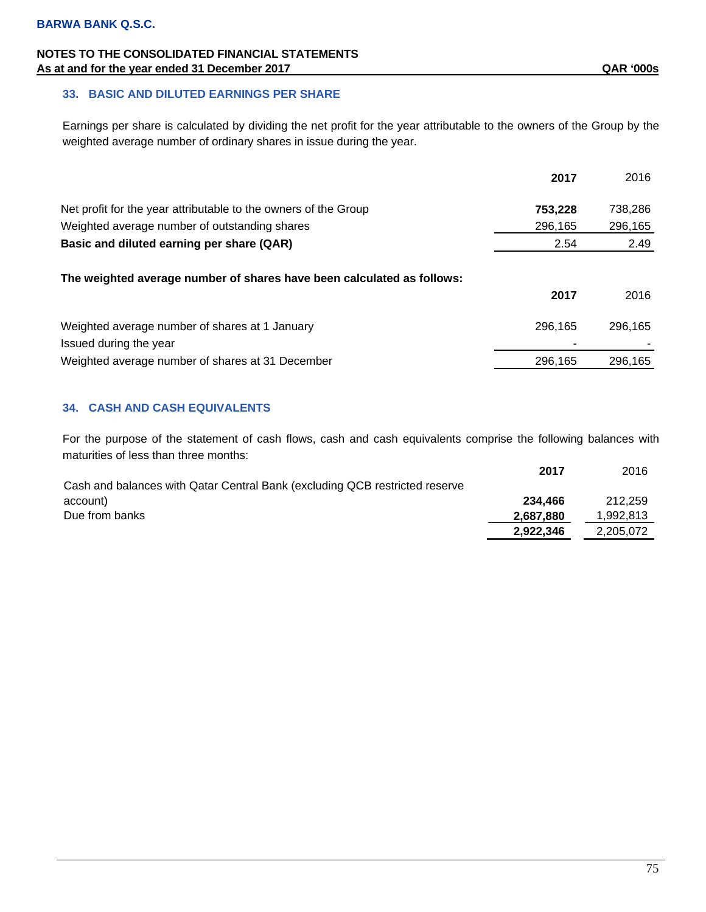## 33. BASIC AND DILUTED EARNINGS PER SHARE

Earnings per share is calculated by dividing the net profit for the year attributable to the owners of the Group by the weighted average number of ordinary shares in issue during the year.

| | **2017** | 2016 |
|---|---|---|
| Net profit for the year attributable to the owners of the Group | **753,228** | 738,286 |
| Weighted average number of outstanding shares | 296,165 | 296,165 |
| **Basic and diluted earning per share (QAR)** | 2.54 | 2.49 |

**The weighted average number of shares have been calculated as follows:**

| | **2017** | 2016 |
|---|---|---|
| Weighted average number of shares at 1 January | 296,165 | 296,165 |
| Issued during the year | - | - |
| Weighted average number of shares at 31 December | 296,165 | 296,165 |

## 34. CASH AND CASH EQUIVALENTS

For the purpose of the statement of cash flows, cash and cash equivalents comprise the following balances with maturities of less than three months:

| | **2017** | 2016 |
|---|---|---|
| Cash and balances with Qatar Central Bank (excluding QCB restricted reserve account) | **234,466** | 212,259 |
| Due from banks | **2,687,880** | 1,992,813 |
| | **2,922,346** | 2,205,072 |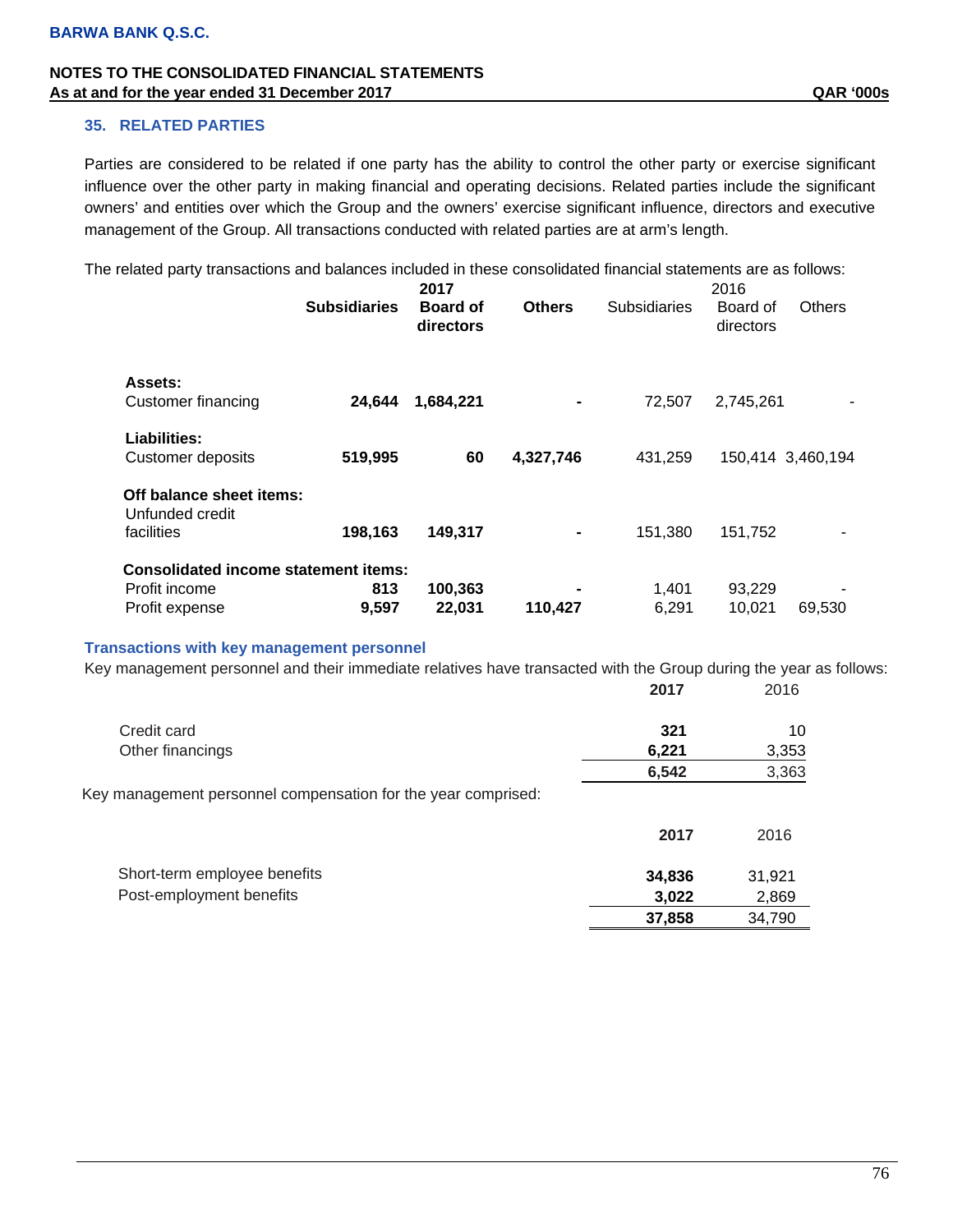## 35. RELATED PARTIES

Parties are considered to be related if one party has the ability to control the other party or exercise significant influence over the other party in making financial and operating decisions. Related parties include the significant owners' and entities over which the Group and the owners' exercise significant influence, directors and executive management of the Group. All transactions conducted with related parties are at arm's length.

The related party transactions and balances included in these consolidated financial statements are as follows:

| | 2017 | | | 2016 | | |
|---|---|---|---|---|---|---|
| | **Subsidiaries** | **Board of directors** | **Others** | Subsidiaries | Board of directors | Others |
| **Assets:** | | | | | | |
| Customer financing | **24,644** | **1,684,221** | **-** | 72,507 | 2,745,261 | - |
| **Liabilities:** | | | | | | |
| Customer deposits | **519,995** | **60** | **4,327,746** | 431,259 | 150,414 | 3,460,194 |
| **Off balance sheet items:** | | | | | | |
| Unfunded credit facilities | **198,163** | **149,317** | **-** | 151,380 | 151,752 | - |
| **Consolidated income statement items:** | | | | | | |
| Profit income | **813** | **100,363** | **-** | 1,401 | 93,229 | - |
| Profit expense | **9,597** | **22,031** | **110,427** | 6,291 | 10,021 | 69,530 |

### Transactions with key management personnel

Key management personnel and their immediate relatives have transacted with the Group during the year as follows:

| | **2017** | 2016 |
|---|---|---|
| Credit card | **321** | 10 |
| Other financings | **6,221** | 3,353 |
| | **6,542** | 3,363 |

Key management personnel compensation for the year comprised:

| | **2017** | 2016 |
|---|---|---|
| Short-term employee benefits | **34,836** | 31,921 |
| Post-employment benefits | **3,022** | 2,869 |
| | **37,858** | 34,790 |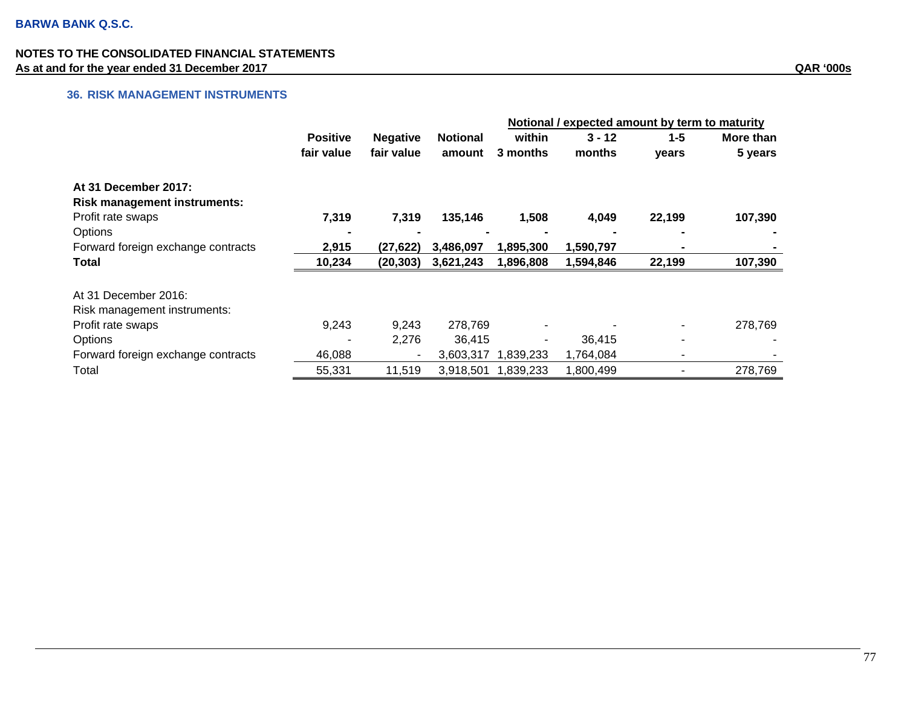QAR '000s

## 36. RISK MANAGEMENT INSTRUMENTS

| | Positive fair value | Negative fair value | Notional amount | Notional / expected amount by term to maturity | | | |
|---|---|---|---|---|---|---|---|
| | | | | within 3 months | 3 - 12 months | 1-5 years | More than 5 years |
| **At 31 December 2017:** | | | | | | | |
| **Risk management instruments:** | | | | | | | |
| Profit rate swaps | **7,319** | **7,319** | **135,146** | **1,508** | **4,049** | **22,199** | **107,390** |
| Options | **-** | **-** | **-** | **-** | **-** | **-** | **-** |
| Forward foreign exchange contracts | **2,915** | **(27,622)** | **3,486,097** | **1,895,300** | **1,590,797** | **-** | **-** |
| **Total** | **10,234** | **(20,303)** | **3,621,243** | **1,896,808** | **1,594,846** | **22,199** | **107,390** |
| At 31 December 2016: | | | | | | | |
| Risk management instruments: | | | | | | | |
| Profit rate swaps | 9,243 | 9,243 | 278,769 | - | - | - | 278,769 |
| Options | - | 2,276 | 36,415 | - | 36,415 | - | - |
| Forward foreign exchange contracts | 46,088 | - | 3,603,317 | 1,839,233 | 1,764,084 | - | - |
| Total | 55,331 | 11,519 | 3,918,501 | 1,839,233 | 1,800,499 | - | 278,769 |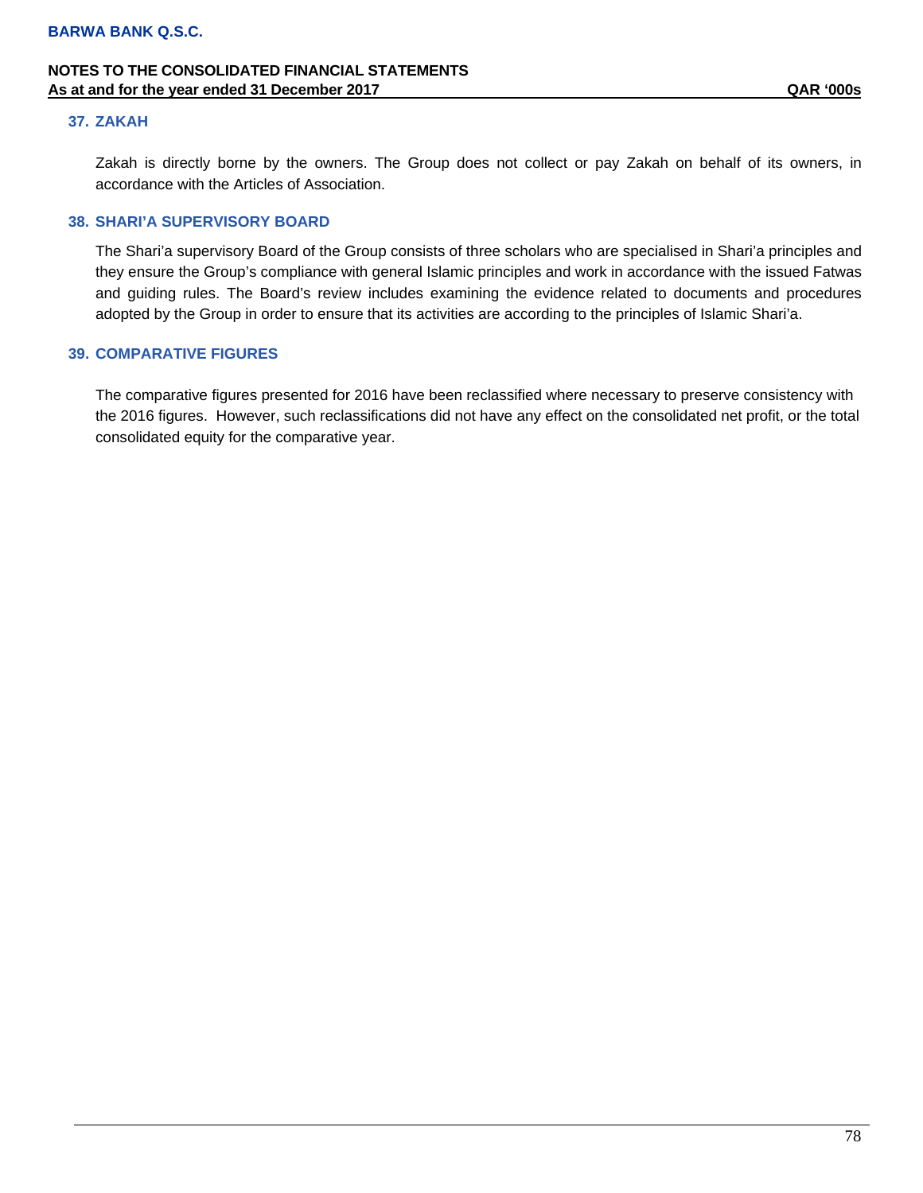## 37. ZAKAH

Zakah is directly borne by the owners. The Group does not collect or pay Zakah on behalf of its owners, in accordance with the Articles of Association.

## 38. SHARI'A SUPERVISORY BOARD

The Shari'a supervisory Board of the Group consists of three scholars who are specialised in Shari'a principles and they ensure the Group's compliance with general Islamic principles and work in accordance with the issued Fatwas and guiding rules. The Board's review includes examining the evidence related to documents and procedures adopted by the Group in order to ensure that its activities are according to the principles of Islamic Shari'a.

## 39. COMPARATIVE FIGURES

The comparative figures presented for 2016 have been reclassified where necessary to preserve consistency with the 2016 figures. However, such reclassifications did not have any effect on the consolidated net profit, or the total consolidated equity for the comparative year.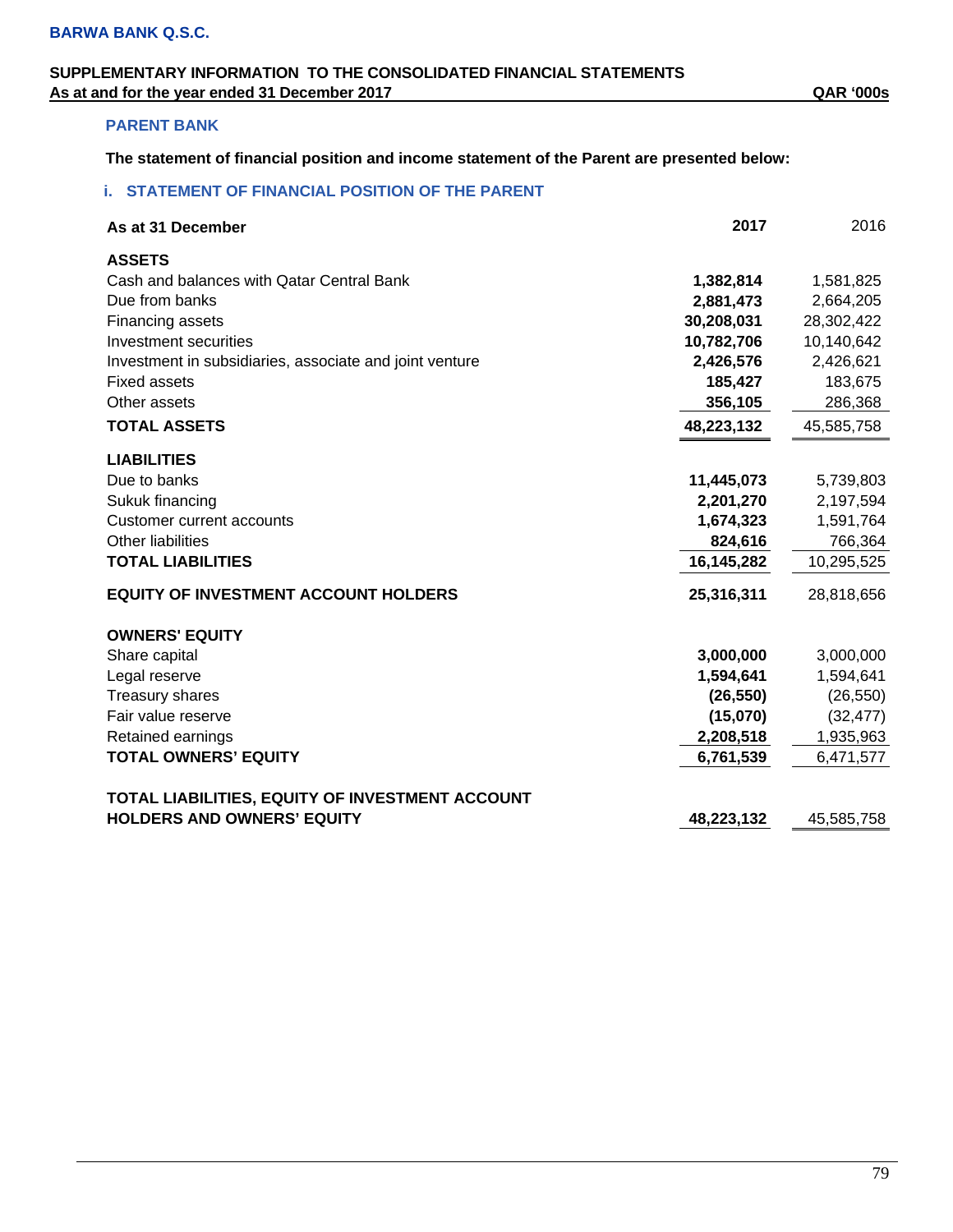BARWA BANK Q.S.C.

SUPPLEMENTARY INFORMATION TO THE CONSOLIDATED FINANCIAL STATEMENTS
As at and for the year ended 31 December 2017 QAR '000s

## PARENT BANK

**The statement of financial position and income statement of the Parent are presented below:**

### i. STATEMENT OF FINANCIAL POSITION OF THE PARENT

| As at 31 December | 2017 | 2016 |
|---|---|---|
| **ASSETS** | | |
| Cash and balances with Qatar Central Bank | **1,382,814** | 1,581,825 |
| Due from banks | **2,881,473** | 2,664,205 |
| Financing assets | **30,208,031** | 28,302,422 |
| Investment securities | **10,782,706** | 10,140,642 |
| Investment in subsidiaries, associate and joint venture | **2,426,576** | 2,426,621 |
| Fixed assets | **185,427** | 183,675 |
| Other assets | **356,105** | 286,368 |
| **TOTAL ASSETS** | **48,223,132** | 45,585,758 |
| **LIABILITIES** | | |
| Due to banks | **11,445,073** | 5,739,803 |
| Sukuk financing | **2,201,270** | 2,197,594 |
| Customer current accounts | **1,674,323** | 1,591,764 |
| Other liabilities | **824,616** | 766,364 |
| **TOTAL LIABILITIES** | **16,145,282** | 10,295,525 |
| **EQUITY OF INVESTMENT ACCOUNT HOLDERS** | **25,316,311** | 28,818,656 |
| **OWNERS' EQUITY** | | |
| Share capital | **3,000,000** | 3,000,000 |
| Legal reserve | **1,594,641** | 1,594,641 |
| Treasury shares | **(26,550)** | (26,550) |
| Fair value reserve | **(15,070)** | (32,477) |
| Retained earnings | **2,208,518** | 1,935,963 |
| **TOTAL OWNERS' EQUITY** | **6,761,539** | 6,471,577 |
| **TOTAL LIABILITIES, EQUITY OF INVESTMENT ACCOUNT HOLDERS AND OWNERS' EQUITY** | **48,223,132** | 45,585,758 |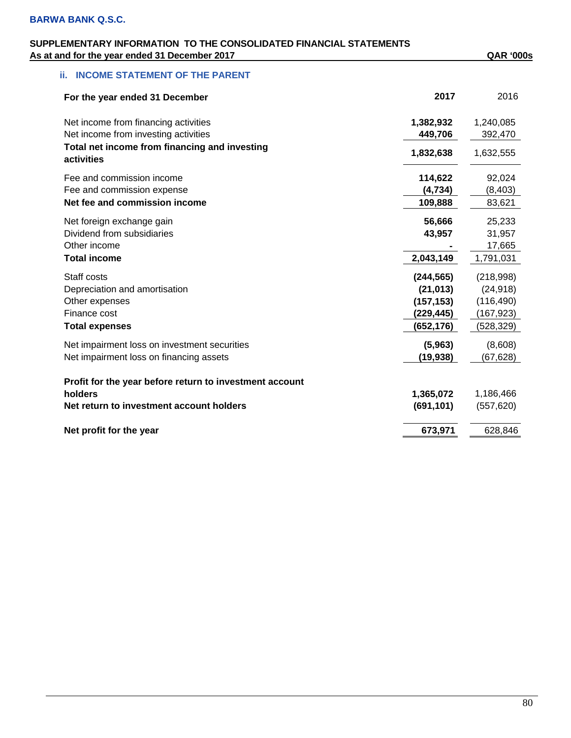BARWA BANK Q.S.C.

SUPPLEMENTARY INFORMATION TO THE CONSOLIDATED FINANCIAL STATEMENTS
As at and for the year ended 31 December 2017 QAR '000s

### ii. INCOME STATEMENT OF THE PARENT

| For the year ended 31 December | 2017 | 2016 |
|---|---|---|
| Net income from financing activities | 1,382,932 | 1,240,085 |
| Net income from investing activities | 449,706 | 392,470 |
| **Total net income from financing and investing activities** | **1,832,638** | 1,632,555 |
| Fee and commission income | 114,622 | 92,024 |
| Fee and commission expense | (4,734) | (8,403) |
| **Net fee and commission income** | **109,888** | 83,621 |
| Net foreign exchange gain | 56,666 | 25,233 |
| Dividend from subsidiaries | 43,957 | 31,957 |
| Other income | - | 17,665 |
| **Total income** | **2,043,149** | 1,791,031 |
| Staff costs | (244,565) | (218,998) |
| Depreciation and amortisation | (21,013) | (24,918) |
| Other expenses | (157,153) | (116,490) |
| Finance cost | (229,445) | (167,923) |
| **Total expenses** | **(652,176)** | (528,329) |
| Net impairment loss on investment securities | (5,963) | (8,608) |
| Net impairment loss on financing assets | (19,938) | (67,628) |
| **Profit for the year before return to investment account holders** | **1,365,072** | 1,186,466 |
| **Net return to investment account holders** | **(691,101)** | (557,620) |
| **Net profit for the year** | **673,971** | 628,846 |